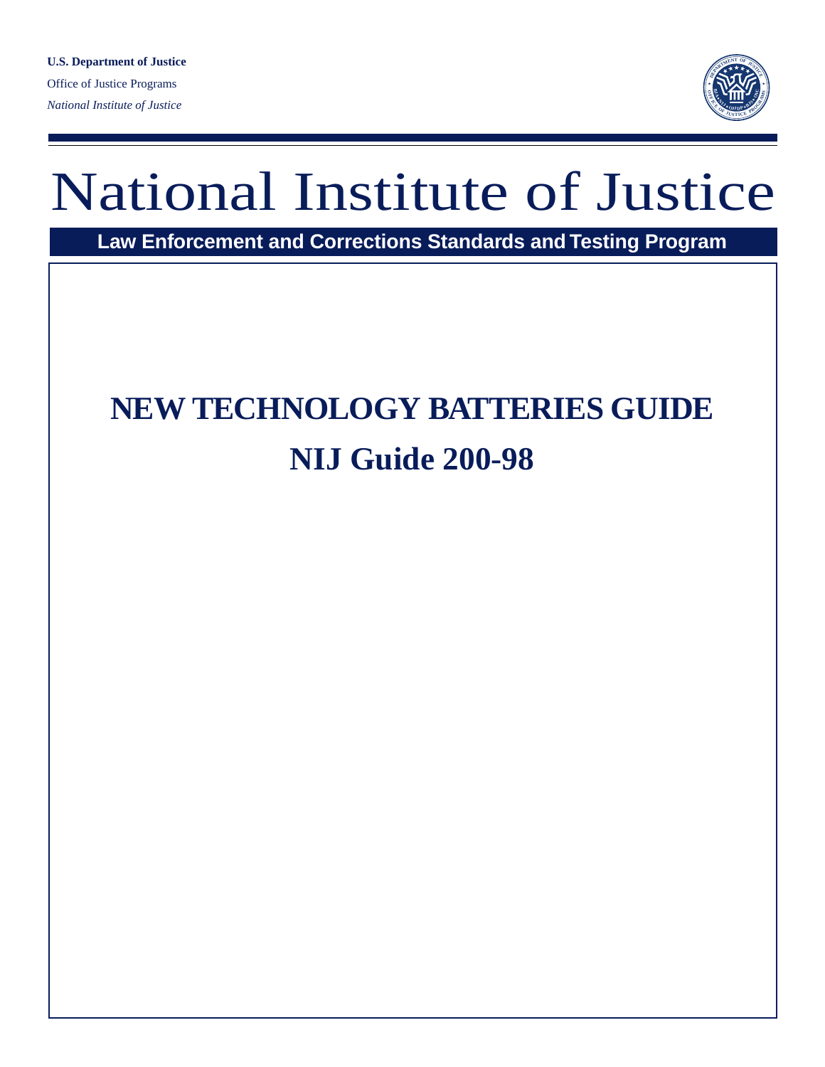**U.S. Department of Justice**

Office of Justice Programs

*National Institute of Justice*

# National Institute of Justice

**Law Enforcement and Corrections Standards and Testing Program**

# NEW TECHNOLOGY BATTERIES GUIDE

# NIJ Guide 200-98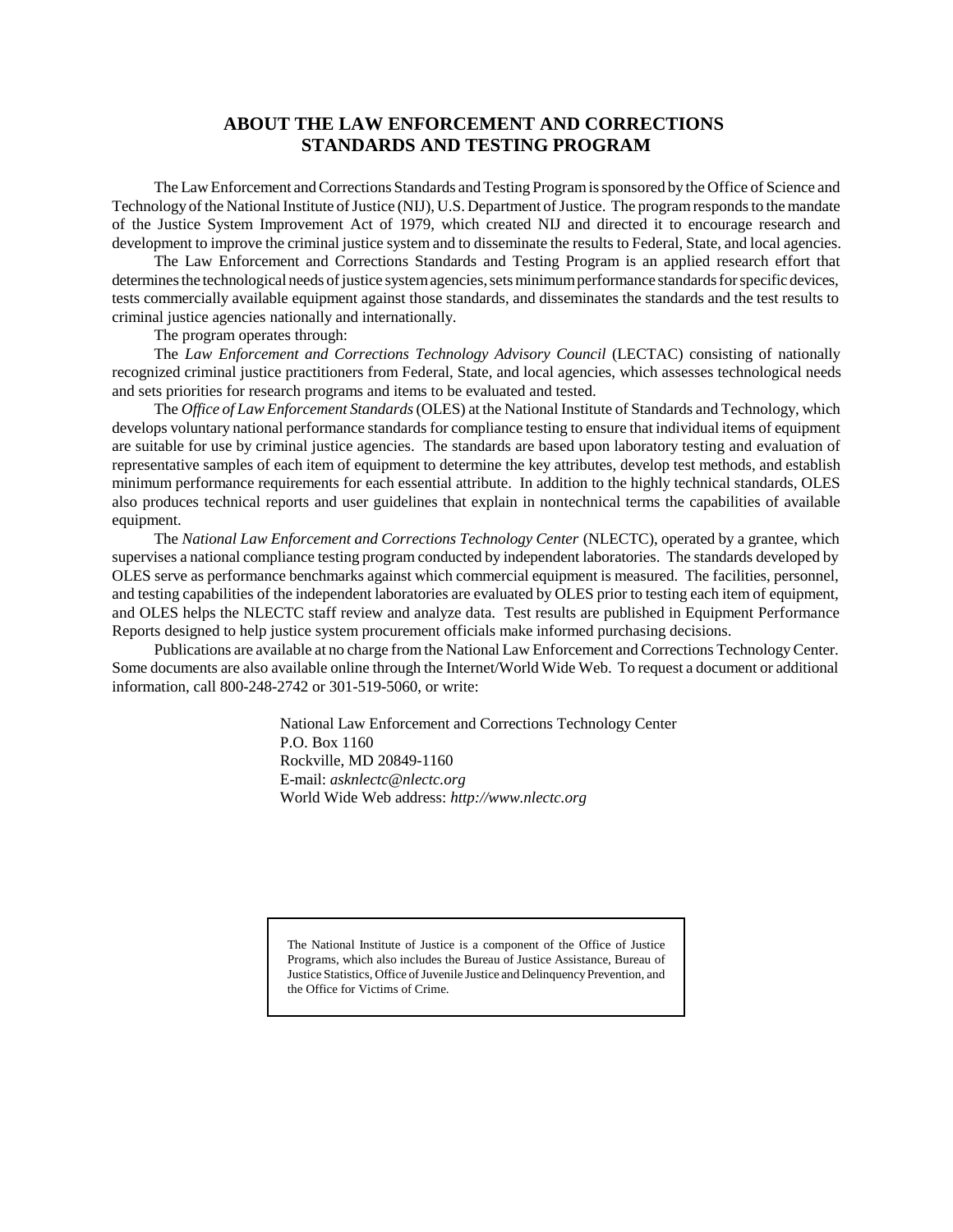## ABOUT THE LAW ENFORCEMENT AND CORRECTIONS STANDARDS AND TESTING PROGRAM

The Law Enforcement and Corrections Standards and Testing Program is sponsored by the Office of Science and Technology of the National Institute of Justice (NIJ), U.S. Department of Justice. The program responds to the mandate of the Justice System Improvement Act of 1979, which created NIJ and directed it to encourage research and development to improve the criminal justice system and to disseminate the results to Federal, State, and local agencies.

The Law Enforcement and Corrections Standards and Testing Program is an applied research effort that determines the technological needs of justice system agencies, sets minimum performance standards for specific devices, tests commercially available equipment against those standards, and disseminates the standards and the test results to criminal justice agencies nationally and internationally.

The program operates through:

The *Law Enforcement and Corrections Technology Advisory Council* (LECTAC) consisting of nationally recognized criminal justice practitioners from Federal, State, and local agencies, which assesses technological needs and sets priorities for research programs and items to be evaluated and tested.

The *Office of Law Enforcement Standards* (OLES) at the National Institute of Standards and Technology, which develops voluntary national performance standards for compliance testing to ensure that individual items of equipment are suitable for use by criminal justice agencies. The standards are based upon laboratory testing and evaluation of representative samples of each item of equipment to determine the key attributes, develop test methods, and establish minimum performance requirements for each essential attribute. In addition to the highly technical standards, OLES also produces technical reports and user guidelines that explain in nontechnical terms the capabilities of available equipment.

The *National Law Enforcement and Corrections Technology Center* (NLECTC), operated by a grantee, which supervises a national compliance testing program conducted by independent laboratories. The standards developed by OLES serve as performance benchmarks against which commercial equipment is measured. The facilities, personnel, and testing capabilities of the independent laboratories are evaluated by OLES prior to testing each item of equipment, and OLES helps the NLECTC staff review and analyze data. Test results are published in Equipment Performance Reports designed to help justice system procurement officials make informed purchasing decisions.

Publications are available at no charge from the National Law Enforcement and Corrections Technology Center. Some documents are also available online through the Internet/World Wide Web. To request a document or additional information, call 800-248-2742 or 301-519-5060, or write:

National Law Enforcement and Corrections Technology Center
P.O. Box 1160
Rockville, MD 20849-1160
E-mail: *asknlectc@nlectc.org*
World Wide Web address: *http://www.nlectc.org*

The National Institute of Justice is a component of the Office of Justice Programs, which also includes the Bureau of Justice Assistance, Bureau of Justice Statistics, Office of Juvenile Justice and Delinquency Prevention, and the Office for Victims of Crime.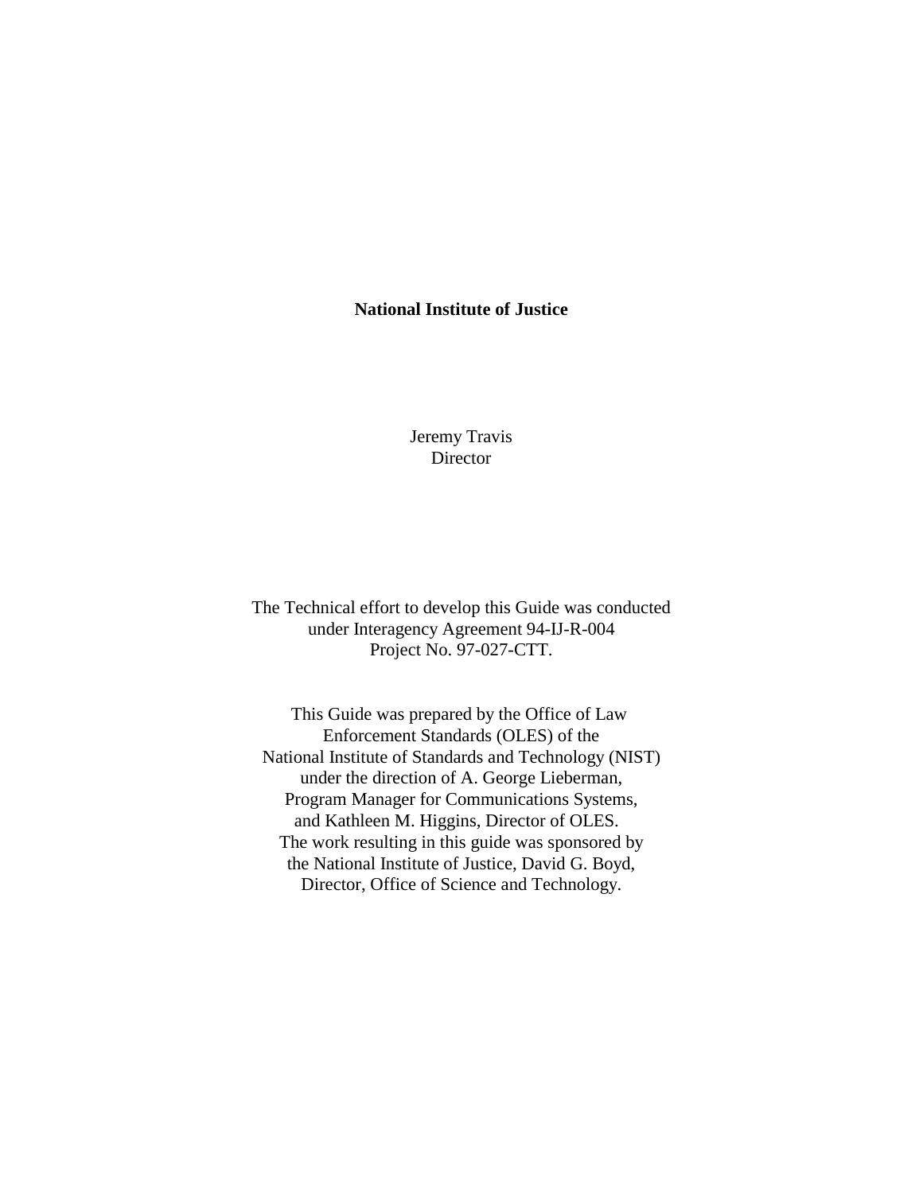**National Institute of Justice**

Jeremy Travis
Director

The Technical effort to develop this Guide was conducted
under Interagency Agreement 94-IJ-R-004
Project No. 97-027-CTT.

This Guide was prepared by the Office of Law
Enforcement Standards (OLES) of the
National Institute of Standards and Technology (NIST)
under the direction of A. George Lieberman,
Program Manager for Communications Systems,
and Kathleen M. Higgins, Director of OLES.
The work resulting in this guide was sponsored by
the National Institute of Justice, David G. Boyd,
Director, Office of Science and Technology.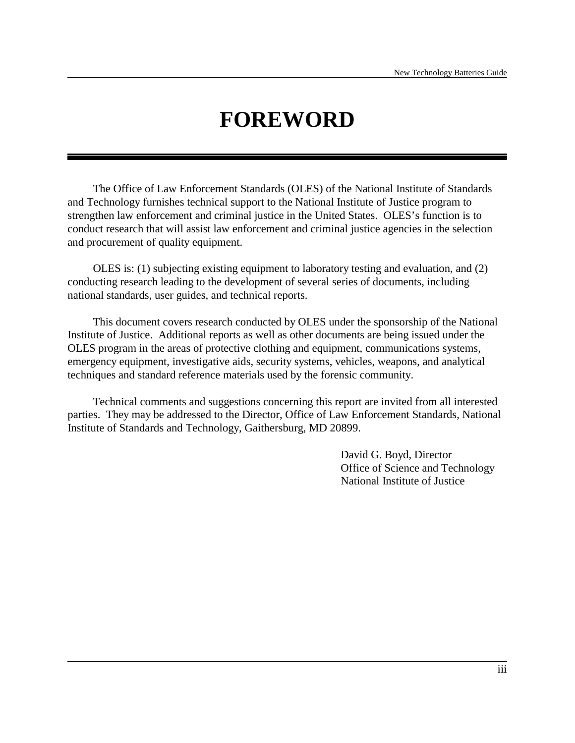# FOREWORD

The Office of Law Enforcement Standards (OLES) of the National Institute of Standards and Technology furnishes technical support to the National Institute of Justice program to strengthen law enforcement and criminal justice in the United States. OLES's function is to conduct research that will assist law enforcement and criminal justice agencies in the selection and procurement of quality equipment.

OLES is: (1) subjecting existing equipment to laboratory testing and evaluation, and (2) conducting research leading to the development of several series of documents, including national standards, user guides, and technical reports.

This document covers research conducted by OLES under the sponsorship of the National Institute of Justice. Additional reports as well as other documents are being issued under the OLES program in the areas of protective clothing and equipment, communications systems, emergency equipment, investigative aids, security systems, vehicles, weapons, and analytical techniques and standard reference materials used by the forensic community.

Technical comments and suggestions concerning this report are invited from all interested parties. They may be addressed to the Director, Office of Law Enforcement Standards, National Institute of Standards and Technology, Gaithersburg, MD 20899.

David G. Boyd, Director
Office of Science and Technology
National Institute of Justice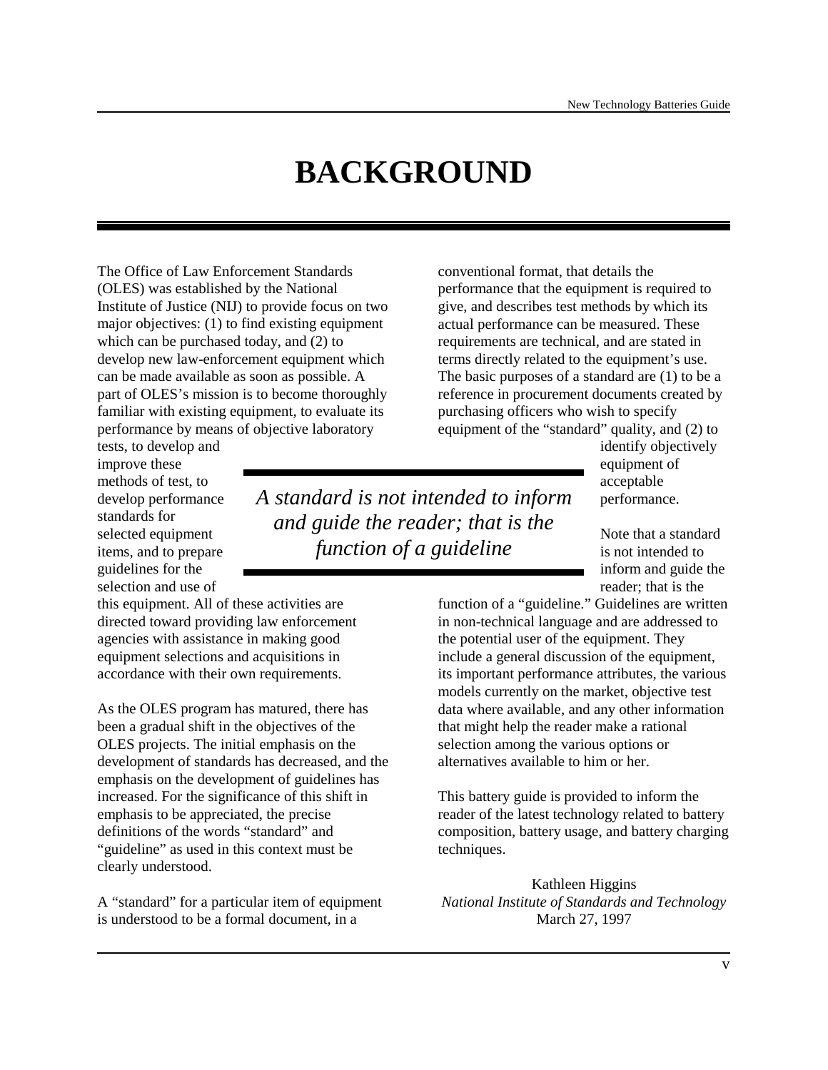# BACKGROUND

The Office of Law Enforcement Standards (OLES) was established by the National Institute of Justice (NIJ) to provide focus on two major objectives: (1) to find existing equipment which can be purchased today, and (2) to develop new law-enforcement equipment which can be made available as soon as possible. A part of OLES's mission is to become thoroughly familiar with existing equipment, to evaluate its performance by means of objective laboratory tests, to develop and improve these methods of test, to develop performance standards for selected equipment items, and to prepare guidelines for the selection and use of this equipment. All of these activities are directed toward providing law enforcement agencies with assistance in making good equipment selections and acquisitions in accordance with their own requirements.

As the OLES program has matured, there has been a gradual shift in the objectives of the OLES projects. The initial emphasis on the development of standards has decreased, and the emphasis on the development of guidelines has increased. For the significance of this shift in emphasis to be appreciated, the precise definitions of the words "standard" and "guideline" as used in this context must be clearly understood.

A "standard" for a particular item of equipment is understood to be a formal document, in a conventional format, that details the performance that the equipment is required to give, and describes test methods by which its actual performance can be measured. These requirements are technical, and are stated in terms directly related to the equipment's use. The basic purposes of a standard are (1) to be a reference in procurement documents created by purchasing officers who wish to specify equipment of the "standard" quality, and (2) to identify objectively equipment of acceptable performance.

> *A standard is not intended to inform and guide the reader; that is the function of a guideline*

Note that a standard is not intended to inform and guide the reader; that is the function of a "guideline." Guidelines are written in non-technical language and are addressed to the potential user of the equipment. They include a general discussion of the equipment, its important performance attributes, the various models currently on the market, objective test data where available, and any other information that might help the reader make a rational selection among the various options or alternatives available to him or her.

This battery guide is provided to inform the reader of the latest technology related to battery composition, battery usage, and battery charging techniques.

Kathleen Higgins
*National Institute of Standards and Technology*
March 27, 1997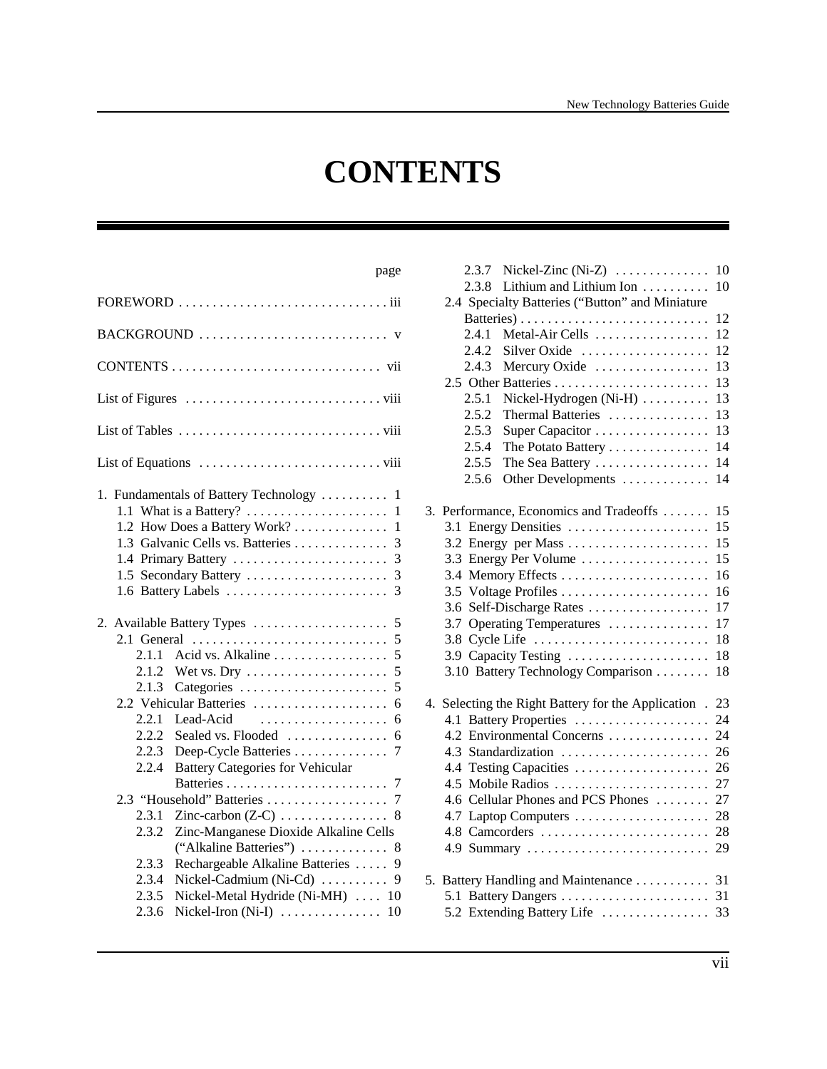# CONTENTS

| | page |
|---|---|
| FOREWORD | iii |
| BACKGROUND | v |
| CONTENTS | vii |
| List of Figures | viii |
| List of Tables | viii |
| List of Equations | viii |
| 1. Fundamentals of Battery Technology | 1 |
| 1.1 What is a Battery? | 1 |
| 1.2 How Does a Battery Work? | 1 |
| 1.3 Galvanic Cells vs. Batteries | 3 |
| 1.4 Primary Battery | 3 |
| 1.5 Secondary Battery | 3 |
| 1.6 Battery Labels | 3 |
| 2. Available Battery Types | 5 |
| 2.1 General | 5 |
| 2.1.1 Acid vs. Alkaline | 5 |
| 2.1.2 Wet vs. Dry | 5 |
| 2.1.3 Categories | 5 |
| 2.2 Vehicular Batteries | 6 |
| 2.2.1 Lead-Acid | 6 |
| 2.2.2 Sealed vs. Flooded | 6 |
| 2.2.3 Deep-Cycle Batteries | 7 |
| 2.2.4 Battery Categories for Vehicular Batteries | 7 |
| 2.3 "Household" Batteries | 7 |
| 2.3.1 Zinc-carbon (Z-C) | 8 |
| 2.3.2 Zinc-Manganese Dioxide Alkaline Cells ("Alkaline Batteries") | 8 |
| 2.3.3 Rechargeable Alkaline Batteries | 9 |
| 2.3.4 Nickel-Cadmium (Ni-Cd) | 9 |
| 2.3.5 Nickel-Metal Hydride (Ni-MH) | 10 |
| 2.3.6 Nickel-Iron (Ni-I) | 10 |
| 2.3.7 Nickel-Zinc (Ni-Z) | 10 |
| 2.3.8 Lithium and Lithium Ion | 10 |
| 2.4 Specialty Batteries ("Button" and Miniature Batteries) | 12 |
| 2.4.1 Metal-Air Cells | 12 |
| 2.4.2 Silver Oxide | 12 |
| 2.4.3 Mercury Oxide | 13 |
| 2.5 Other Batteries | 13 |
| 2.5.1 Nickel-Hydrogen (Ni-H) | 13 |
| 2.5.2 Thermal Batteries | 13 |
| 2.5.3 Super Capacitor | 13 |
| 2.5.4 The Potato Battery | 14 |
| 2.5.5 The Sea Battery | 14 |
| 2.5.6 Other Developments | 14 |
| 3. Performance, Economics and Tradeoffs | 15 |
| 3.1 Energy Densities | 15 |
| 3.2 Energy per Mass | 15 |
| 3.3 Energy Per Volume | 15 |
| 3.4 Memory Effects | 16 |
| 3.5 Voltage Profiles | 16 |
| 3.6 Self-Discharge Rates | 17 |
| 3.7 Operating Temperatures | 17 |
| 3.8 Cycle Life | 18 |
| 3.9 Capacity Testing | 18 |
| 3.10 Battery Technology Comparison | 18 |
| 4. Selecting the Right Battery for the Application | 23 |
| 4.1 Battery Properties | 24 |
| 4.2 Environmental Concerns | 24 |
| 4.3 Standardization | 26 |
| 4.4 Testing Capacities | 26 |
| 4.5 Mobile Radios | 27 |
| 4.6 Cellular Phones and PCS Phones | 27 |
| 4.7 Laptop Computers | 28 |
| 4.8 Camcorders | 28 |
| 4.9 Summary | 29 |
| 5. Battery Handling and Maintenance | 31 |
| 5.1 Battery Dangers | 31 |
| 5.2 Extending Battery Life | 33 |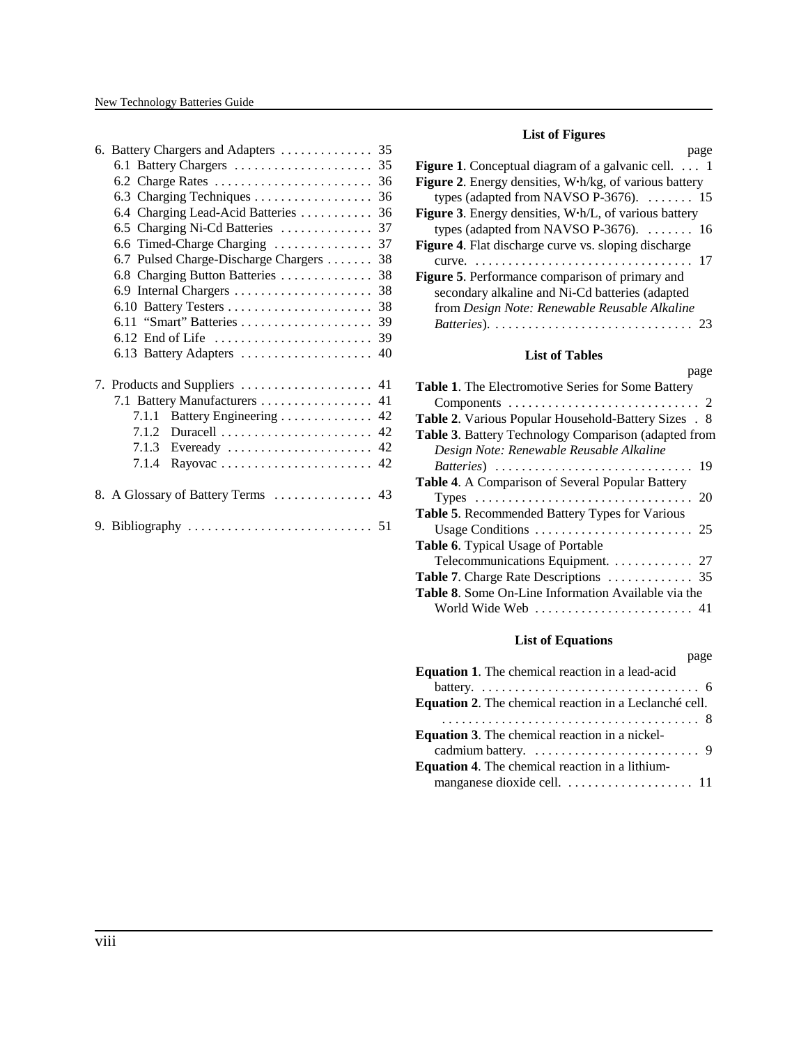6. Battery Chargers and Adapters . . . . . . . . . . . . . . 35
   - 6.1 Battery Chargers . . . . . . . . . . . . . . . . . . . . . 35
   - 6.2 Charge Rates . . . . . . . . . . . . . . . . . . . . . . . . 36
   - 6.3 Charging Techniques . . . . . . . . . . . . . . . . . . 36
   - 6.4 Charging Lead-Acid Batteries . . . . . . . . . . . 36
   - 6.5 Charging Ni-Cd Batteries . . . . . . . . . . . . . . 37
   - 6.6 Timed-Charge Charging . . . . . . . . . . . . . . . 37
   - 6.7 Pulsed Charge-Discharge Chargers . . . . . . . 38
   - 6.8 Charging Button Batteries . . . . . . . . . . . . . 38
   - 6.9 Internal Chargers . . . . . . . . . . . . . . . . . . . . . 38
   - 6.10 Battery Testers . . . . . . . . . . . . . . . . . . . . . . 38
   - 6.11 "Smart" Batteries . . . . . . . . . . . . . . . . . . . . 39
   - 6.12 End of Life . . . . . . . . . . . . . . . . . . . . . . . . 39
   - 6.13 Battery Adapters . . . . . . . . . . . . . . . . . . . . 40

7. Products and Suppliers . . . . . . . . . . . . . . . . . . . . 41
   - 7.1 Battery Manufacturers . . . . . . . . . . . . . . . . . 41
     - 7.1.1 Battery Engineering . . . . . . . . . . . . . . 42
     - 7.1.2 Duracell . . . . . . . . . . . . . . . . . . . . . . . 42
     - 7.1.3 Eveready . . . . . . . . . . . . . . . . . . . . . . 42
     - 7.1.4 Rayovac . . . . . . . . . . . . . . . . . . . . . . . 42

8. A Glossary of Battery Terms . . . . . . . . . . . . . . . 43

9. Bibliography . . . . . . . . . . . . . . . . . . . . . . . . . . . . 51

### List of Figures

page

**Figure 1**. Conceptual diagram of a galvanic cell. . . . 1

**Figure 2**. Energy densities, W·h/kg, of various battery types (adapted from NAVSO P-3676). . . . . . . . 15

**Figure 3**. Energy densities, W·h/L, of various battery types (adapted from NAVSO P-3676). . . . . . . . 16

**Figure 4**. Flat discharge curve vs. sloping discharge curve. . . . . . . . . . . . . . . . . . . . . . . . . . . . . . . . . . 17

**Figure 5**. Performance comparison of primary and secondary alkaline and Ni-Cd batteries (adapted from *Design Note: Renewable Reusable Alkaline Batteries*). . . . . . . . . . . . . . . . . . . . . . . . . . . . . . . 23

### List of Tables

page

**Table 1**. The Electromotive Series for Some Battery Components . . . . . . . . . . . . . . . . . . . . . . . . . . . . . 2

**Table 2**. Various Popular Household-Battery Sizes . 8

**Table 3**. Battery Technology Comparison (adapted from *Design Note: Renewable Reusable Alkaline Batteries*) . . . . . . . . . . . . . . . . . . . . . . . . . . . . . 19

**Table 4**. A Comparison of Several Popular Battery Types . . . . . . . . . . . . . . . . . . . . . . . . . . . . . . . . . 20

**Table 5**. Recommended Battery Types for Various Usage Conditions . . . . . . . . . . . . . . . . . . . . . . . . 25

**Table 6**. Typical Usage of Portable Telecommunications Equipment. . . . . . . . . . . . . 27

**Table 7**. Charge Rate Descriptions . . . . . . . . . . . . . 35

**Table 8**. Some On-Line Information Available via the World Wide Web . . . . . . . . . . . . . . . . . . . . . . . . 41

### List of Equations

page

**Equation 1**. The chemical reaction in a lead-acid battery. . . . . . . . . . . . . . . . . . . . . . . . . . . . . . . . . . 6

**Equation 2**. The chemical reaction in a Leclanché cell. . . . . . . . . . . . . . . . . . . . . . . . . . . . . . . . . . . . . . . 8

**Equation 3**. The chemical reaction in a nickel-cadmium battery. . . . . . . . . . . . . . . . . . . . . . . . . 9

**Equation 4**. The chemical reaction in a lithium-manganese dioxide cell. . . . . . . . . . . . . . . . . . . . 11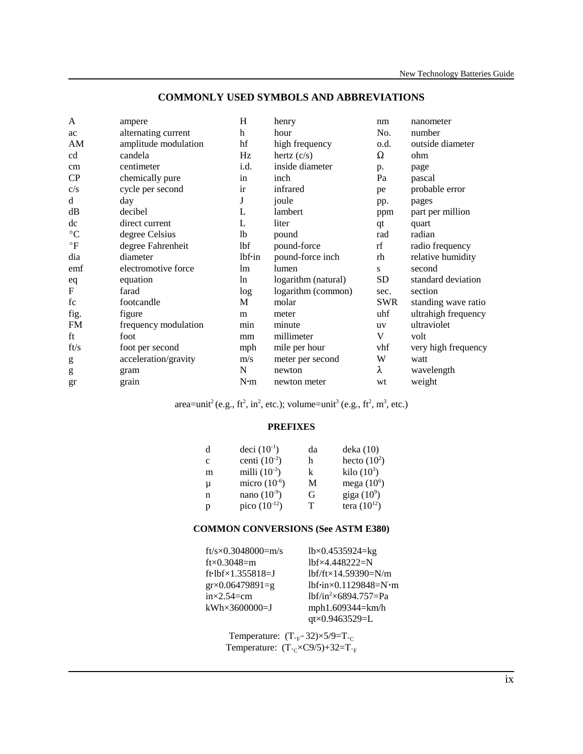## COMMONLY USED SYMBOLS AND ABBREVIATIONS

| | | | | | |
|---|---|---|---|---|---|
| A | ampere | H | henry | nm | nanometer |
| ac | alternating current | h | hour | No. | number |
| AM | amplitude modulation | hf | high frequency | o.d. | outside diameter |
| cd | candela | Hz | hertz (c/s) | Ω | ohm |
| cm | centimeter | i.d. | inside diameter | p. | page |
| CP | chemically pure | in | inch | Pa | pascal |
| c/s | cycle per second | ir | infrared | pe | probable error |
| d | day | J | joule | pp. | pages |
| dB | decibel | L | lambert | ppm | part per million |
| dc | direct current | L | liter | qt | quart |
| °C | degree Celsius | lb | pound | rad | radian |
| °F | degree Fahrenheit | lbf | pound-force | rf | radio frequency |
| dia | diameter | lbf·in | pound-force inch | rh | relative humidity |
| emf | electromotive force | lm | lumen | s | second |
| eq | equation | ln | logarithm (natural) | SD | standard deviation |
| F | farad | log | logarithm (common) | sec. | section |
| fc | footcandle | M | molar | SWR | standing wave ratio |
| fig. | figure | m | meter | uhf | ultrahigh frequency |
| FM | frequency modulation | min | minute | uv | ultraviolet |
| ft | foot | mm | millimeter | V | volt |
| ft/s | foot per second | mph | mile per hour | vhf | very high frequency |
| g | acceleration/gravity | m/s | meter per second | W | watt |
| g | gram | N | newton | λ | wavelength |
| gr | grain | N·m | newton meter | wt | weight |

area=unit$^2$ (e.g., ft$^2$, in$^2$, etc.); volume=unit$^3$ (e.g., ft$^2$, m$^3$, etc.)

### PREFIXES

| | | | |
|---|---|---|---|
| d | deci ($10^{-1}$) | da | deka (10) |
| c | centi ($10^{-2}$) | h | hecto ($10^2$) |
| m | milli ($10^{-3}$) | k | kilo ($10^3$) |
| μ | micro ($10^{-6}$) | M | mega ($10^6$) |
| n | nano ($10^{-9}$) | G | giga ($10^9$) |
| p | pico ($10^{-12}$) | T | tera ($10^{12}$) |

### COMMON CONVERSIONS (See ASTM E380)

| | |
|---|---|
| ft/s×0.3048000=m/s | lb×0.4535924=kg |
| ft×0.3048=m | lbf×4.448222=N |
| ft·lbf×1.355818=J | lbf/ft×14.59390=N/m |
| gr×0.06479891=g | lbf·in×0.1129848=N·m |
| in×2.54=cm | lbf/in$^2$×6894.757=Pa |
| kWh×3600000=J | mph1.609344=km/h |
| | qt×0.9463529=L |

Temperature: $(T_{°F}-32)\times 5/9=T_{°C}$

Temperature: $(T_{°C}\times C9/5)+32=T_{°F}$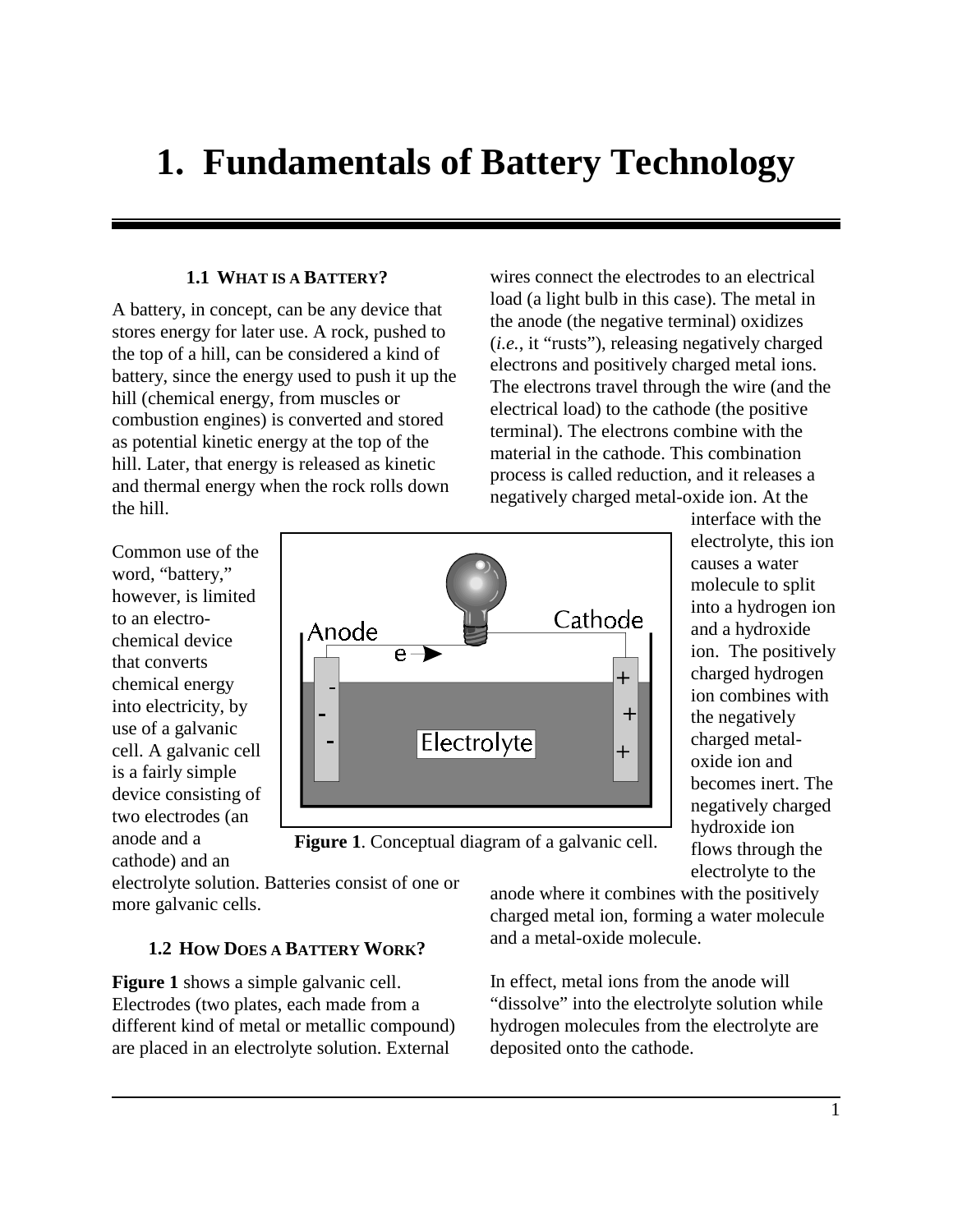# 1. Fundamentals of Battery Technology

### 1.1 WHAT IS A BATTERY?

A battery, in concept, can be any device that stores energy for later use. A rock, pushed to the top of a hill, can be considered a kind of battery, since the energy used to push it up the hill (chemical energy, from muscles or combustion engines) is converted and stored as potential kinetic energy at the top of the hill. Later, that energy is released as kinetic and thermal energy when the rock rolls down the hill.

Common use of the word, "battery," however, is limited to an electro-chemical device that converts chemical energy into electricity, by use of a galvanic cell. A galvanic cell is a fairly simple device consisting of two electrodes (an anode and a cathode) and an electrolyte solution. Batteries consist of one or more galvanic cells.

**Figure 1**. Conceptual diagram of a galvanic cell.

### 1.2 HOW DOES A BATTERY WORK?

**Figure 1** shows a simple galvanic cell. Electrodes (two plates, each made from a different kind of metal or metallic compound) are placed in an electrolyte solution. External wires connect the electrodes to an electrical load (a light bulb in this case). The metal in the anode (the negative terminal) oxidizes (*i.e.*, it "rusts"), releasing negatively charged electrons and positively charged metal ions. The electrons travel through the wire (and the electrical load) to the cathode (the positive terminal). The electrons combine with the material in the cathode. This combination process is called reduction, and it releases a negatively charged metal-oxide ion. At the interface with the electrolyte, this ion causes a water molecule to split into a hydrogen ion and a hydroxide ion. The positively charged hydrogen ion combines with the negatively charged metal-oxide ion and becomes inert. The negatively charged hydroxide ion flows through the electrolyte to the anode where it combines with the positively charged metal ion, forming a water molecule and a metal-oxide molecule.

In effect, metal ions from the anode will "dissolve" into the electrolyte solution while hydrogen molecules from the electrolyte are deposited onto the cathode.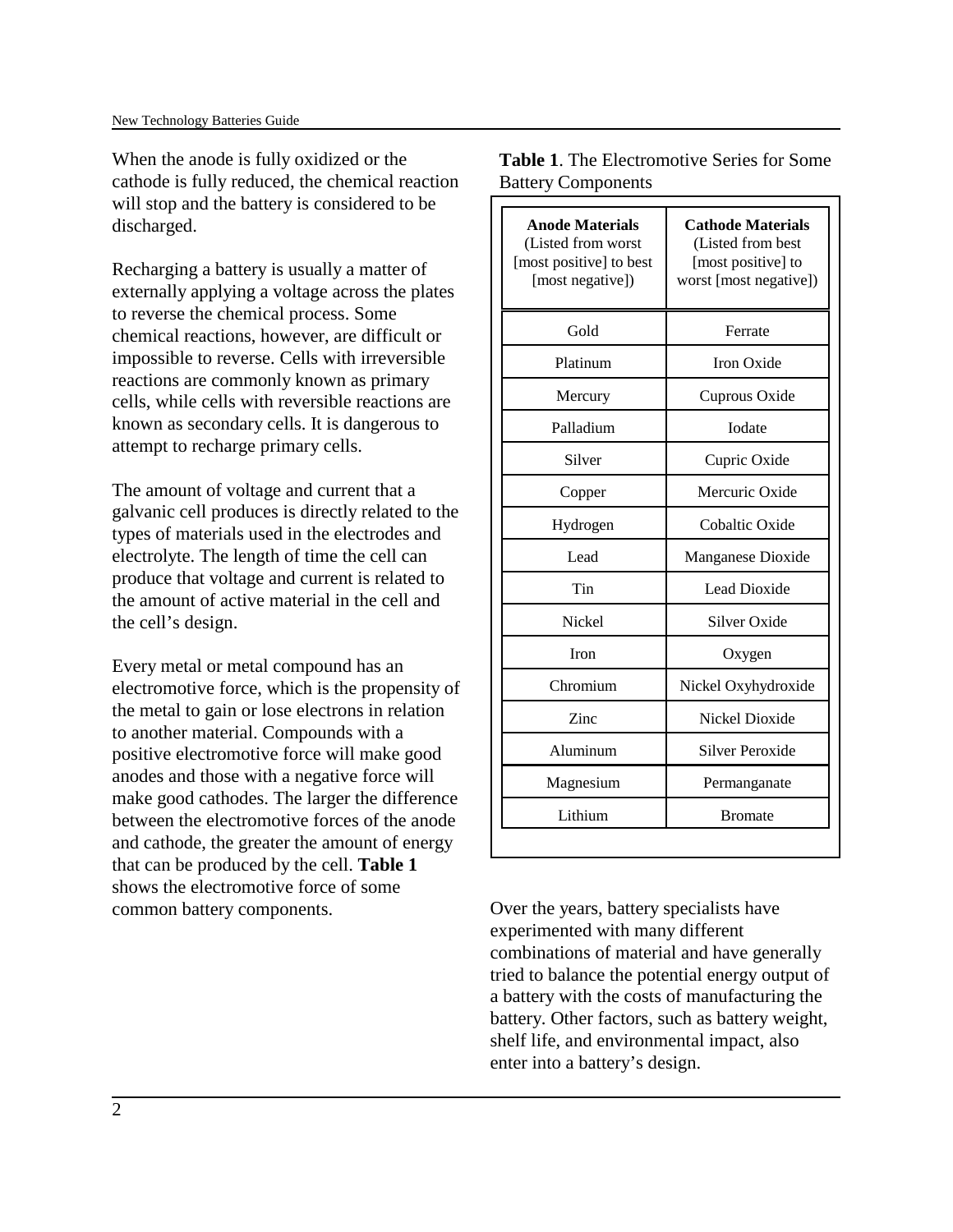When the anode is fully oxidized or the cathode is fully reduced, the chemical reaction will stop and the battery is considered to be discharged.

Recharging a battery is usually a matter of externally applying a voltage across the plates to reverse the chemical process. Some chemical reactions, however, are difficult or impossible to reverse. Cells with irreversible reactions are commonly known as primary cells, while cells with reversible reactions are known as secondary cells. It is dangerous to attempt to recharge primary cells.

The amount of voltage and current that a galvanic cell produces is directly related to the types of materials used in the electrodes and electrolyte. The length of time the cell can produce that voltage and current is related to the amount of active material in the cell and the cell's design.

Every metal or metal compound has an electromotive force, which is the propensity of the metal to gain or lose electrons in relation to another material. Compounds with a positive electromotive force will make good anodes and those with a negative force will make good cathodes. The larger the difference between the electromotive forces of the anode and cathode, the greater the amount of energy that can be produced by the cell. **Table 1** shows the electromotive force of some common battery components.

**Table 1**. The Electromotive Series for Some Battery Components

| **Anode Materials** (Listed from worst [most positive] to best [most negative]) | **Cathode Materials** (Listed from best [most positive] to worst [most negative]) |
|---|---|
| Gold | Ferrate |
| Platinum | Iron Oxide |
| Mercury | Cuprous Oxide |
| Palladium | Iodate |
| Silver | Cupric Oxide |
| Copper | Mercuric Oxide |
| Hydrogen | Cobaltic Oxide |
| Lead | Manganese Dioxide |
| Tin | Lead Dioxide |
| Nickel | Silver Oxide |
| Iron | Oxygen |
| Chromium | Nickel Oxyhydroxide |
| Zinc | Nickel Dioxide |
| Aluminum | Silver Peroxide |
| Magnesium | Permanganate |
| Lithium | Bromate |

Over the years, battery specialists have experimented with many different combinations of material and have generally tried to balance the potential energy output of a battery with the costs of manufacturing the battery. Other factors, such as battery weight, shelf life, and environmental impact, also enter into a battery's design.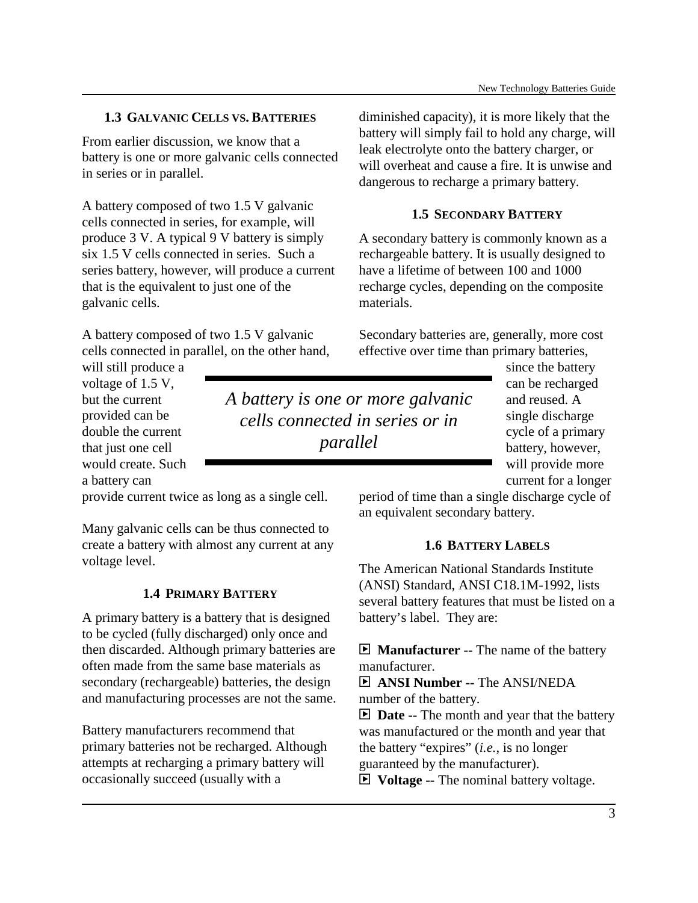## 1.3 Galvanic Cells vs. Batteries

From earlier discussion, we know that a battery is one or more galvanic cells connected in series or in parallel.

A battery composed of two 1.5 V galvanic cells connected in series, for example, will produce 3 V. A typical 9 V battery is simply six 1.5 V cells connected in series. Such a series battery, however, will produce a current that is the equivalent to just one of the galvanic cells.

A battery composed of two 1.5 V galvanic cells connected in parallel, on the other hand, will still produce a voltage of 1.5 V, but the current provided can be double the current that just one cell would create. Such a battery can provide current twice as long as a single cell.

> *A battery is one or more galvanic cells connected in series or in parallel*

Many galvanic cells can be thus connected to create a battery with almost any current at any voltage level.

## 1.4 Primary Battery

A primary battery is a battery that is designed to be cycled (fully discharged) only once and then discarded. Although primary batteries are often made from the same base materials as secondary (rechargeable) batteries, the design and manufacturing processes are not the same.

Battery manufacturers recommend that primary batteries not be recharged. Although attempts at recharging a primary battery will occasionally succeed (usually with a diminished capacity), it is more likely that the battery will simply fail to hold any charge, will leak electrolyte onto the battery charger, or will overheat and cause a fire. It is unwise and dangerous to recharge a primary battery.

## 1.5 Secondary Battery

A secondary battery is commonly known as a rechargeable battery. It is usually designed to have a lifetime of between 100 and 1000 recharge cycles, depending on the composite materials.

Secondary batteries are, generally, more cost effective over time than primary batteries, since the battery can be recharged and reused. A single discharge cycle of a primary battery, however, will provide more current for a longer period of time than a single discharge cycle of an equivalent secondary battery.

## 1.6 Battery Labels

The American National Standards Institute (ANSI) Standard, ANSI C18.1M-1992, lists several battery features that must be listed on a battery's label. They are:

- **Manufacturer --** The name of the battery manufacturer.
- **ANSI Number --** The ANSI/NEDA number of the battery.
- **Date --** The month and year that the battery was manufactured or the month and year that the battery "expires" (*i.e.*, is no longer guaranteed by the manufacturer).
- **Voltage --** The nominal battery voltage.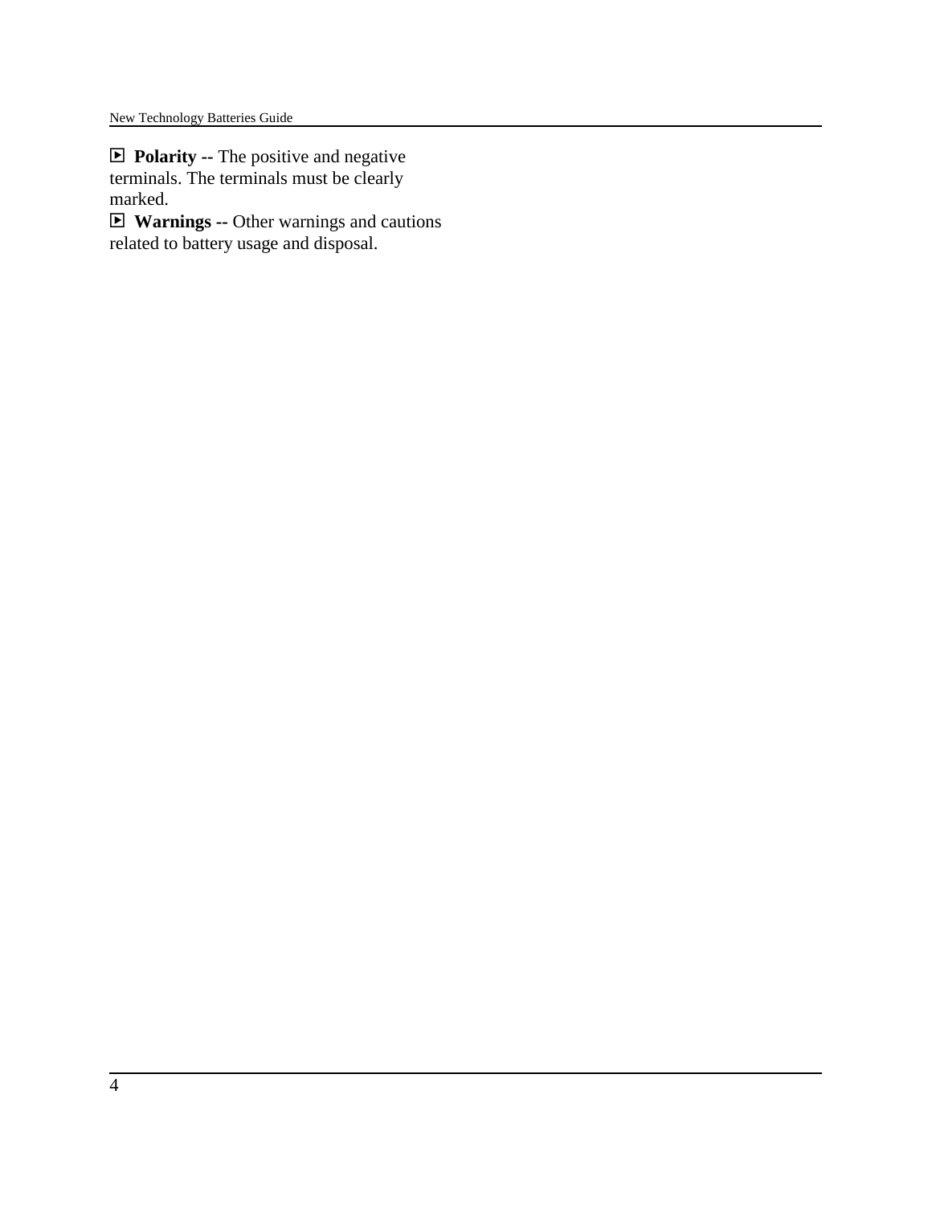- **Polarity --** The positive and negative terminals. The terminals must be clearly marked.
- **Warnings --** Other warnings and cautions related to battery usage and disposal.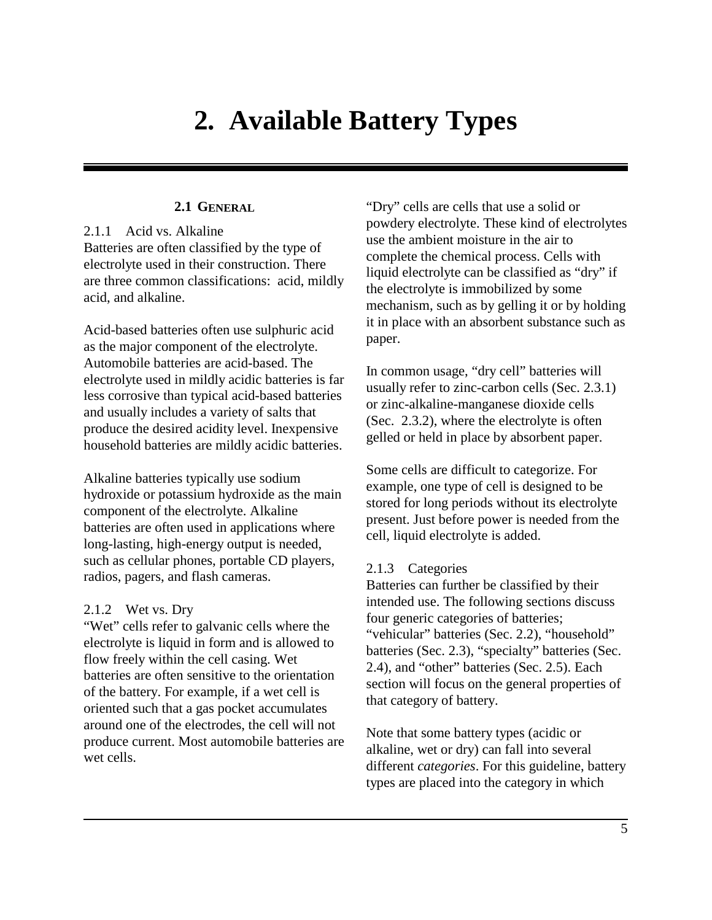# 2. Available Battery Types

## 2.1 General

### 2.1.1 Acid vs. Alkaline

Batteries are often classified by the type of electrolyte used in their construction. There are three common classifications: acid, mildly acid, and alkaline.

Acid-based batteries often use sulphuric acid as the major component of the electrolyte. Automobile batteries are acid-based. The electrolyte used in mildly acidic batteries is far less corrosive than typical acid-based batteries and usually includes a variety of salts that produce the desired acidity level. Inexpensive household batteries are mildly acidic batteries.

Alkaline batteries typically use sodium hydroxide or potassium hydroxide as the main component of the electrolyte. Alkaline batteries are often used in applications where long-lasting, high-energy output is needed, such as cellular phones, portable CD players, radios, pagers, and flash cameras.

### 2.1.2 Wet vs. Dry

"Wet" cells refer to galvanic cells where the electrolyte is liquid in form and is allowed to flow freely within the cell casing. Wet batteries are often sensitive to the orientation of the battery. For example, if a wet cell is oriented such that a gas pocket accumulates around one of the electrodes, the cell will not produce current. Most automobile batteries are wet cells.

"Dry" cells are cells that use a solid or powdery electrolyte. These kind of electrolytes use the ambient moisture in the air to complete the chemical process. Cells with liquid electrolyte can be classified as "dry" if the electrolyte is immobilized by some mechanism, such as by gelling it or by holding it in place with an absorbent substance such as paper.

In common usage, "dry cell" batteries will usually refer to zinc-carbon cells (Sec. 2.3.1) or zinc-alkaline-manganese dioxide cells (Sec. 2.3.2), where the electrolyte is often gelled or held in place by absorbent paper.

Some cells are difficult to categorize. For example, one type of cell is designed to be stored for long periods without its electrolyte present. Just before power is needed from the cell, liquid electrolyte is added.

### 2.1.3 Categories

Batteries can further be classified by their intended use. The following sections discuss four generic categories of batteries; "vehicular" batteries (Sec. 2.2), "household" batteries (Sec. 2.3), "specialty" batteries (Sec. 2.4), and "other" batteries (Sec. 2.5). Each section will focus on the general properties of that category of battery.

Note that some battery types (acidic or alkaline, wet or dry) can fall into several different *categories*. For this guideline, battery types are placed into the category in which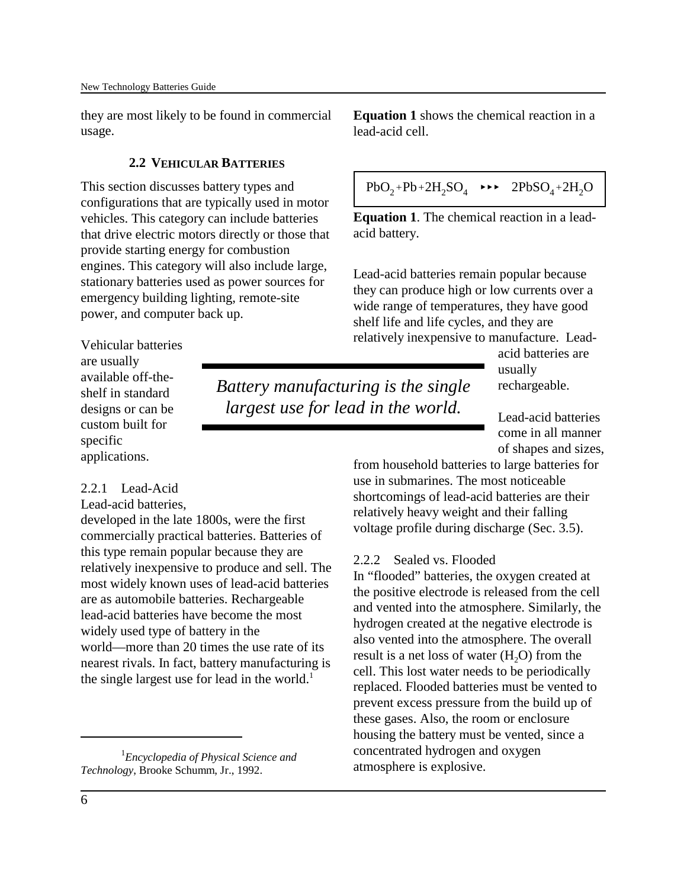they are most likely to be found in commercial usage.

## 2.2 Vehicular Batteries

This section discusses battery types and configurations that are typically used in motor vehicles. This category can include batteries that drive electric motors directly or those that provide starting energy for combustion engines. This category will also include large, stationary batteries used as power sources for emergency building lighting, remote-site power, and computer back up.

Vehicular batteries are usually available off-the-shelf in standard designs or can be custom built for specific applications.

*Battery manufacturing is the single largest use for lead in the world.*

### 2.2.1 Lead-Acid

Lead-acid batteries, developed in the late 1800s, were the first commercially practical batteries. Batteries of this type remain popular because they are relatively inexpensive to produce and sell. The most widely known uses of lead-acid batteries are as automobile batteries. Rechargeable lead-acid batteries have become the most widely used type of battery in the world—more than 20 times the use rate of its nearest rivals. In fact, battery manufacturing is the single largest use for lead in the world.[1]

**Equation 1** shows the chemical reaction in a lead-acid cell.

$$PbO_2 + Pb + 2H_2SO_4 \rightarrow 2PbSO_4 + 2H_2O$$

**Equation 1**. The chemical reaction in a lead-acid battery.

Lead-acid batteries remain popular because they can produce high or low currents over a wide range of temperatures, they have good shelf life and life cycles, and they are relatively inexpensive to manufacture. Lead-acid batteries are usually rechargeable.

Lead-acid batteries come in all manner of shapes and sizes, from household batteries to large batteries for use in submarines. The most noticeable shortcomings of lead-acid batteries are their relatively heavy weight and their falling voltage profile during discharge (Sec. 3.5).

### 2.2.2 Sealed vs. Flooded

In "flooded" batteries, the oxygen created at the positive electrode is released from the cell and vented into the atmosphere. Similarly, the hydrogen created at the negative electrode is also vented into the atmosphere. The overall result is a net loss of water ($H_2O$) from the cell. This lost water needs to be periodically replaced. Flooded batteries must be vented to prevent excess pressure from the build up of these gases. Also, the room or enclosure housing the battery must be vented, since a concentrated hydrogen and oxygen atmosphere is explosive.

---

[1] *Encyclopedia of Physical Science and Technology*, Brooke Schumm, Jr., 1992.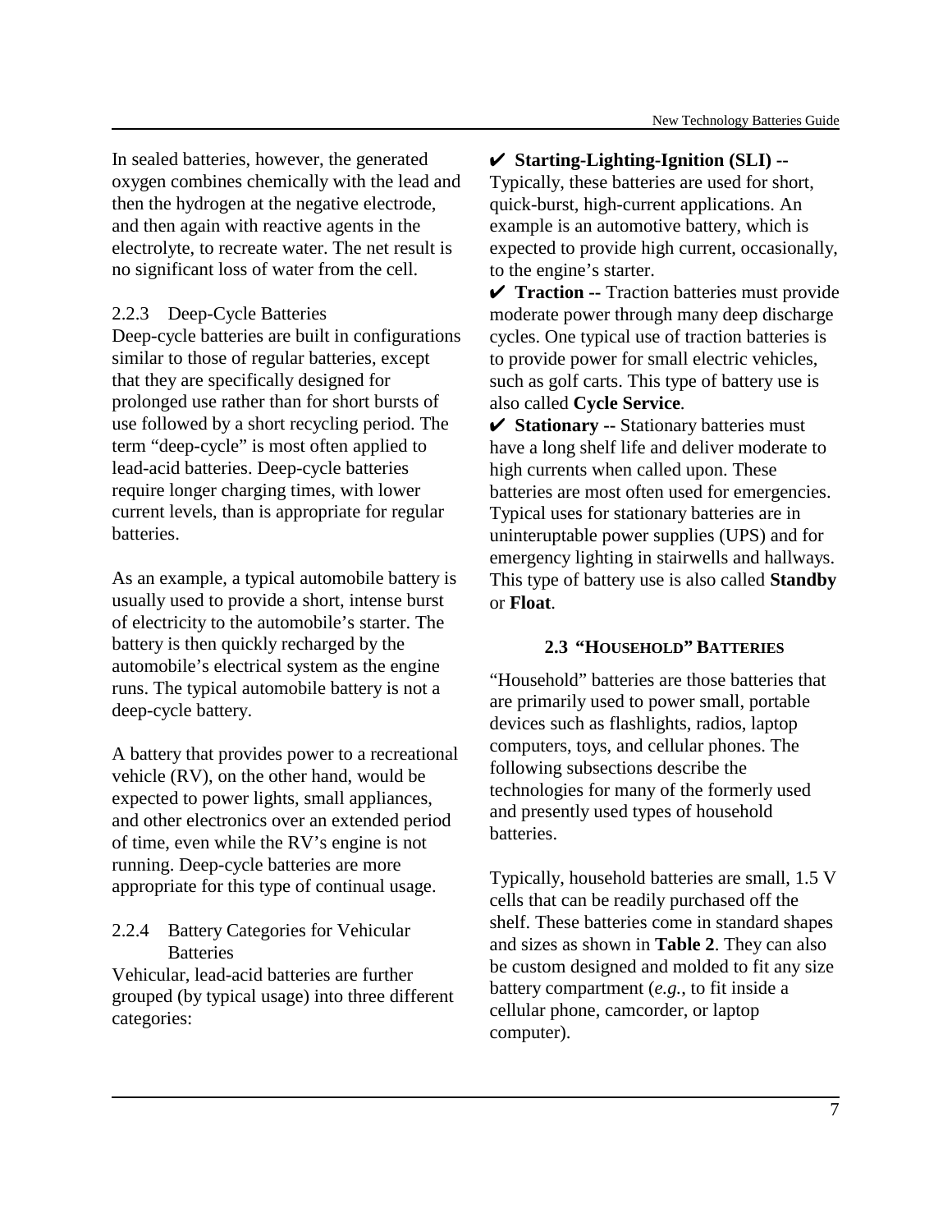In sealed batteries, however, the generated oxygen combines chemically with the lead and then the hydrogen at the negative electrode, and then again with reactive agents in the electrolyte, to recreate water. The net result is no significant loss of water from the cell.

### 2.2.3 Deep-Cycle Batteries

Deep-cycle batteries are built in configurations similar to those of regular batteries, except that they are specifically designed for prolonged use rather than for short bursts of use followed by a short recycling period. The term "deep-cycle" is most often applied to lead-acid batteries. Deep-cycle batteries require longer charging times, with lower current levels, than is appropriate for regular batteries.

As an example, a typical automobile battery is usually used to provide a short, intense burst of electricity to the automobile's starter. The battery is then quickly recharged by the automobile's electrical system as the engine runs. The typical automobile battery is not a deep-cycle battery.

A battery that provides power to a recreational vehicle (RV), on the other hand, would be expected to power lights, small appliances, and other electronics over an extended period of time, even while the RV's engine is not running. Deep-cycle batteries are more appropriate for this type of continual usage.

### 2.2.4 Battery Categories for Vehicular Batteries

Vehicular, lead-acid batteries are further grouped (by typical usage) into three different categories:

✔ **Starting-Lighting-Ignition (SLI) --** Typically, these batteries are used for short, quick-burst, high-current applications. An example is an automotive battery, which is expected to provide high current, occasionally, to the engine's starter.

✔ **Traction --** Traction batteries must provide moderate power through many deep discharge cycles. One typical use of traction batteries is to provide power for small electric vehicles, such as golf carts. This type of battery use is also called **Cycle Service**.

✔ **Stationary --** Stationary batteries must have a long shelf life and deliver moderate to high currents when called upon. These batteries are most often used for emergencies. Typical uses for stationary batteries are in uninteruptable power supplies (UPS) and for emergency lighting in stairwells and hallways. This type of battery use is also called **Standby** or **Float**.

## 2.3 "HOUSEHOLD" BATTERIES

"Household" batteries are those batteries that are primarily used to power small, portable devices such as flashlights, radios, laptop computers, toys, and cellular phones. The following subsections describe the technologies for many of the formerly used and presently used types of household batteries.

Typically, household batteries are small, 1.5 V cells that can be readily purchased off the shelf. These batteries come in standard shapes and sizes as shown in **Table 2**. They can also be custom designed and molded to fit any size battery compartment (*e.g.*, to fit inside a cellular phone, camcorder, or laptop computer).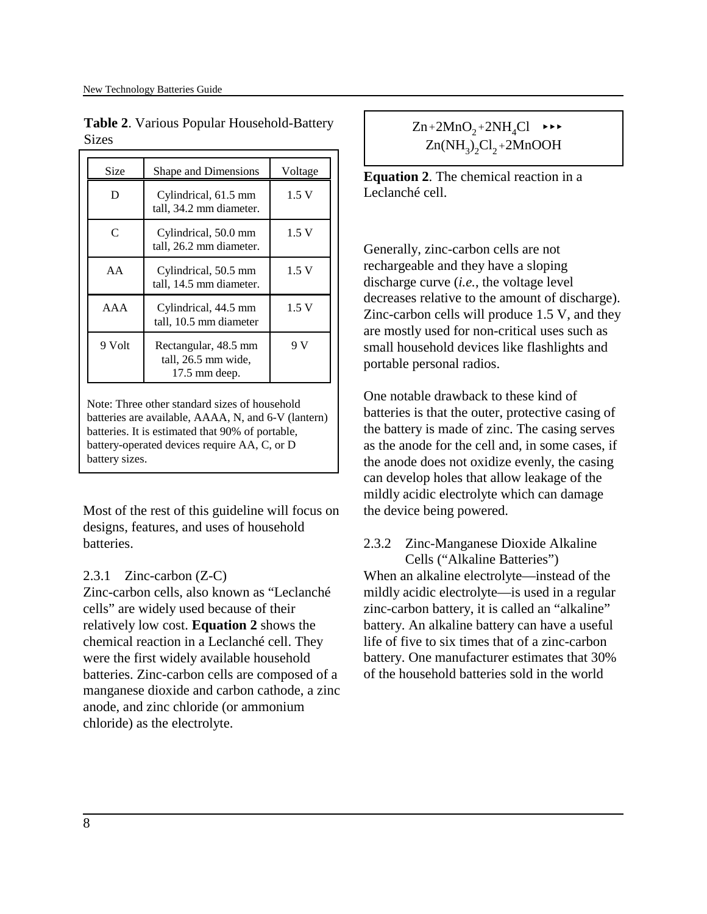**Table 2**. Various Popular Household-Battery Sizes

| Size | Shape and Dimensions | Voltage |
|---|---|---|
| D | Cylindrical, 61.5 mm tall, 34.2 mm diameter. | 1.5 V |
| C | Cylindrical, 50.0 mm tall, 26.2 mm diameter. | 1.5 V |
| AA | Cylindrical, 50.5 mm tall, 14.5 mm diameter. | 1.5 V |
| AAA | Cylindrical, 44.5 mm tall, 10.5 mm diameter | 1.5 V |
| 9 Volt | Rectangular, 48.5 mm tall, 26.5 mm wide, 17.5 mm deep. | 9 V |

Note: Three other standard sizes of household batteries are available, AAAA, N, and 6-V (lantern) batteries. It is estimated that 90% of portable, battery-operated devices require AA, C, or D battery sizes.

Most of the rest of this guideline will focus on designs, features, and uses of household batteries.

### 2.3.1 Zinc-carbon (Z-C)

Zinc-carbon cells, also known as "Leclanché cells" are widely used because of their relatively low cost. **Equation 2** shows the chemical reaction in a Leclanché cell. They were the first widely available household batteries. Zinc-carbon cells are composed of a manganese dioxide and carbon cathode, a zinc anode, and zinc chloride (or ammonium chloride) as the electrolyte.

$$Zn + 2MnO_2 + 2NH_4Cl \rightarrow Zn(NH_3)_2Cl_2 + 2MnOOH$$

**Equation 2**. The chemical reaction in a Leclanché cell.

Generally, zinc-carbon cells are not rechargeable and they have a sloping discharge curve (*i.e.*, the voltage level decreases relative to the amount of discharge). Zinc-carbon cells will produce 1.5 V, and they are mostly used for non-critical uses such as small household devices like flashlights and portable personal radios.

One notable drawback to these kind of batteries is that the outer, protective casing of the battery is made of zinc. The casing serves as the anode for the cell and, in some cases, if the anode does not oxidize evenly, the casing can develop holes that allow leakage of the mildly acidic electrolyte which can damage the device being powered.

### 2.3.2 Zinc-Manganese Dioxide Alkaline Cells ("Alkaline Batteries")

When an alkaline electrolyte—instead of the mildly acidic electrolyte—is used in a regular zinc-carbon battery, it is called an "alkaline" battery. An alkaline battery can have a useful life of five to six times that of a zinc-carbon battery. One manufacturer estimates that 30% of the household batteries sold in the world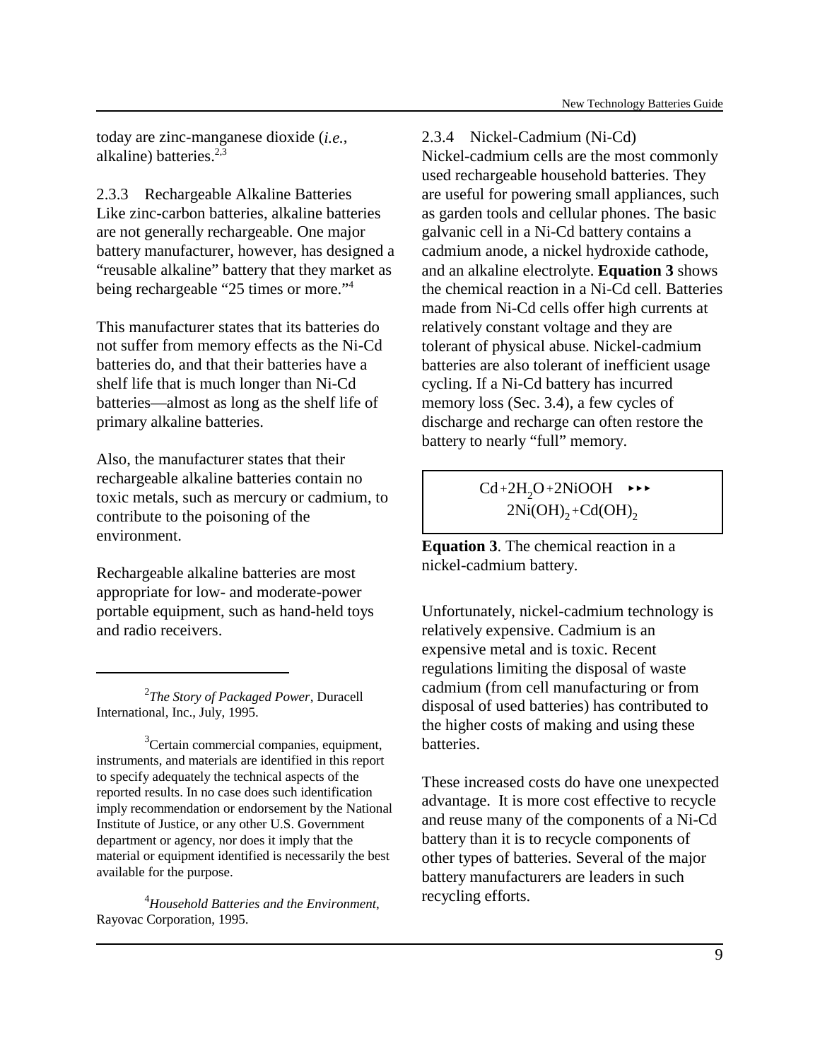today are zinc-manganese dioxide (*i.e.*, alkaline) batteries.[2,3]

### 2.3.3 Rechargeable Alkaline Batteries

Like zinc-carbon batteries, alkaline batteries are not generally rechargeable. One major battery manufacturer, however, has designed a "reusable alkaline" battery that they market as being rechargeable "25 times or more."[4]

This manufacturer states that its batteries do not suffer from memory effects as the Ni-Cd batteries do, and that their batteries have a shelf life that is much longer than Ni-Cd batteries—almost as long as the shelf life of primary alkaline batteries.

Also, the manufacturer states that their rechargeable alkaline batteries contain no toxic metals, such as mercury or cadmium, to contribute to the poisoning of the environment.

Rechargeable alkaline batteries are most appropriate for low- and moderate-power portable equipment, such as hand-held toys and radio receivers.

### 2.3.4 Nickel-Cadmium (Ni-Cd)

Nickel-cadmium cells are the most commonly used rechargeable household batteries. They are useful for powering small appliances, such as garden tools and cellular phones. The basic galvanic cell in a Ni-Cd battery contains a cadmium anode, a nickel hydroxide cathode, and an alkaline electrolyte. **Equation 3** shows the chemical reaction in a Ni-Cd cell. Batteries made from Ni-Cd cells offer high currents at relatively constant voltage and they are tolerant of physical abuse. Nickel-cadmium batteries are also tolerant of inefficient usage cycling. If a Ni-Cd battery has incurred memory loss (Sec. 3.4), a few cycles of discharge and recharge can often restore the battery to nearly "full" memory.

$$Cd + 2H_2O + 2NiOOH \rightarrow 2Ni(OH)_2 + Cd(OH)_2$$

**Equation 3**. The chemical reaction in a nickel-cadmium battery.

Unfortunately, nickel-cadmium technology is relatively expensive. Cadmium is an expensive metal and is toxic. Recent regulations limiting the disposal of waste cadmium (from cell manufacturing or from disposal of used batteries) has contributed to the higher costs of making and using these batteries.

These increased costs do have one unexpected advantage. It is more cost effective to recycle and reuse many of the components of a Ni-Cd battery than it is to recycle components of other types of batteries. Several of the major battery manufacturers are leaders in such recycling efforts.

---

[2] *The Story of Packaged Power*, Duracell International, Inc., July, 1995.

[3] Certain commercial companies, equipment, instruments, and materials are identified in this report to specify adequately the technical aspects of the reported results. In no case does such identification imply recommendation or endorsement by the National Institute of Justice, or any other U.S. Government department or agency, nor does it imply that the material or equipment identified is necessarily the best available for the purpose.

[4] *Household Batteries and the Environment*, Rayovac Corporation, 1995.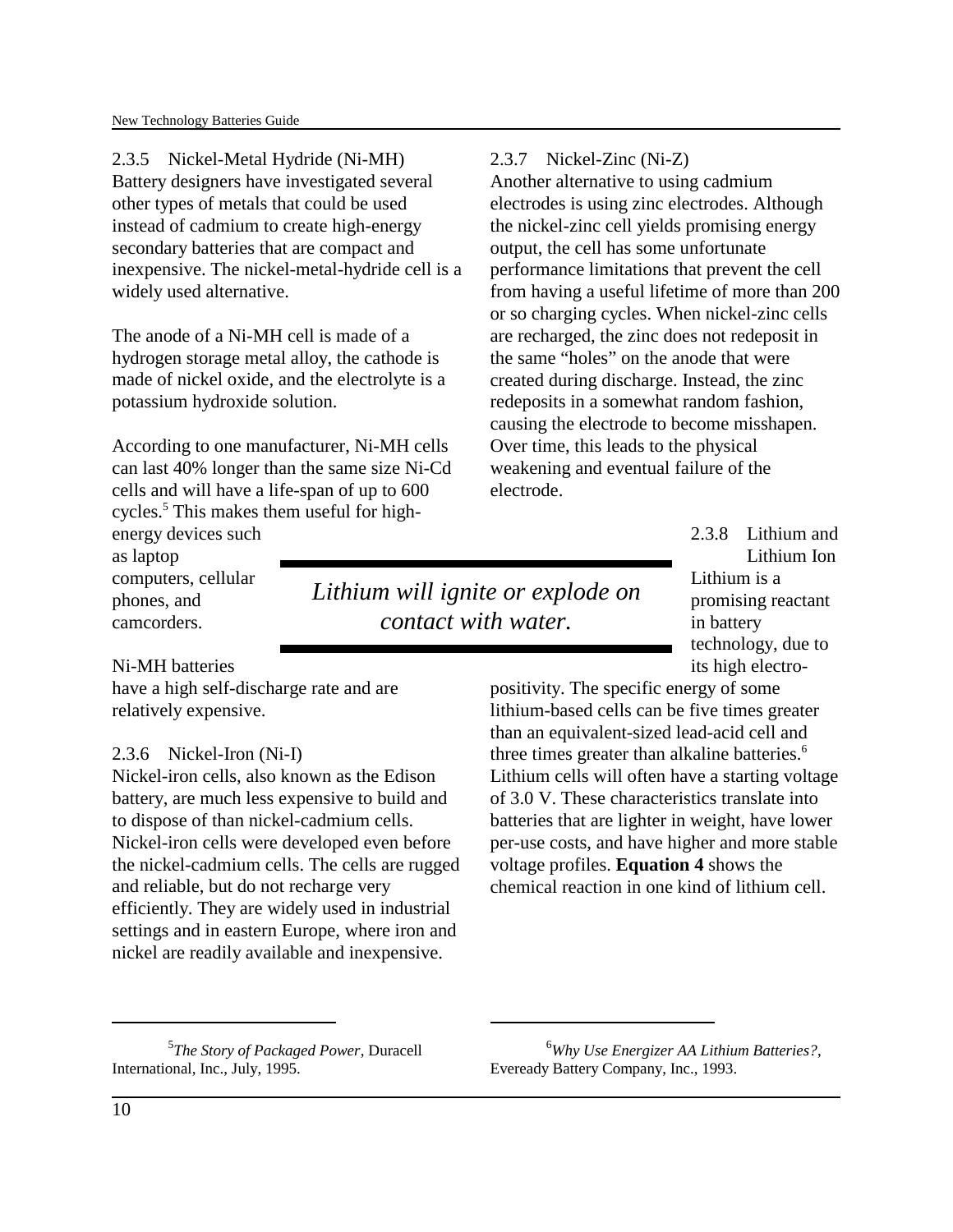### 2.3.5 Nickel-Metal Hydride (Ni-MH)

Battery designers have investigated several other types of metals that could be used instead of cadmium to create high-energy secondary batteries that are compact and inexpensive. The nickel-metal-hydride cell is a widely used alternative.

The anode of a Ni-MH cell is made of a hydrogen storage metal alloy, the cathode is made of nickel oxide, and the electrolyte is a potassium hydroxide solution.

According to one manufacturer, Ni-MH cells can last 40% longer than the same size Ni-Cd cells and will have a life-span of up to 600 cycles.[5] This makes them useful for high-energy devices such as laptop computers, cellular phones, and camcorders.

Ni-MH batteries have a high self-discharge rate and are relatively expensive.

### 2.3.6 Nickel-Iron (Ni-I)

Nickel-iron cells, also known as the Edison battery, are much less expensive to build and to dispose of than nickel-cadmium cells. Nickel-iron cells were developed even before the nickel-cadmium cells. The cells are rugged and reliable, but do not recharge very efficiently. They are widely used in industrial settings and in eastern Europe, where iron and nickel are readily available and inexpensive.

### 2.3.7 Nickel-Zinc (Ni-Z)

Another alternative to using cadmium electrodes is using zinc electrodes. Although the nickel-zinc cell yields promising energy output, the cell has some unfortunate performance limitations that prevent the cell from having a useful lifetime of more than 200 or so charging cycles. When nickel-zinc cells are recharged, the zinc does not redeposit in the same “holes” on the anode that were created during discharge. Instead, the zinc redeposits in a somewhat random fashion, causing the electrode to become misshapen. Over time, this leads to the physical weakening and eventual failure of the electrode.

> *Lithium will ignite or explode on contact with water.*

### 2.3.8 Lithium and Lithium Ion

Lithium is a promising reactant in battery technology, due to its high electro-positivity. The specific energy of some lithium-based cells can be five times greater than an equivalent-sized lead-acid cell and three times greater than alkaline batteries.[6] Lithium cells will often have a starting voltage of 3.0 V. These characteristics translate into batteries that are lighter in weight, have lower per-use costs, and have higher and more stable voltage profiles. **Equation 4** shows the chemical reaction in one kind of lithium cell.

---

[5] *The Story of Packaged Power*, Duracell International, Inc., July, 1995.

[6] *Why Use Energizer AA Lithium Batteries?*, Eveready Battery Company, Inc., 1993.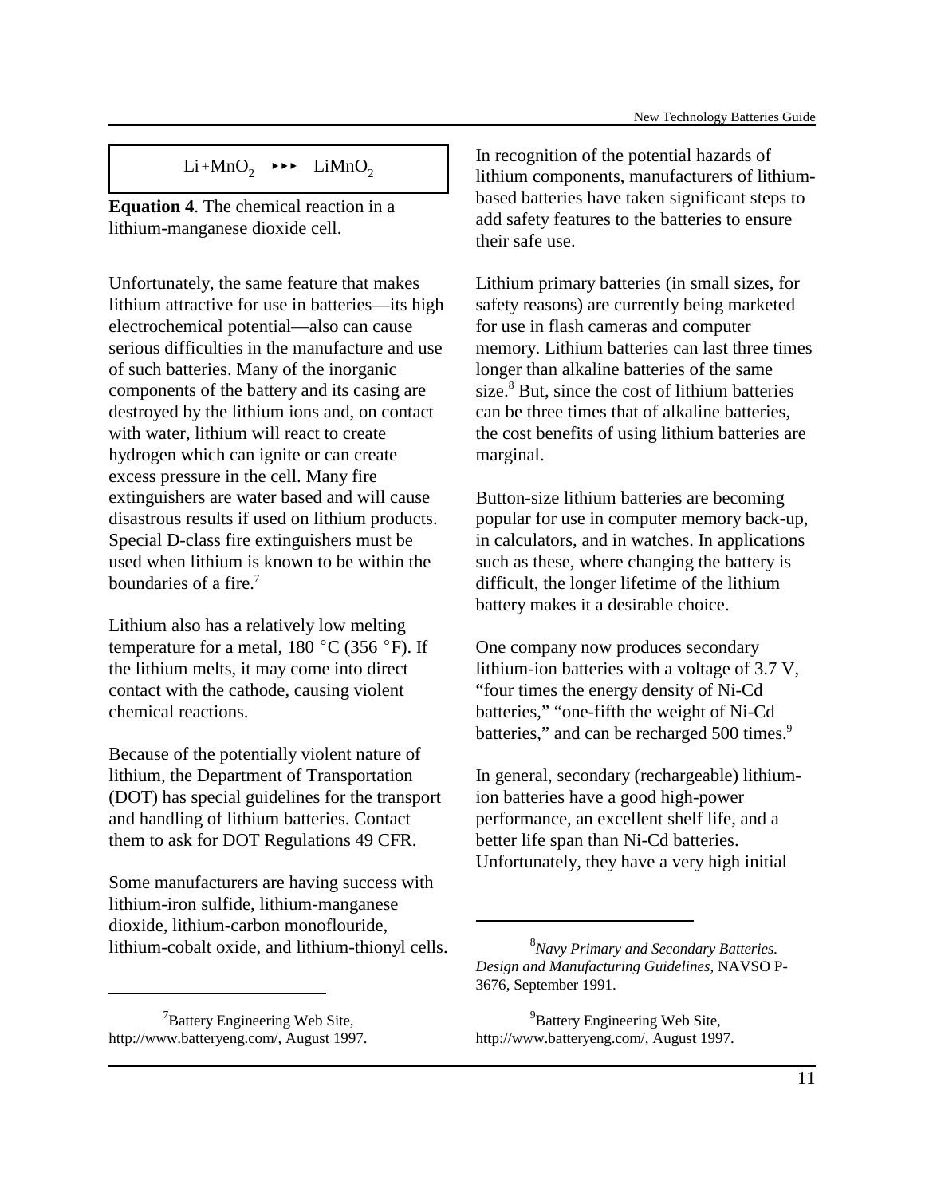$$Li + MnO_2 \rightarrow LiMnO_2$$

**Equation 4**. The chemical reaction in a lithium-manganese dioxide cell.

Unfortunately, the same feature that makes lithium attractive for use in batteries—its high electrochemical potential—also can cause serious difficulties in the manufacture and use of such batteries. Many of the inorganic components of the battery and its casing are destroyed by the lithium ions and, on contact with water, lithium will react to create hydrogen which can ignite or can create excess pressure in the cell. Many fire extinguishers are water based and will cause disastrous results if used on lithium products. Special D-class fire extinguishers must be used when lithium is known to be within the boundaries of a fire.[7]

Lithium also has a relatively low melting temperature for a metal, 180 °C (356 °F). If the lithium melts, it may come into direct contact with the cathode, causing violent chemical reactions.

Because of the potentially violent nature of lithium, the Department of Transportation (DOT) has special guidelines for the transport and handling of lithium batteries. Contact them to ask for DOT Regulations 49 CFR.

Some manufacturers are having success with lithium-iron sulfide, lithium-manganese dioxide, lithium-carbon monoflouride, lithium-cobalt oxide, and lithium-thionyl cells.

In recognition of the potential hazards of lithium components, manufacturers of lithium-based batteries have taken significant steps to add safety features to the batteries to ensure their safe use.

Lithium primary batteries (in small sizes, for safety reasons) are currently being marketed for use in flash cameras and computer memory. Lithium batteries can last three times longer than alkaline batteries of the same size.[8] But, since the cost of lithium batteries can be three times that of alkaline batteries, the cost benefits of using lithium batteries are marginal.

Button-size lithium batteries are becoming popular for use in computer memory back-up, in calculators, and in watches. In applications such as these, where changing the battery is difficult, the longer lifetime of the lithium battery makes it a desirable choice.

One company now produces secondary lithium-ion batteries with a voltage of 3.7 V, "four times the energy density of Ni-Cd batteries," "one-fifth the weight of Ni-Cd batteries," and can be recharged 500 times.[9]

In general, secondary (rechargeable) lithium-ion batteries have a good high-power performance, an excellent shelf life, and a better life span than Ni-Cd batteries. Unfortunately, they have a very high initial

---

[7] Battery Engineering Web Site, http://www.batteryeng.com/, August 1997.

[8] *Navy Primary and Secondary Batteries. Design and Manufacturing Guidelines*, NAVSO P-3676, September 1991.

[9] Battery Engineering Web Site, http://www.batteryeng.com/, August 1997.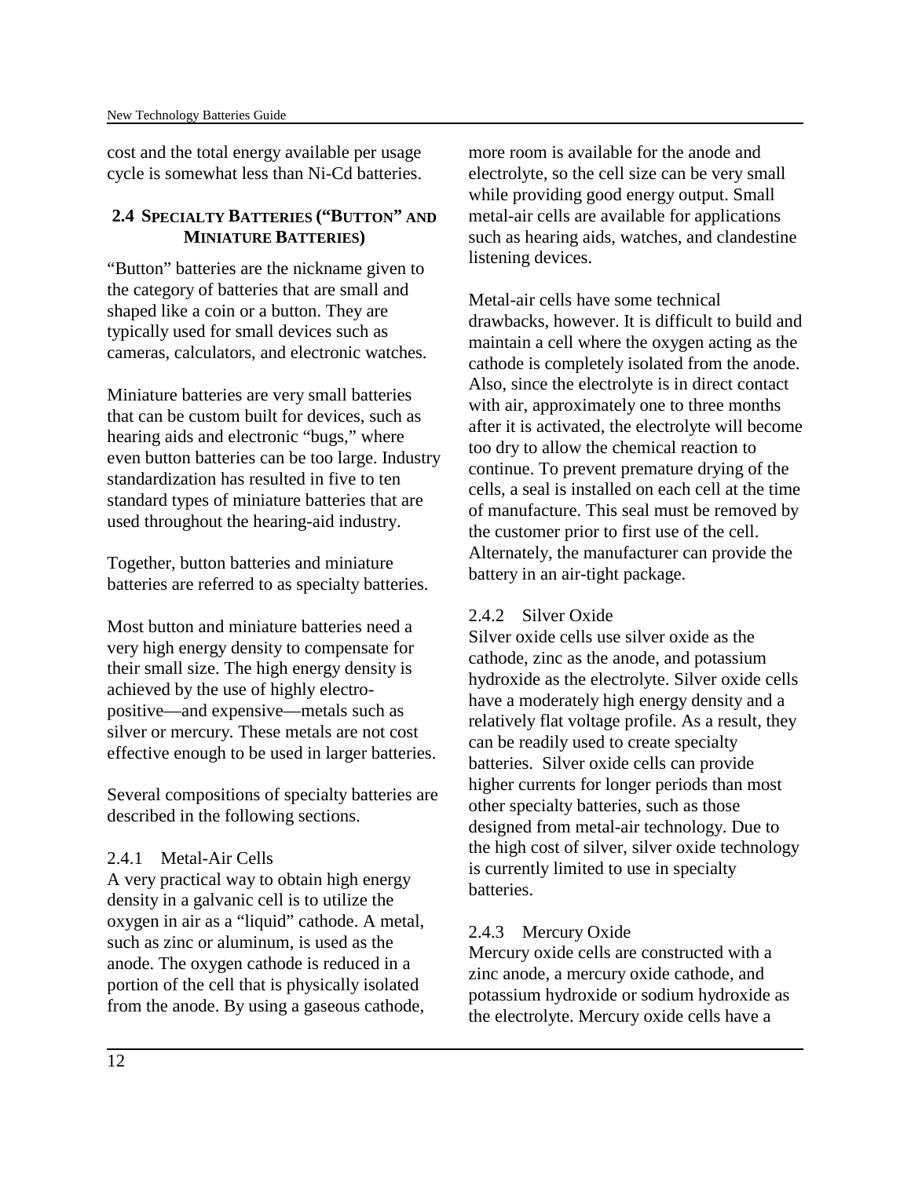cost and the total energy available per usage cycle is somewhat less than Ni-Cd batteries.

## 2.4 Specialty Batteries ("Button" and Miniature Batteries)

"Button" batteries are the nickname given to the category of batteries that are small and shaped like a coin or a button. They are typically used for small devices such as cameras, calculators, and electronic watches.

Miniature batteries are very small batteries that can be custom built for devices, such as hearing aids and electronic "bugs," where even button batteries can be too large. Industry standardization has resulted in five to ten standard types of miniature batteries that are used throughout the hearing-aid industry.

Together, button batteries and miniature batteries are referred to as specialty batteries.

Most button and miniature batteries need a very high energy density to compensate for their small size. The high energy density is achieved by the use of highly electro-positive—and expensive—metals such as silver or mercury. These metals are not cost effective enough to be used in larger batteries.

Several compositions of specialty batteries are described in the following sections.

### 2.4.1 Metal-Air Cells

A very practical way to obtain high energy density in a galvanic cell is to utilize the oxygen in air as a "liquid" cathode. A metal, such as zinc or aluminum, is used as the anode. The oxygen cathode is reduced in a portion of the cell that is physically isolated from the anode. By using a gaseous cathode, more room is available for the anode and electrolyte, so the cell size can be very small while providing good energy output. Small metal-air cells are available for applications such as hearing aids, watches, and clandestine listening devices.

Metal-air cells have some technical drawbacks, however. It is difficult to build and maintain a cell where the oxygen acting as the cathode is completely isolated from the anode. Also, since the electrolyte is in direct contact with air, approximately one to three months after it is activated, the electrolyte will become too dry to allow the chemical reaction to continue. To prevent premature drying of the cells, a seal is installed on each cell at the time of manufacture. This seal must be removed by the customer prior to first use of the cell. Alternately, the manufacturer can provide the battery in an air-tight package.

### 2.4.2 Silver Oxide

Silver oxide cells use silver oxide as the cathode, zinc as the anode, and potassium hydroxide as the electrolyte. Silver oxide cells have a moderately high energy density and a relatively flat voltage profile. As a result, they can be readily used to create specialty batteries. Silver oxide cells can provide higher currents for longer periods than most other specialty batteries, such as those designed from metal-air technology. Due to the high cost of silver, silver oxide technology is currently limited to use in specialty batteries.

### 2.4.3 Mercury Oxide

Mercury oxide cells are constructed with a zinc anode, a mercury oxide cathode, and potassium hydroxide or sodium hydroxide as the electrolyte. Mercury oxide cells have a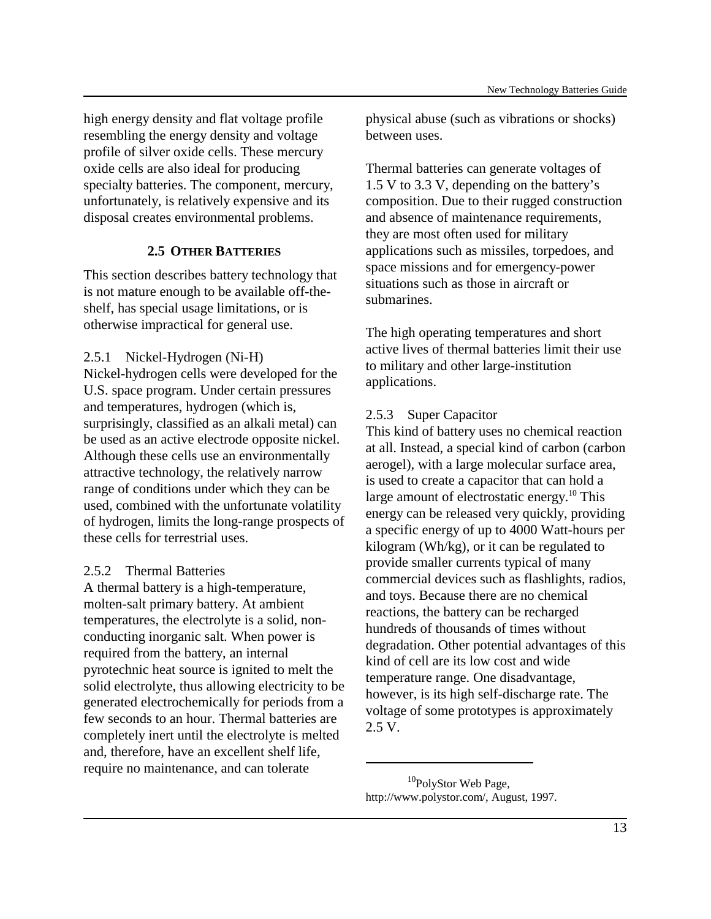high energy density and flat voltage profile resembling the energy density and voltage profile of silver oxide cells. These mercury oxide cells are also ideal for producing specialty batteries. The component, mercury, unfortunately, is relatively expensive and its disposal creates environmental problems.

## 2.5 OTHER BATTERIES

This section describes battery technology that is not mature enough to be available off-the-shelf, has special usage limitations, or is otherwise impractical for general use.

### 2.5.1 Nickel-Hydrogen (Ni-H)

Nickel-hydrogen cells were developed for the U.S. space program. Under certain pressures and temperatures, hydrogen (which is, surprisingly, classified as an alkali metal) can be used as an active electrode opposite nickel. Although these cells use an environmentally attractive technology, the relatively narrow range of conditions under which they can be used, combined with the unfortunate volatility of hydrogen, limits the long-range prospects of these cells for terrestrial uses.

### 2.5.2 Thermal Batteries

A thermal battery is a high-temperature, molten-salt primary battery. At ambient temperatures, the electrolyte is a solid, non-conducting inorganic salt. When power is required from the battery, an internal pyrotechnic heat source is ignited to melt the solid electrolyte, thus allowing electricity to be generated electrochemically for periods from a few seconds to an hour. Thermal batteries are completely inert until the electrolyte is melted and, therefore, have an excellent shelf life, require no maintenance, and can tolerate physical abuse (such as vibrations or shocks) between uses.

Thermal batteries can generate voltages of 1.5 V to 3.3 V, depending on the battery's composition. Due to their rugged construction and absence of maintenance requirements, they are most often used for military applications such as missiles, torpedoes, and space missions and for emergency-power situations such as those in aircraft or submarines.

The high operating temperatures and short active lives of thermal batteries limit their use to military and other large-institution applications.

### 2.5.3 Super Capacitor

This kind of battery uses no chemical reaction at all. Instead, a special kind of carbon (carbon aerogel), with a large molecular surface area, is used to create a capacitor that can hold a large amount of electrostatic energy.[10] This energy can be released very quickly, providing a specific energy of up to 4000 Watt-hours per kilogram (Wh/kg), or it can be regulated to provide smaller currents typical of many commercial devices such as flashlights, radios, and toys. Because there are no chemical reactions, the battery can be recharged hundreds of thousands of times without degradation. Other potential advantages of this kind of cell are its low cost and wide temperature range. One disadvantage, however, is its high self-discharge rate. The voltage of some prototypes is approximately 2.5 V.

---

[10] PolyStor Web Page, http://www.polystor.com/, August, 1997.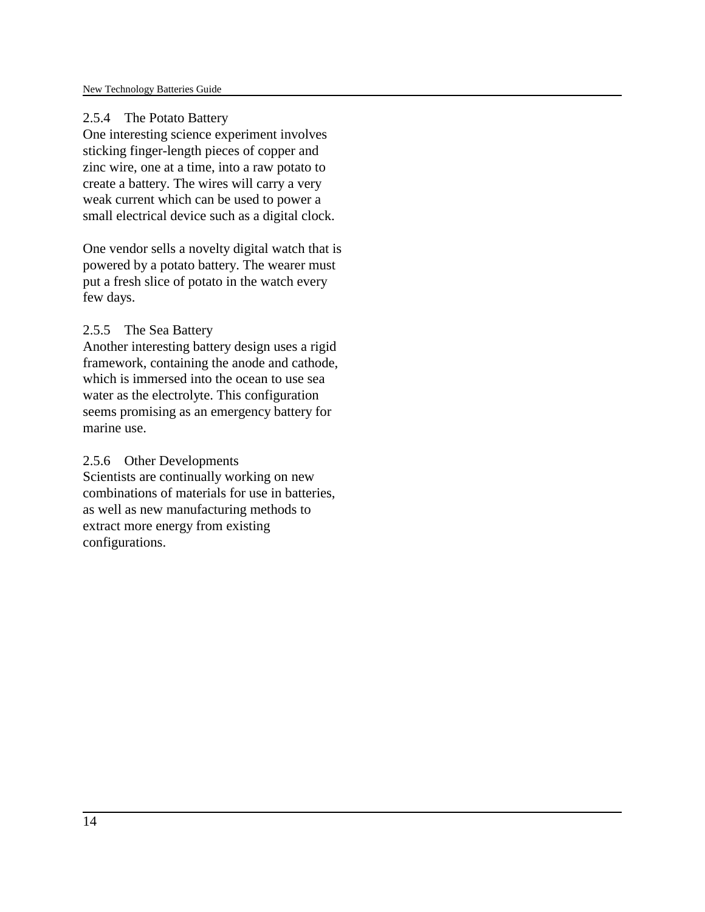### 2.5.4 The Potato Battery

One interesting science experiment involves sticking finger-length pieces of copper and zinc wire, one at a time, into a raw potato to create a battery. The wires will carry a very weak current which can be used to power a small electrical device such as a digital clock.

One vendor sells a novelty digital watch that is powered by a potato battery. The wearer must put a fresh slice of potato in the watch every few days.

### 2.5.5 The Sea Battery

Another interesting battery design uses a rigid framework, containing the anode and cathode, which is immersed into the ocean to use sea water as the electrolyte. This configuration seems promising as an emergency battery for marine use.

### 2.5.6 Other Developments

Scientists are continually working on new combinations of materials for use in batteries, as well as new manufacturing methods to extract more energy from existing configurations.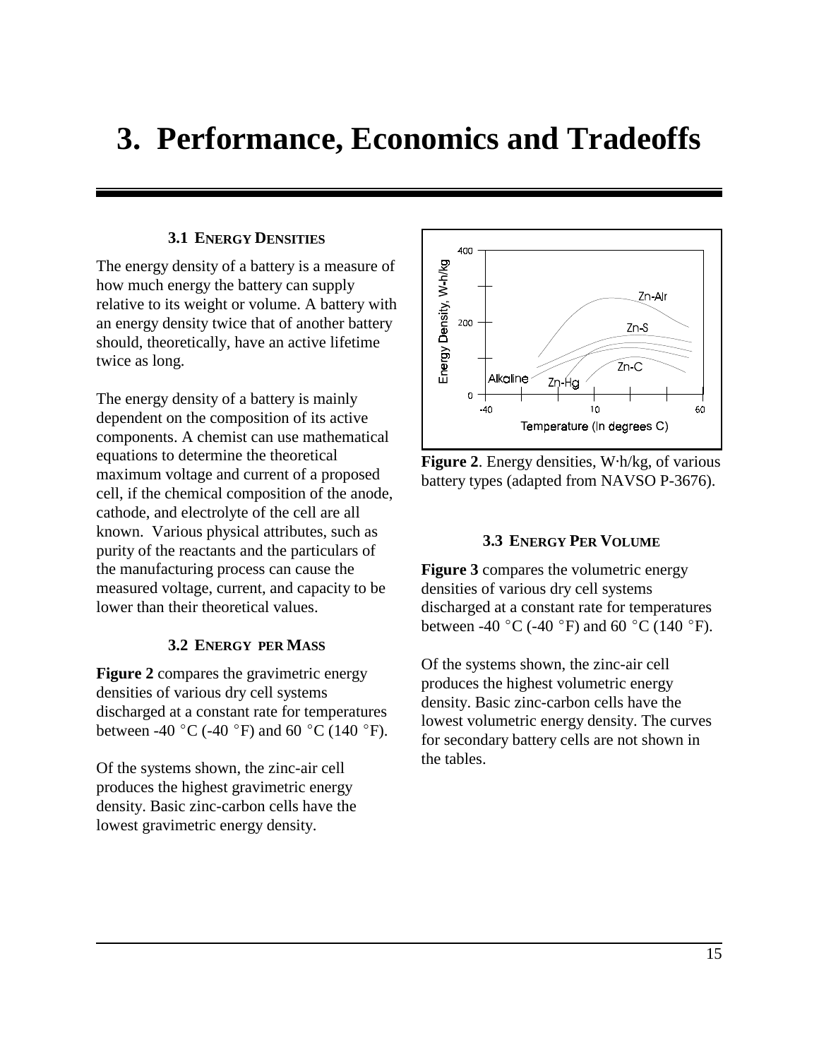# 3. Performance, Economics and Tradeoffs

### 3.1 ENERGY DENSITIES

The energy density of a battery is a measure of how much energy the battery can supply relative to its weight or volume. A battery with an energy density twice that of another battery should, theoretically, have an active lifetime twice as long.

The energy density of a battery is mainly dependent on the composition of its active components. A chemist can use mathematical equations to determine the theoretical maximum voltage and current of a proposed cell, if the chemical composition of the anode, cathode, and electrolyte of the cell are all known. Various physical attributes, such as purity of the reactants and the particulars of the manufacturing process can cause the measured voltage, current, and capacity to be lower than their theoretical values.

### 3.2 ENERGY PER MASS

**Figure 2** compares the gravimetric energy densities of various dry cell systems discharged at a constant rate for temperatures between -40 $^{\circ}$C (-40 $^{\circ}$F) and 60 $^{\circ}$C (140 $^{\circ}$F).

Of the systems shown, the zinc-air cell produces the highest gravimetric energy density. Basic zinc-carbon cells have the lowest gravimetric energy density.

**Figure 2**. Energy densities, W·h/kg, of various battery types (adapted from NAVSO P-3676).

### 3.3 ENERGY PER VOLUME

**Figure 3** compares the volumetric energy densities of various dry cell systems discharged at a constant rate for temperatures between -40 $^{\circ}$C (-40 $^{\circ}$F) and 60 $^{\circ}$C (140 $^{\circ}$F).

Of the systems shown, the zinc-air cell produces the highest volumetric energy density. Basic zinc-carbon cells have the lowest volumetric energy density. The curves for secondary battery cells are not shown in the tables.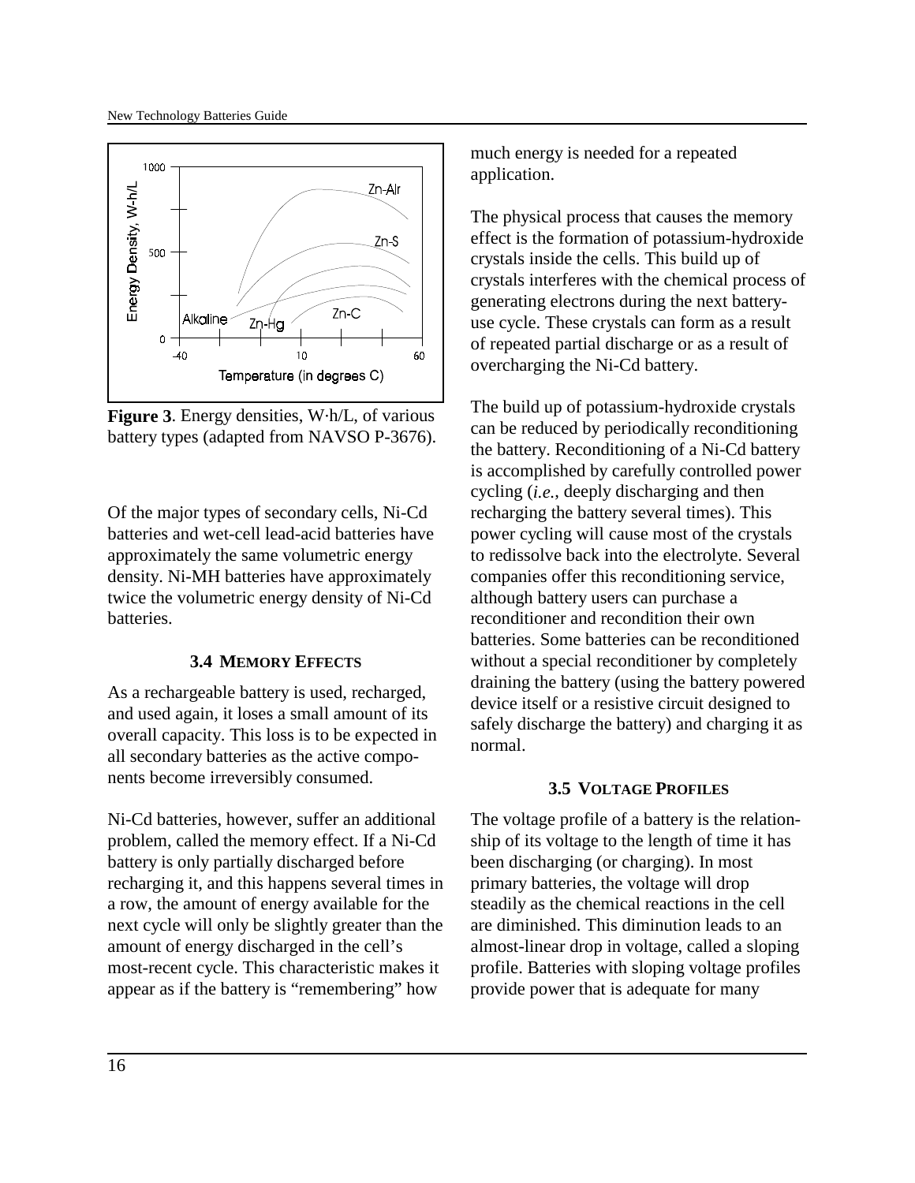**Figure 3**. Energy densities, W·h/L, of various battery types (adapted from NAVSO P-3676).

Of the major types of secondary cells, Ni-Cd batteries and wet-cell lead-acid batteries have approximately the same volumetric energy density. Ni-MH batteries have approximately twice the volumetric energy density of Ni-Cd batteries.

### 3.4 Memory Effects

As a rechargeable battery is used, recharged, and used again, it loses a small amount of its overall capacity. This loss is to be expected in all secondary batteries as the active components become irreversibly consumed.

Ni-Cd batteries, however, suffer an additional problem, called the memory effect. If a Ni-Cd battery is only partially discharged before recharging it, and this happens several times in a row, the amount of energy available for the next cycle will only be slightly greater than the amount of energy discharged in the cell's most-recent cycle. This characteristic makes it appear as if the battery is "remembering" how much energy is needed for a repeated application.

The physical process that causes the memory effect is the formation of potassium-hydroxide crystals inside the cells. This build up of crystals interferes with the chemical process of generating electrons during the next battery-use cycle. These crystals can form as a result of repeated partial discharge or as a result of overcharging the Ni-Cd battery.

The build up of potassium-hydroxide crystals can be reduced by periodically reconditioning the battery. Reconditioning of a Ni-Cd battery is accomplished by carefully controlled power cycling (*i.e.*, deeply discharging and then recharging the battery several times). This power cycling will cause most of the crystals to redissolve back into the electrolyte. Several companies offer this reconditioning service, although battery users can purchase a reconditioner and recondition their own batteries. Some batteries can be reconditioned without a special reconditioner by completely draining the battery (using the battery powered device itself or a resistive circuit designed to safely discharge the battery) and charging it as normal.

### 3.5 Voltage Profiles

The voltage profile of a battery is the relationship of its voltage to the length of time it has been discharging (or charging). In most primary batteries, the voltage will drop steadily as the chemical reactions in the cell are diminished. This diminution leads to an almost-linear drop in voltage, called a sloping profile. Batteries with sloping voltage profiles provide power that is adequate for many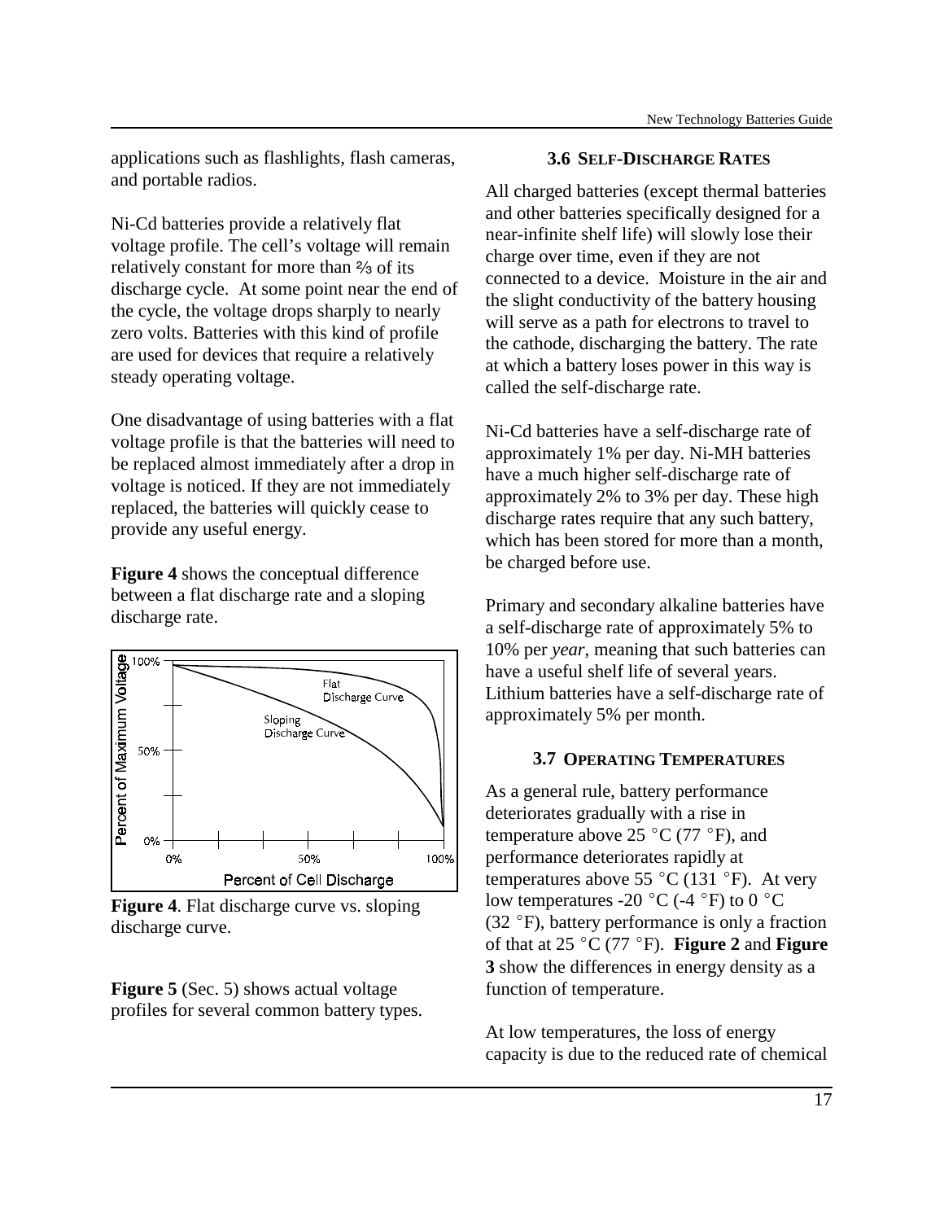applications such as flashlights, flash cameras, and portable radios.

Ni-Cd batteries provide a relatively flat voltage profile. The cell's voltage will remain relatively constant for more than ⅔ of its discharge cycle. At some point near the end of the cycle, the voltage drops sharply to nearly zero volts. Batteries with this kind of profile are used for devices that require a relatively steady operating voltage.

One disadvantage of using batteries with a flat voltage profile is that the batteries will need to be replaced almost immediately after a drop in voltage is noticed. If they are not immediately replaced, the batteries will quickly cease to provide any useful energy.

**Figure 4** shows the conceptual difference between a flat discharge rate and a sloping discharge rate.

**Figure 4**. Flat discharge curve vs. sloping discharge curve.

**Figure 5** (Sec. 5) shows actual voltage profiles for several common battery types.

### 3.6 Self-Discharge Rates

All charged batteries (except thermal batteries and other batteries specifically designed for a near-infinite shelf life) will slowly lose their charge over time, even if they are not connected to a device. Moisture in the air and the slight conductivity of the battery housing will serve as a path for electrons to travel to the cathode, discharging the battery. The rate at which a battery loses power in this way is called the self-discharge rate.

Ni-Cd batteries have a self-discharge rate of approximately 1% per day. Ni-MH batteries have a much higher self-discharge rate of approximately 2% to 3% per day. These high discharge rates require that any such battery, which has been stored for more than a month, be charged before use.

Primary and secondary alkaline batteries have a self-discharge rate of approximately 5% to 10% per *year*, meaning that such batteries can have a useful shelf life of several years. Lithium batteries have a self-discharge rate of approximately 5% per month.

### 3.7 Operating Temperatures

As a general rule, battery performance deteriorates gradually with a rise in temperature above 25 °C (77 °F), and performance deteriorates rapidly at temperatures above 55 °C (131 °F). At very low temperatures -20 °C (-4 °F) to 0 °C (32 °F), battery performance is only a fraction of that at 25 °C (77 °F). **Figure 2** and **Figure 3** show the differences in energy density as a function of temperature.

At low temperatures, the loss of energy capacity is due to the reduced rate of chemical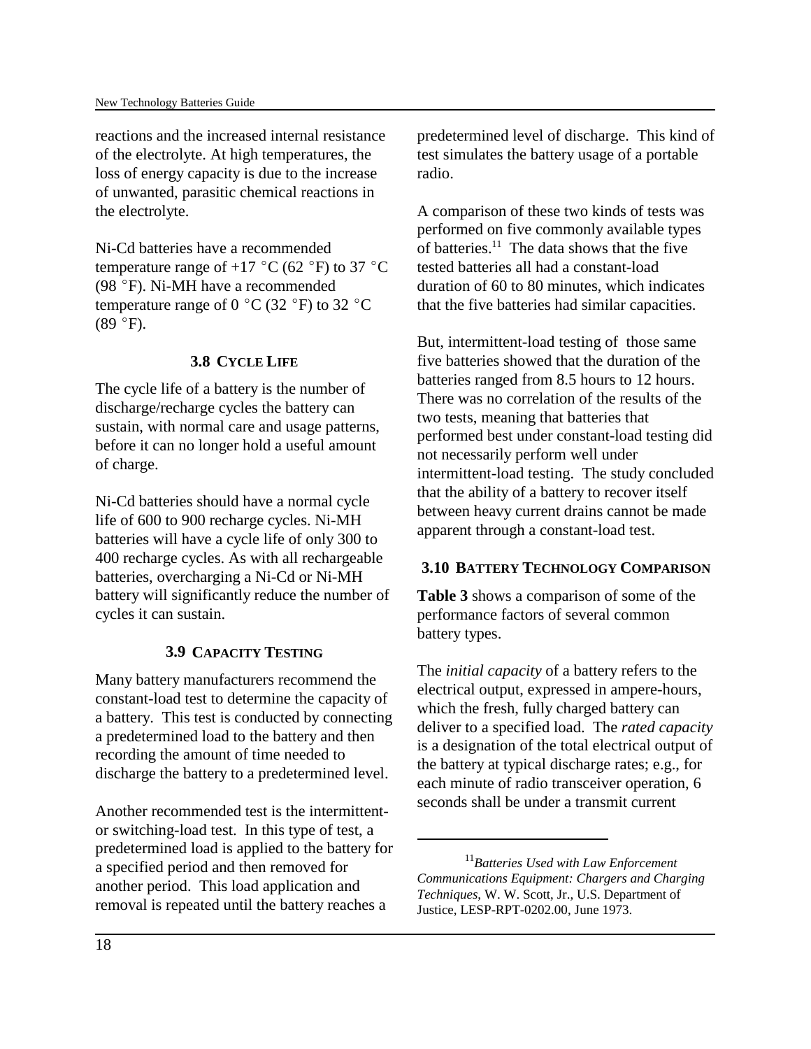reactions and the increased internal resistance of the electrolyte. At high temperatures, the loss of energy capacity is due to the increase of unwanted, parasitic chemical reactions in the electrolyte.

Ni-Cd batteries have a recommended temperature range of +17 °C (62 °F) to 37 °C (98 °F). Ni-MH have a recommended temperature range of 0 °C (32 °F) to 32 °C (89 °F).

### 3.8 Cycle Life

The cycle life of a battery is the number of discharge/recharge cycles the battery can sustain, with normal care and usage patterns, before it can no longer hold a useful amount of charge.

Ni-Cd batteries should have a normal cycle life of 600 to 900 recharge cycles. Ni-MH batteries will have a cycle life of only 300 to 400 recharge cycles. As with all rechargeable batteries, overcharging a Ni-Cd or Ni-MH battery will significantly reduce the number of cycles it can sustain.

### 3.9 Capacity Testing

Many battery manufacturers recommend the constant-load test to determine the capacity of a battery. This test is conducted by connecting a predetermined load to the battery and then recording the amount of time needed to discharge the battery to a predetermined level.

Another recommended test is the intermittent- or switching-load test. In this type of test, a predetermined load is applied to the battery for a specified period and then removed for another period. This load application and removal is repeated until the battery reaches a predetermined level of discharge. This kind of test simulates the battery usage of a portable radio.

A comparison of these two kinds of tests was performed on five commonly available types of batteries.[11] The data shows that the five tested batteries all had a constant-load duration of 60 to 80 minutes, which indicates that the five batteries had similar capacities.

But, intermittent-load testing of those same five batteries showed that the duration of the batteries ranged from 8.5 hours to 12 hours. There was no correlation of the results of the two tests, meaning that batteries that performed best under constant-load testing did not necessarily perform well under intermittent-load testing. The study concluded that the ability of a battery to recover itself between heavy current drains cannot be made apparent through a constant-load test.

### 3.10 Battery Technology Comparison

**Table 3** shows a comparison of some of the performance factors of several common battery types.

The *initial capacity* of a battery refers to the electrical output, expressed in ampere-hours, which the fresh, fully charged battery can deliver to a specified load. The *rated capacity* is a designation of the total electrical output of the battery at typical discharge rates; e.g., for each minute of radio transceiver operation, 6 seconds shall be under a transmit current

---

[11] *Batteries Used with Law Enforcement Communications Equipment: Chargers and Charging Techniques*, W. W. Scott, Jr., U.S. Department of Justice, LESP-RPT-0202.00, June 1973.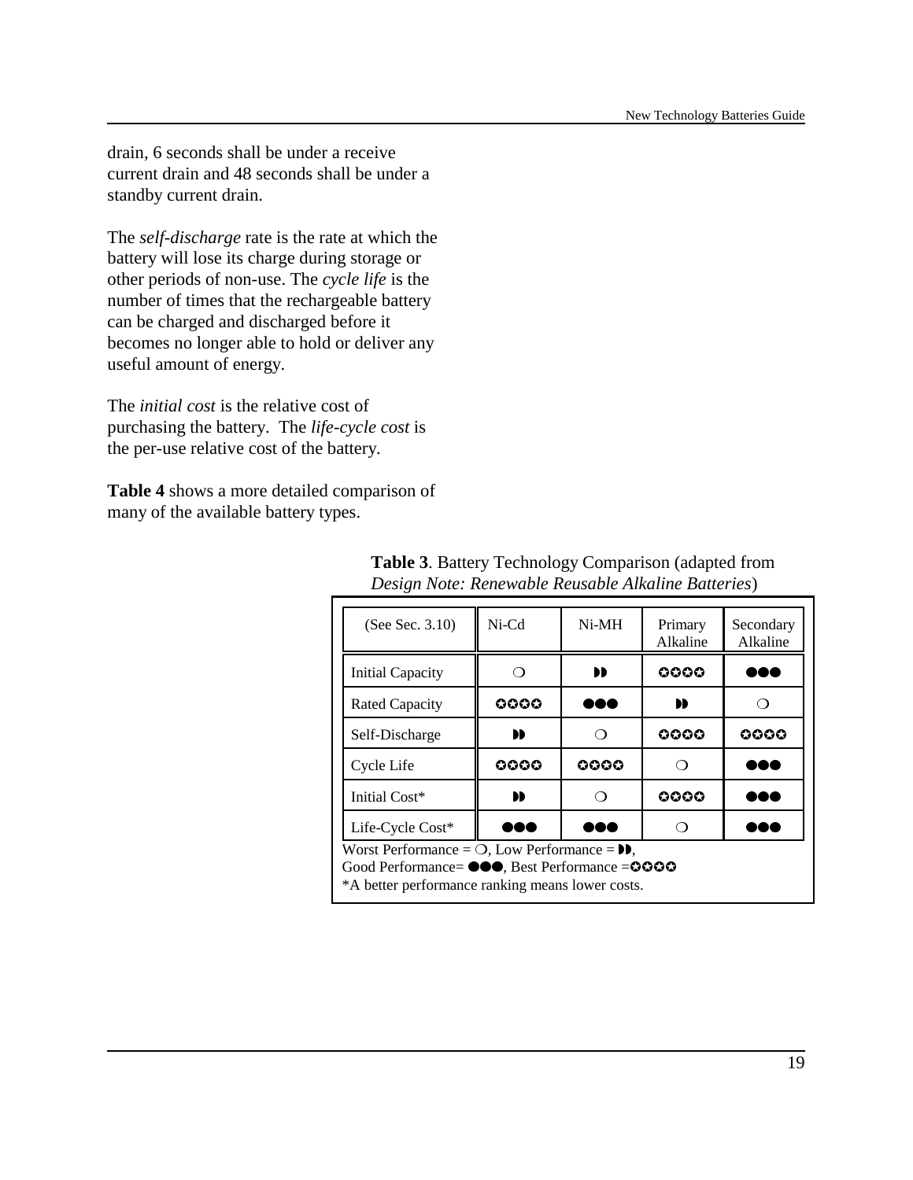drain, 6 seconds shall be under a receive current drain and 48 seconds shall be under a standby current drain.

The *self-discharge* rate is the rate at which the battery will lose its charge during storage or other periods of non-use. The *cycle life* is the number of times that the rechargeable battery can be charged and discharged before it becomes no longer able to hold or deliver any useful amount of energy.

The *initial cost* is the relative cost of purchasing the battery. The *life-cycle cost* is the per-use relative cost of the battery.

**Table 4** shows a more detailed comparison of many of the available battery types.

**Table 3**. Battery Technology Comparison (adapted from *Design Note: Renewable Reusable Alkaline Batteries*)

| (See Sec. 3.10) | Ni-Cd | Ni-MH | Primary Alkaline | Secondary Alkaline |
|---|---|---|---|---|
| Initial Capacity | ❍ | ◗◗ | ✪✪✪✪ | ●●● |
| Rated Capacity | ✪✪✪✪ | ●●● | ◗◗ | ❍ |
| Self-Discharge | ◗◗ | ❍ | ✪✪✪✪ | ✪✪✪✪ |
| Cycle Life | ✪✪✪✪ | ✪✪✪✪ | ❍ | ●●● |
| Initial Cost* | ◗◗ | ❍ | ✪✪✪✪ | ●●● |
| Life-Cycle Cost* | ●●● | ●●● | ❍ | ●●● |

Worst Performance = ❍, Low Performance = ◗◗,
Good Performance= ●●●, Best Performance =✪✪✪✪
*A better performance ranking means lower costs.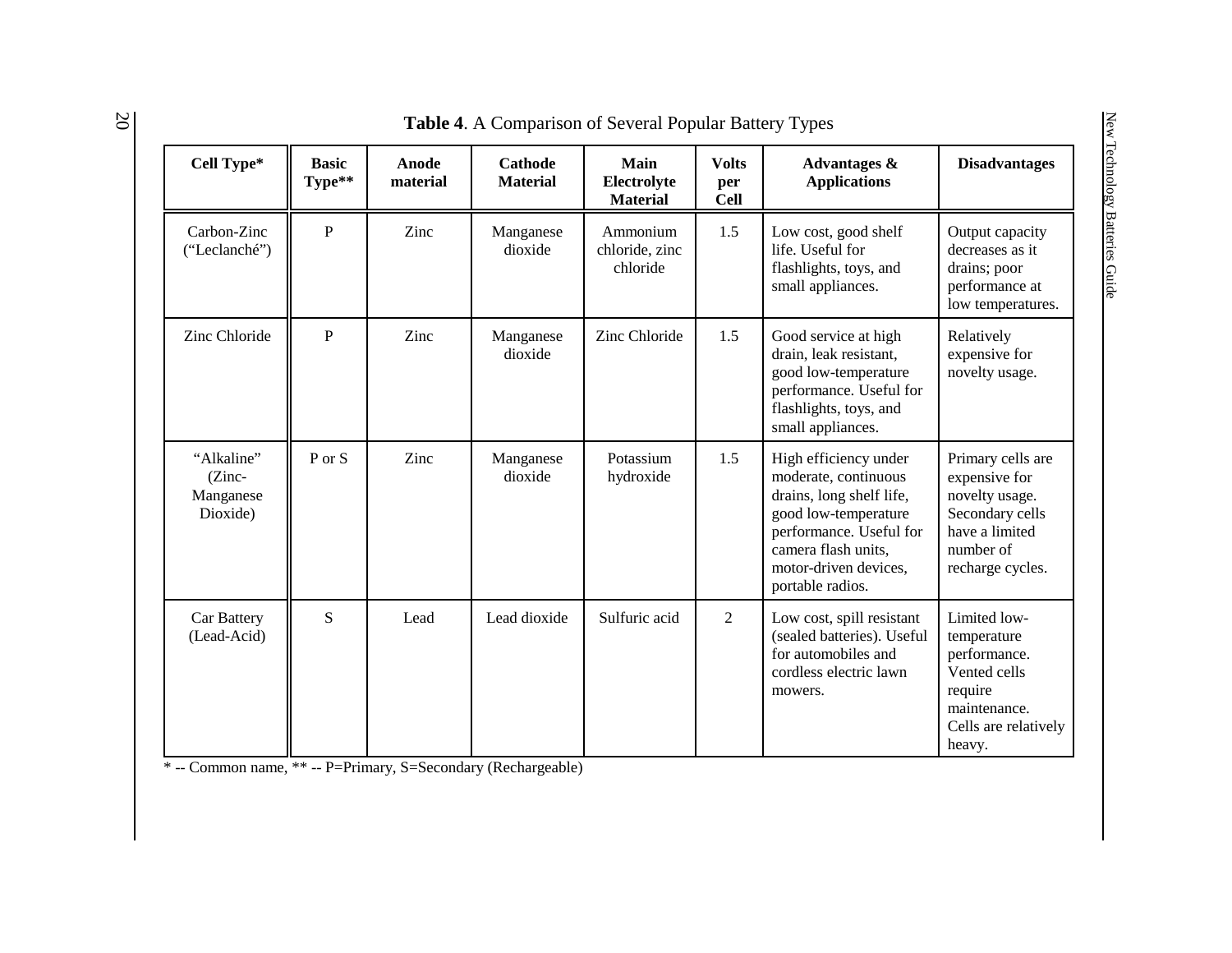**Table 4**. A Comparison of Several Popular Battery Types

| Cell Type* | Basic Type** | Anode material | Cathode Material | Main Electrolyte Material | Volts per Cell | Advantages & Applications | Disadvantages |
|---|---|---|---|---|---|---|---|
| Carbon-Zinc ("Leclanché") | P | Zinc | Manganese dioxide | Ammonium chloride, zinc chloride | 1.5 | Low cost, good shelf life. Useful for flashlights, toys, and small appliances. | Output capacity decreases as it drains; poor performance at low temperatures. |
| Zinc Chloride | P | Zinc | Manganese dioxide | Zinc Chloride | 1.5 | Good service at high drain, leak resistant, good low-temperature performance. Useful for flashlights, toys, and small appliances. | Relatively expensive for novelty usage. |
| "Alkaline" (Zinc-Manganese Dioxide) | P or S | Zinc | Manganese dioxide | Potassium hydroxide | 1.5 | High efficiency under moderate, continuous drains, long shelf life, good low-temperature performance. Useful for camera flash units, motor-driven devices, portable radios. | Primary cells are expensive for novelty usage. Secondary cells have a limited number of recharge cycles. |
| Car Battery (Lead-Acid) | S | Lead | Lead dioxide | Sulfuric acid | 2 | Low cost, spill resistant (sealed batteries). Useful for automobiles and cordless electric lawn mowers. | Limited low-temperature performance. Vented cells require maintenance. Cells are relatively heavy. |

* -- Common name, ** -- P=Primary, S=Secondary (Rechargeable)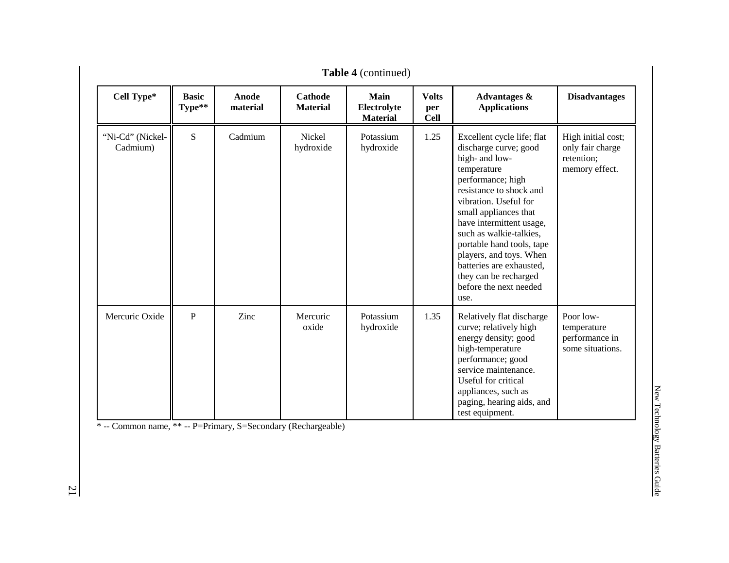**Table 4** (continued)

| Cell Type* | Basic Type** | Anode material | Cathode Material | Main Electrolyte Material | Volts per Cell | Advantages & Applications | Disadvantages |
|---|---|---|---|---|---|---|---|
| "Ni-Cd" (Nickel-Cadmium) | S | Cadmium | Nickel hydroxide | Potassium hydroxide | 1.25 | Excellent cycle life; flat discharge curve; good high- and low-temperature performance; high resistance to shock and vibration. Useful for small appliances that have intermittent usage, such as walkie-talkies, portable hand tools, tape players, and toys. When batteries are exhausted, they can be recharged before the next needed use. | High initial cost; only fair charge retention; memory effect. |
| Mercuric Oxide | P | Zinc | Mercuric oxide | Potassium hydroxide | 1.35 | Relatively flat discharge curve; relatively high energy density; good high-temperature performance; good service maintenance. Useful for critical appliances, such as paging, hearing aids, and test equipment. | Poor low-temperature performance in some situations. |

* -- Common name, ** -- P=Primary, S=Secondary (Rechargeable)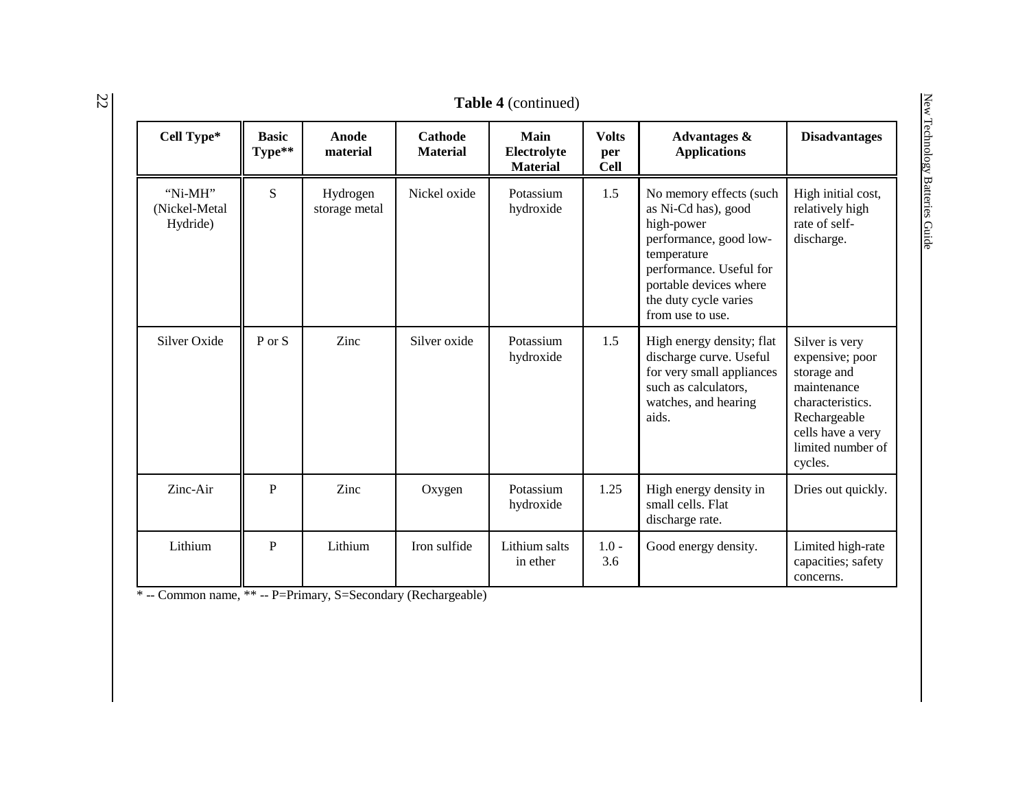**Table 4** (continued)

| Cell Type* | Basic Type** | Anode material | Cathode Material | Main Electrolyte Material | Volts per Cell | Advantages & Applications | Disadvantages |
|---|---|---|---|---|---|---|---|
| "Ni-MH" (Nickel-Metal Hydride) | S | Hydrogen storage metal | Nickel oxide | Potassium hydroxide | 1.5 | No memory effects (such as Ni-Cd has), good high-power performance, good low-temperature performance. Useful for portable devices where the duty cycle varies from use to use. | High initial cost, relatively high rate of self-discharge. |
| Silver Oxide | P or S | Zinc | Silver oxide | Potassium hydroxide | 1.5 | High energy density; flat discharge curve. Useful for very small appliances such as calculators, watches, and hearing aids. | Silver is very expensive; poor storage and maintenance characteristics. Rechargeable cells have a very limited number of cycles. |
| Zinc-Air | P | Zinc | Oxygen | Potassium hydroxide | 1.25 | High energy density in small cells. Flat discharge rate. | Dries out quickly. |
| Lithium | P | Lithium | Iron sulfide | Lithium salts in ether | 1.0 - 3.6 | Good energy density. | Limited high-rate capacities; safety concerns. |

* -- Common name, ** -- P=Primary, S=Secondary (Rechargeable)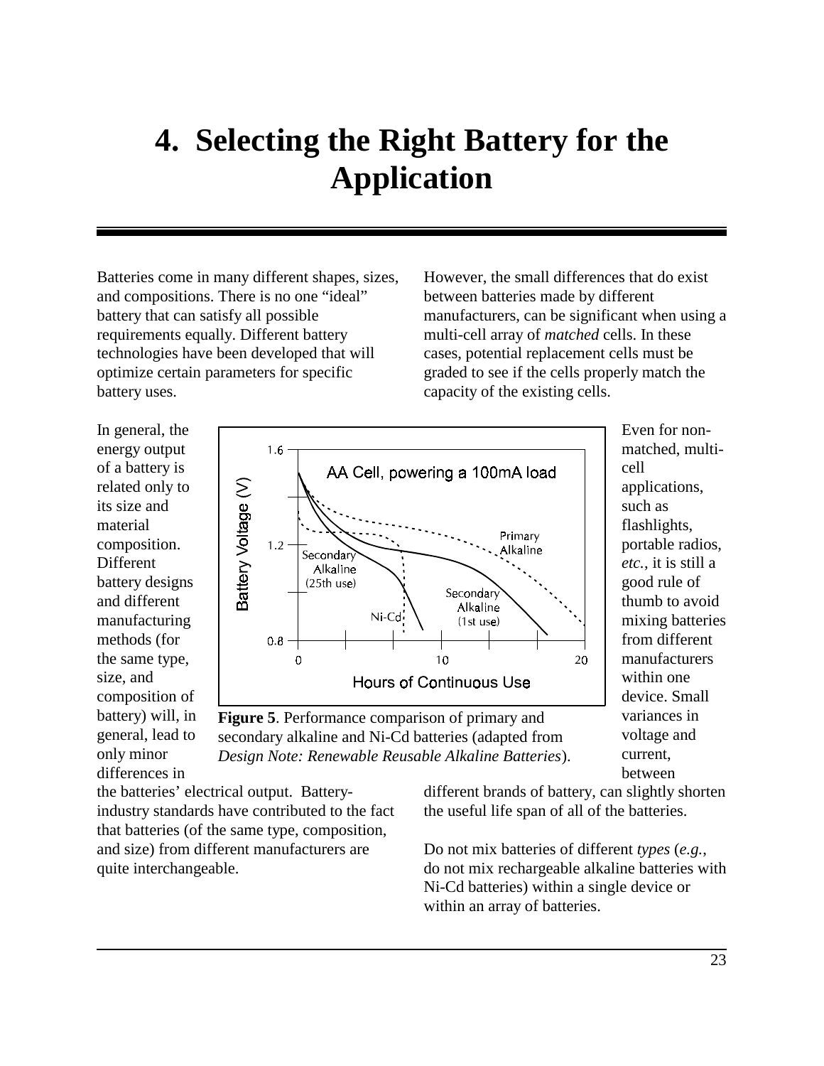# 4. Selecting the Right Battery for the Application

Batteries come in many different shapes, sizes, and compositions. There is no one "ideal" battery that can satisfy all possible requirements equally. Different battery technologies have been developed that will optimize certain parameters for specific battery uses.

In general, the energy output of a battery is related only to its size and material composition. Different battery designs and different manufacturing methods (for the same type, size, and composition of battery) will, in general, lead to only minor differences in the batteries' electrical output. Battery-industry standards have contributed to the fact that batteries (of the same type, composition, and size) from different manufacturers are quite interchangeable.

**Figure 5**. Performance comparison of primary and secondary alkaline and Ni-Cd batteries (adapted from *Design Note: Renewable Reusable Alkaline Batteries*).

However, the small differences that do exist between batteries made by different manufacturers, can be significant when using a multi-cell array of *matched* cells. In these cases, potential replacement cells must be graded to see if the cells properly match the capacity of the existing cells.

Even for non-matched, multi-cell applications, such as flashlights, portable radios, *etc.*, it is still a good rule of thumb to avoid mixing batteries from different manufacturers within one device. Small variances in voltage and current, between different brands of battery, can slightly shorten the useful life span of all of the batteries.

Do not mix batteries of different *types* (*e.g.*, do not mix rechargeable alkaline batteries with Ni-Cd batteries) within a single device or within an array of batteries.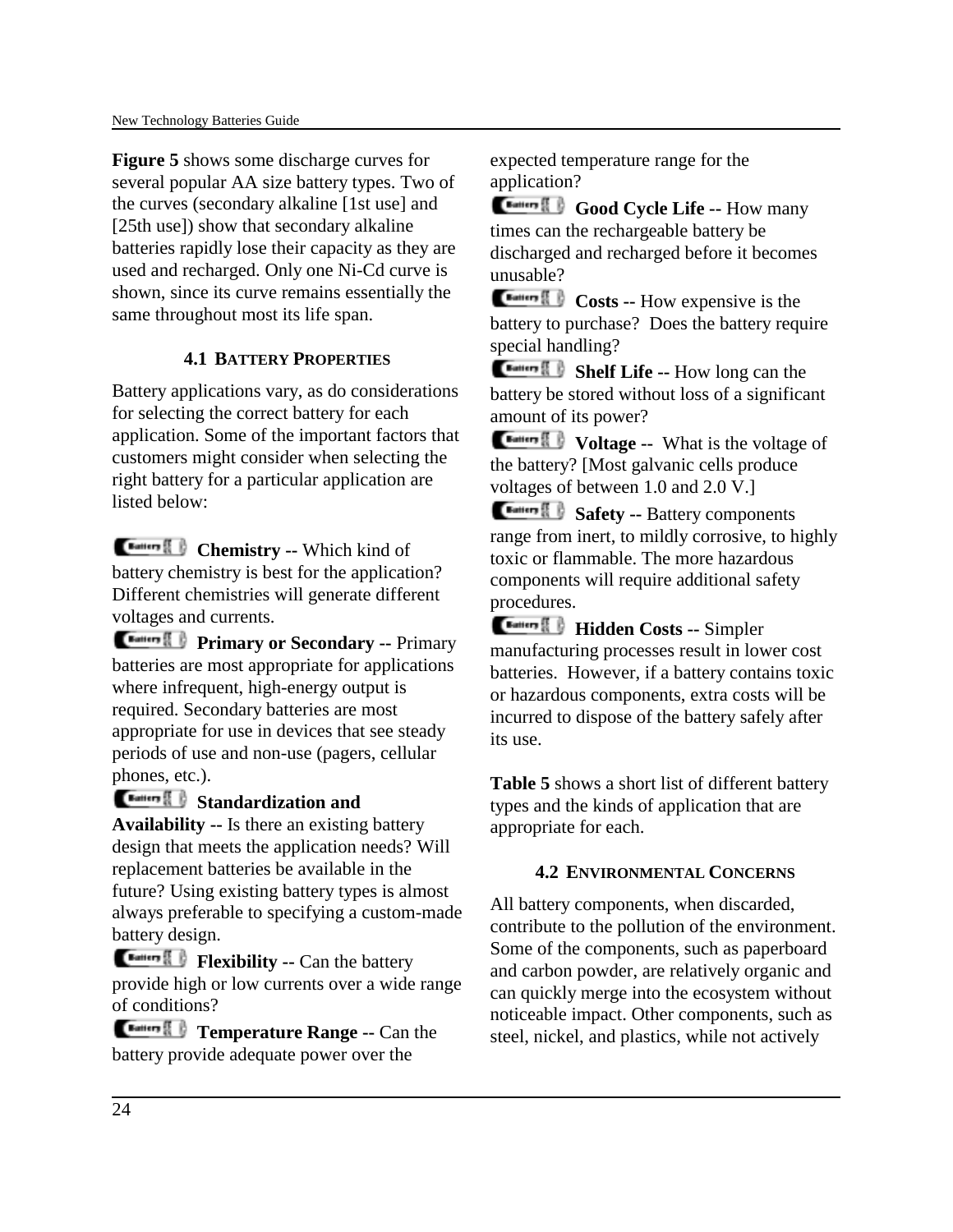**Figure 5** shows some discharge curves for several popular AA size battery types. Two of the curves (secondary alkaline [1st use] and [25th use]) show that secondary alkaline batteries rapidly lose their capacity as they are used and recharged. Only one Ni-Cd curve is shown, since its curve remains essentially the same throughout most its life span.

### 4.1 Battery Properties

Battery applications vary, as do considerations for selecting the correct battery for each application. Some of the important factors that customers might consider when selecting the right battery for a particular application are listed below:

- **Chemistry --** Which kind of battery chemistry is best for the application? Different chemistries will generate different voltages and currents.
- **Primary or Secondary --** Primary batteries are most appropriate for applications where infrequent, high-energy output is required. Secondary batteries are most appropriate for use in devices that see steady periods of use and non-use (pagers, cellular phones, etc.).
- **Standardization and Availability --** Is there an existing battery design that meets the application needs? Will replacement batteries be available in the future? Using existing battery types is almost always preferable to specifying a custom-made battery design.
- **Flexibility --** Can the battery provide high or low currents over a wide range of conditions?
- **Temperature Range --** Can the battery provide adequate power over the expected temperature range for the application?
- **Good Cycle Life --** How many times can the rechargeable battery be discharged and recharged before it becomes unusable?
- **Costs --** How expensive is the battery to purchase? Does the battery require special handling?
- **Shelf Life --** How long can the battery be stored without loss of a significant amount of its power?
- **Voltage --** What is the voltage of the battery? [Most galvanic cells produce voltages of between 1.0 and 2.0 V.]
- **Safety --** Battery components range from inert, to mildly corrosive, to highly toxic or flammable. The more hazardous components will require additional safety procedures.
- **Hidden Costs --** Simpler manufacturing processes result in lower cost batteries. However, if a battery contains toxic or hazardous components, extra costs will be incurred to dispose of the battery safely after its use.

**Table 5** shows a short list of different battery types and the kinds of application that are appropriate for each.

### 4.2 Environmental Concerns

All battery components, when discarded, contribute to the pollution of the environment. Some of the components, such as paperboard and carbon powder, are relatively organic and can quickly merge into the ecosystem without noticeable impact. Other components, such as steel, nickel, and plastics, while not actively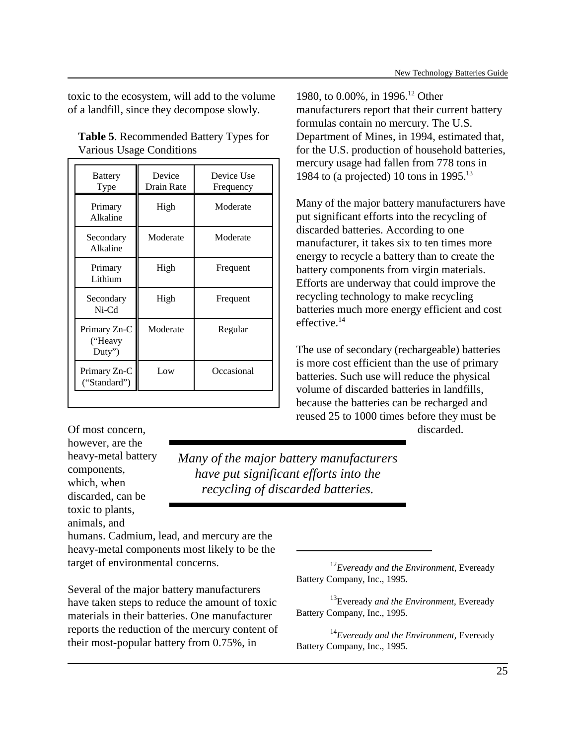toxic to the ecosystem, will add to the volume of a landfill, since they decompose slowly.

**Table 5**. Recommended Battery Types for Various Usage Conditions

| Battery Type | Device Drain Rate | Device Use Frequency |
| --- | --- | --- |
| Primary Alkaline | High | Moderate |
| Secondary Alkaline | Moderate | Moderate |
| Primary Lithium | High | Frequent |
| Secondary Ni-Cd | High | Frequent |
| Primary Zn-C ("Heavy Duty") | Moderate | Regular |
| Primary Zn-C ("Standard") | Low | Occasional |

Of most concern, however, are the heavy-metal battery components, which, when discarded, can be toxic to plants, animals, and humans. Cadmium, lead, and mercury are the heavy-metal components most likely to be the target of environmental concerns.

*Many of the major battery manufacturers have put significant efforts into the recycling of discarded batteries.*

Several of the major battery manufacturers have taken steps to reduce the amount of toxic materials in their batteries. One manufacturer reports the reduction of the mercury content of their most-popular battery from 0.75%, in 1980, to 0.00%, in 1996.[12] Other manufacturers report that their current battery formulas contain no mercury. The U.S. Department of Mines, in 1994, estimated that, for the U.S. production of household batteries, mercury usage had fallen from 778 tons in 1984 to (a projected) 10 tons in 1995.[13]

Many of the major battery manufacturers have put significant efforts into the recycling of discarded batteries. According to one manufacturer, it takes six to ten times more energy to recycle a battery than to create the battery components from virgin materials. Efforts are underway that could improve the recycling technology to make recycling batteries much more energy efficient and cost effective.[14]

The use of secondary (rechargeable) batteries is more cost efficient than the use of primary batteries. Such use will reduce the physical volume of discarded batteries in landfills, because the batteries can be recharged and reused 25 to 1000 times before they must be discarded.

---

[12] *Eveready and the Environment*, Eveready Battery Company, Inc., 1995.

[13] Eveready *and the Environment*, Eveready Battery Company, Inc., 1995.

[14] *Eveready and the Environment*, Eveready Battery Company, Inc., 1995.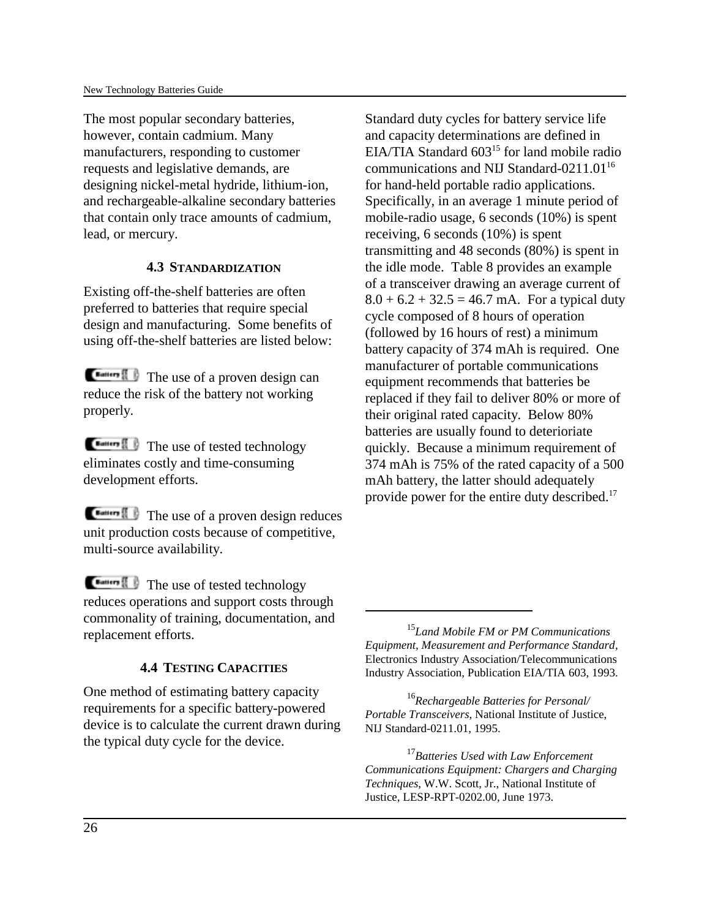The most popular secondary batteries, however, contain cadmium. Many manufacturers, responding to customer requests and legislative demands, are designing nickel-metal hydride, lithium-ion, and rechargeable-alkaline secondary batteries that contain only trace amounts of cadmium, lead, or mercury.

### 4.3 Standardization

Existing off-the-shelf batteries are often preferred to batteries that require special design and manufacturing. Some benefits of using off-the-shelf batteries are listed below:

- The use of a proven design can reduce the risk of the battery not working properly.
- The use of tested technology eliminates costly and time-consuming development efforts.
- The use of a proven design reduces unit production costs because of competitive, multi-source availability.
- The use of tested technology reduces operations and support costs through commonality of training, documentation, and replacement efforts.

### 4.4 Testing Capacities

One method of estimating battery capacity requirements for a specific battery-powered device is to calculate the current drawn during the typical duty cycle for the device.

Standard duty cycles for battery service life and capacity determinations are defined in EIA/TIA Standard 603[15] for land mobile radio communications and NIJ Standard-0211.01[16] for hand-held portable radio applications. Specifically, in an average 1 minute period of mobile-radio usage, 6 seconds (10%) is spent receiving, 6 seconds (10%) is spent transmitting and 48 seconds (80%) is spent in the idle mode. Table 8 provides an example of a transceiver drawing an average current of $8.0 + 6.2 + 32.5 = 46.7$ mA. For a typical duty cycle composed of 8 hours of operation (followed by 16 hours of rest) a minimum battery capacity of 374 mAh is required. One manufacturer of portable communications equipment recommends that batteries be replaced if they fail to deliver 80% or more of their original rated capacity. Below 80% batteries are usually found to deterioriate quickly. Because a minimum requirement of 374 mAh is 75% of the rated capacity of a 500 mAh battery, the latter should adequately provide power for the entire duty described.[17]

---

[15] *Land Mobile FM or PM Communications Equipment, Measurement and Performance Standard*, Electronics Industry Association/Telecommunications Industry Association, Publication EIA/TIA 603, 1993.

[16] *Rechargeable Batteries for Personal/ Portable Transceivers*, National Institute of Justice, NIJ Standard-0211.01, 1995.

[17] *Batteries Used with Law Enforcement Communications Equipment: Chargers and Charging Techniques*, W.W. Scott, Jr., National Institute of Justice, LESP-RPT-0202.00, June 1973.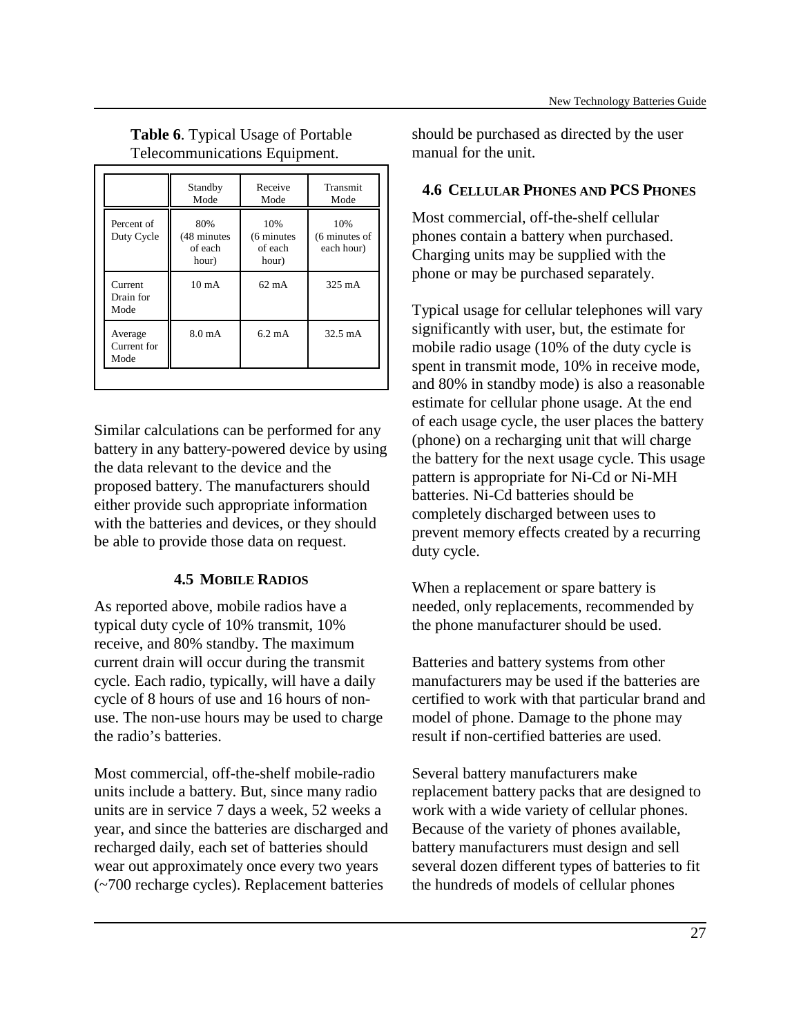**Table 6**. Typical Usage of Portable Telecommunications Equipment.

| | Standby Mode | Receive Mode | Transmit Mode |
|---|---|---|---|
| Percent of Duty Cycle | 80% (48 minutes of each hour) | 10% (6 minutes of each hour) | 10% (6 minutes of each hour) |
| Current Drain for Mode | 10 mA | 62 mA | 325 mA |
| Average Current for Mode | 8.0 mA | 6.2 mA | 32.5 mA |

Similar calculations can be performed for any battery in any battery-powered device by using the data relevant to the device and the proposed battery. The manufacturers should either provide such appropriate information with the batteries and devices, or they should be able to provide those data on request.

## 4.5 Mobile Radios

As reported above, mobile radios have a typical duty cycle of 10% transmit, 10% receive, and 80% standby. The maximum current drain will occur during the transmit cycle. Each radio, typically, will have a daily cycle of 8 hours of use and 16 hours of non-use. The non-use hours may be used to charge the radio's batteries.

Most commercial, off-the-shelf mobile-radio units include a battery. But, since many radio units are in service 7 days a week, 52 weeks a year, and since the batteries are discharged and recharged daily, each set of batteries should wear out approximately once every two years (~700 recharge cycles). Replacement batteries should be purchased as directed by the user manual for the unit.

## 4.6 Cellular Phones and PCS Phones

Most commercial, off-the-shelf cellular phones contain a battery when purchased. Charging units may be supplied with the phone or may be purchased separately.

Typical usage for cellular telephones will vary significantly with user, but, the estimate for mobile radio usage (10% of the duty cycle is spent in transmit mode, 10% in receive mode, and 80% in standby mode) is also a reasonable estimate for cellular phone usage. At the end of each usage cycle, the user places the battery (phone) on a recharging unit that will charge the battery for the next usage cycle. This usage pattern is appropriate for Ni-Cd or Ni-MH batteries. Ni-Cd batteries should be completely discharged between uses to prevent memory effects created by a recurring duty cycle.

When a replacement or spare battery is needed, only replacements, recommended by the phone manufacturer should be used.

Batteries and battery systems from other manufacturers may be used if the batteries are certified to work with that particular brand and model of phone. Damage to the phone may result if non-certified batteries are used.

Several battery manufacturers make replacement battery packs that are designed to work with a wide variety of cellular phones. Because of the variety of phones available, battery manufacturers must design and sell several dozen different types of batteries to fit the hundreds of models of cellular phones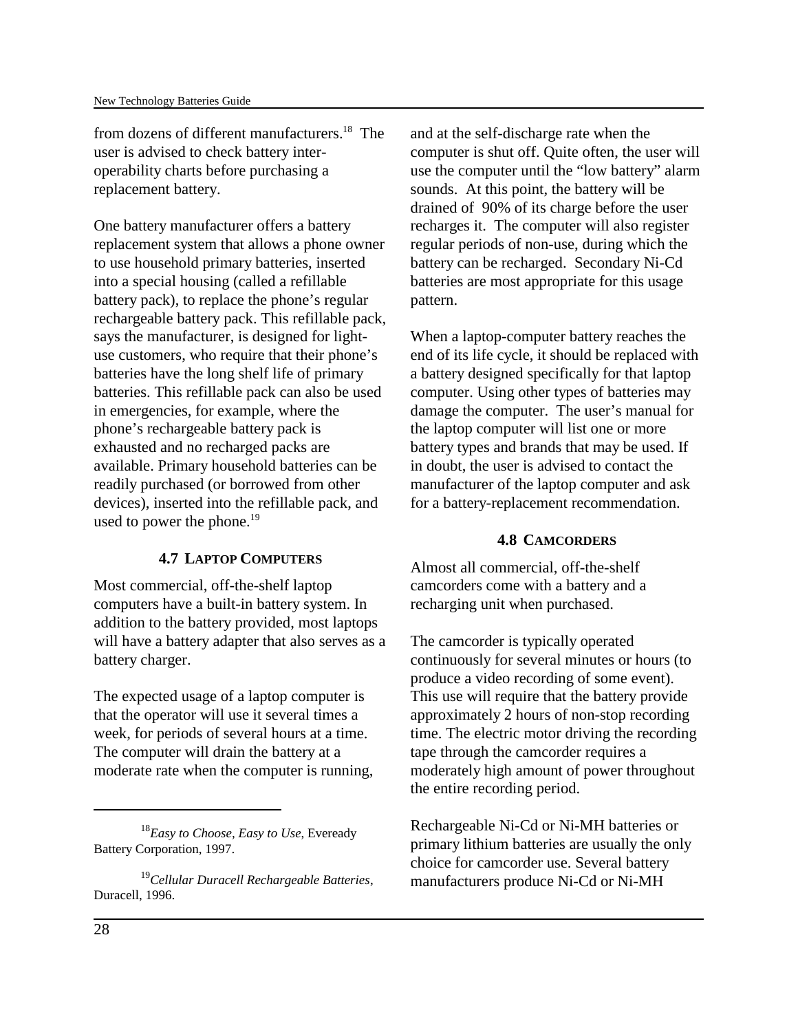from dozens of different manufacturers.[18] The user is advised to check battery inter-operability charts before purchasing a replacement battery.

One battery manufacturer offers a battery replacement system that allows a phone owner to use household primary batteries, inserted into a special housing (called a refillable battery pack), to replace the phone's regular rechargeable battery pack. This refillable pack, says the manufacturer, is designed for light-use customers, who require that their phone's batteries have the long shelf life of primary batteries. This refillable pack can also be used in emergencies, for example, where the phone's rechargeable battery pack is exhausted and no recharged packs are available. Primary household batteries can be readily purchased (or borrowed from other devices), inserted into the refillable pack, and used to power the phone.[19]

### 4.7 LAPTOP COMPUTERS

Most commercial, off-the-shelf laptop computers have a built-in battery system. In addition to the battery provided, most laptops will have a battery adapter that also serves as a battery charger.

The expected usage of a laptop computer is that the operator will use it several times a week, for periods of several hours at a time. The computer will drain the battery at a moderate rate when the computer is running, and at the self-discharge rate when the computer is shut off. Quite often, the user will use the computer until the "low battery" alarm sounds. At this point, the battery will be drained of 90% of its charge before the user recharges it. The computer will also register regular periods of non-use, during which the battery can be recharged. Secondary Ni-Cd batteries are most appropriate for this usage pattern.

When a laptop-computer battery reaches the end of its life cycle, it should be replaced with a battery designed specifically for that laptop computer. Using other types of batteries may damage the computer. The user's manual for the laptop computer will list one or more battery types and brands that may be used. If in doubt, the user is advised to contact the manufacturer of the laptop computer and ask for a battery-replacement recommendation.

### 4.8 CAMCORDERS

Almost all commercial, off-the-shelf camcorders come with a battery and a recharging unit when purchased.

The camcorder is typically operated continuously for several minutes or hours (to produce a video recording of some event). This use will require that the battery provide approximately 2 hours of non-stop recording time. The electric motor driving the recording tape through the camcorder requires a moderately high amount of power throughout the entire recording period.

Rechargeable Ni-Cd or Ni-MH batteries or primary lithium batteries are usually the only choice for camcorder use. Several battery manufacturers produce Ni-Cd or Ni-MH

---

[18] *Easy to Choose, Easy to Use*, Eveready Battery Corporation, 1997.

[19] *Cellular Duracell Rechargeable Batteries*, Duracell, 1996.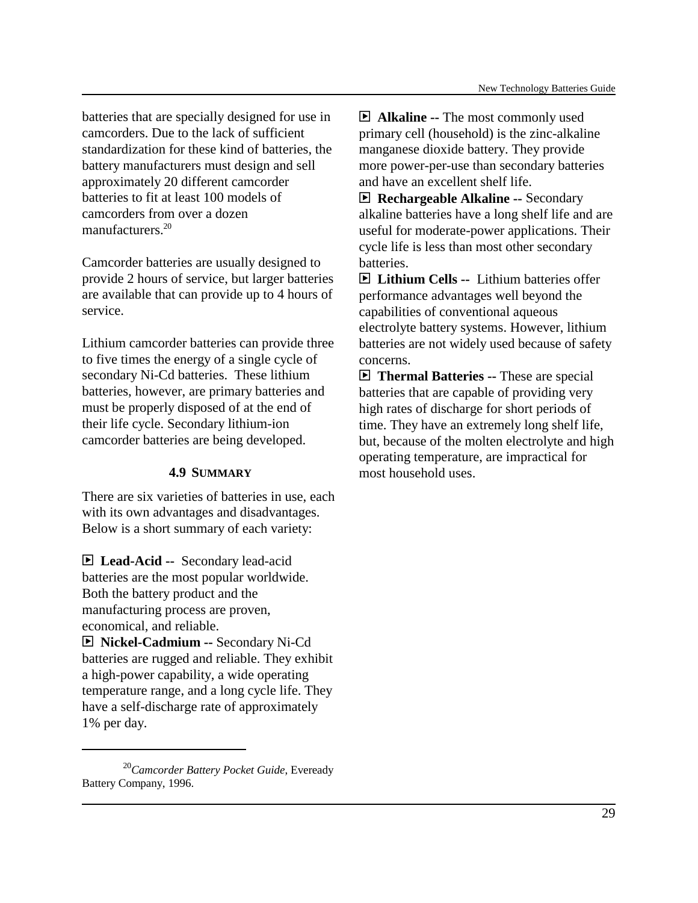batteries that are specially designed for use in camcorders. Due to the lack of sufficient standardization for these kind of batteries, the battery manufacturers must design and sell approximately 20 different camcorder batteries to fit at least 100 models of camcorders from over a dozen manufacturers.[20]

Camcorder batteries are usually designed to provide 2 hours of service, but larger batteries are available that can provide up to 4 hours of service.

Lithium camcorder batteries can provide three to five times the energy of a single cycle of secondary Ni-Cd batteries. These lithium batteries, however, are primary batteries and must be properly disposed of at the end of their life cycle. Secondary lithium-ion camcorder batteries are being developed.

## 4.9 SUMMARY

There are six varieties of batteries in use, each with its own advantages and disadvantages. Below is a short summary of each variety:

- **Lead-Acid --** Secondary lead-acid batteries are the most popular worldwide. Both the battery product and the manufacturing process are proven, economical, and reliable.
- **Nickel-Cadmium --** Secondary Ni-Cd batteries are rugged and reliable. They exhibit a high-power capability, a wide operating temperature range, and a long cycle life. They have a self-discharge rate of approximately 1% per day.
- **Alkaline --** The most commonly used primary cell (household) is the zinc-alkaline manganese dioxide battery. They provide more power-per-use than secondary batteries and have an excellent shelf life.
- **Rechargeable Alkaline --** Secondary alkaline batteries have a long shelf life and are useful for moderate-power applications. Their cycle life is less than most other secondary batteries.
- **Lithium Cells --** Lithium batteries offer performance advantages well beyond the capabilities of conventional aqueous electrolyte battery systems. However, lithium batteries are not widely used because of safety concerns.
- **Thermal Batteries --** These are special batteries that are capable of providing very high rates of discharge for short periods of time. They have an extremely long shelf life, but, because of the molten electrolyte and high operating temperature, are impractical for most household uses.

---

[20] *Camcorder Battery Pocket Guide*, Eveready Battery Company, 1996.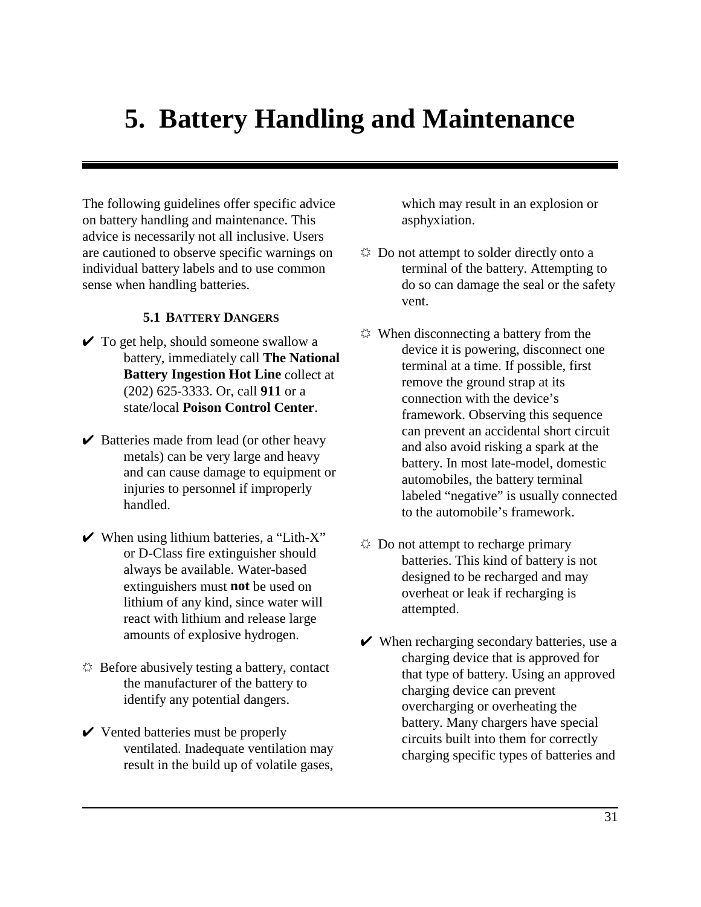# 5. Battery Handling and Maintenance

The following guidelines offer specific advice on battery handling and maintenance. This advice is necessarily not all inclusive. Users are cautioned to observe specific warnings on individual battery labels and to use common sense when handling batteries.

### 5.1 BATTERY DANGERS

- ✔ To get help, should someone swallow a battery, immediately call **The National Battery Ingestion Hot Line** collect at (202) 625-3333. Or, call **911** or a state/local **Poison Control Center**.

- ✔ Batteries made from lead (or other heavy metals) can be very large and heavy and can cause damage to equipment or injuries to personnel if improperly handled.

- ✔ When using lithium batteries, a "Lith-X" or D-Class fire extinguisher should always be available. Water-based extinguishers must **not** be used on lithium of any kind, since water will react with lithium and release large amounts of explosive hydrogen.

- ☼ Before abusively testing a battery, contact the manufacturer of the battery to identify any potential dangers.

- ✔ Vented batteries must be properly ventilated. Inadequate ventilation may result in the build up of volatile gases, which may result in an explosion or asphyxiation.

- ☼ Do not attempt to solder directly onto a terminal of the battery. Attempting to do so can damage the seal or the safety vent.

- ☼ When disconnecting a battery from the device it is powering, disconnect one terminal at a time. If possible, first remove the ground strap at its connection with the device's framework. Observing this sequence can prevent an accidental short circuit and also avoid risking a spark at the battery. In most late-model, domestic automobiles, the battery terminal labeled "negative" is usually connected to the automobile's framework.

- ☼ Do not attempt to recharge primary batteries. This kind of battery is not designed to be recharged and may overheat or leak if recharging is attempted.

- ✔ When recharging secondary batteries, use a charging device that is approved for that type of battery. Using an approved charging device can prevent overcharging or overheating the battery. Many chargers have special circuits built into them for correctly charging specific types of batteries and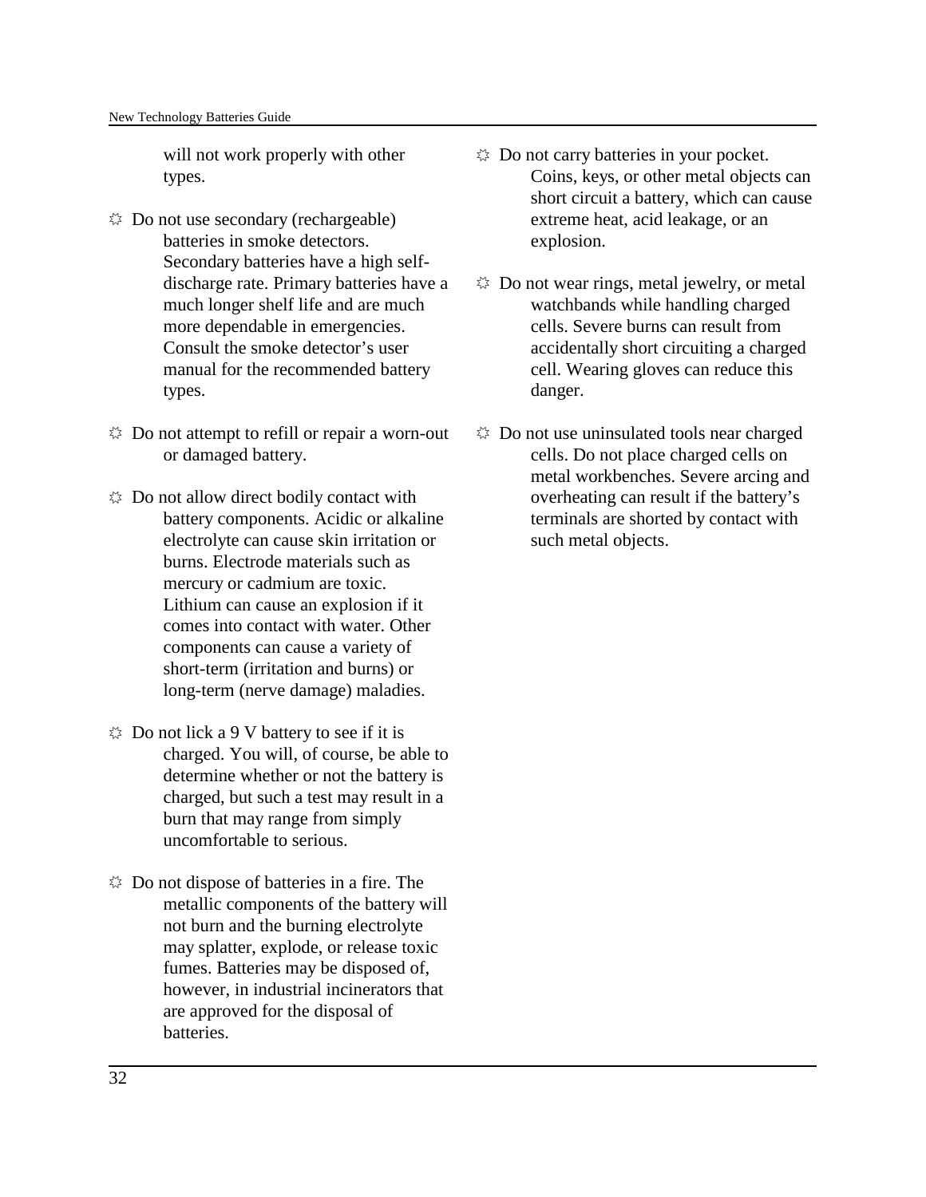will not work properly with other types.

- Do not use secondary (rechargeable) batteries in smoke detectors. Secondary batteries have a high self-discharge rate. Primary batteries have a much longer shelf life and are much more dependable in emergencies. Consult the smoke detector's user manual for the recommended battery types.

- Do not attempt to refill or repair a worn-out or damaged battery.

- Do not allow direct bodily contact with battery components. Acidic or alkaline electrolyte can cause skin irritation or burns. Electrode materials such as mercury or cadmium are toxic. Lithium can cause an explosion if it comes into contact with water. Other components can cause a variety of short-term (irritation and burns) or long-term (nerve damage) maladies.

- Do not lick a 9 V battery to see if it is charged. You will, of course, be able to determine whether or not the battery is charged, but such a test may result in a burn that may range from simply uncomfortable to serious.

- Do not dispose of batteries in a fire. The metallic components of the battery will not burn and the burning electrolyte may splatter, explode, or release toxic fumes. Batteries may be disposed of, however, in industrial incinerators that are approved for the disposal of batteries.

- Do not carry batteries in your pocket. Coins, keys, or other metal objects can short circuit a battery, which can cause extreme heat, acid leakage, or an explosion.

- Do not wear rings, metal jewelry, or metal watchbands while handling charged cells. Severe burns can result from accidentally short circuiting a charged cell. Wearing gloves can reduce this danger.

- Do not use uninsulated tools near charged cells. Do not place charged cells on metal workbenches. Severe arcing and overheating can result if the battery's terminals are shorted by contact with such metal objects.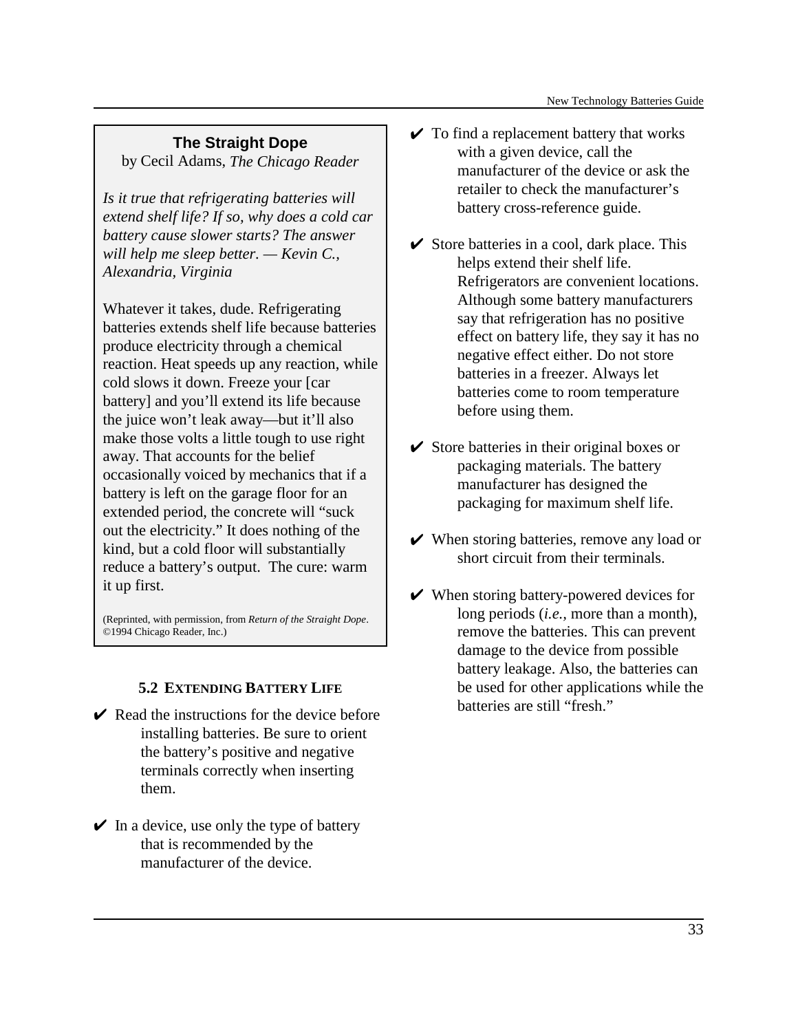**The Straight Dope**

by Cecil Adams, *The Chicago Reader*

*Is it true that refrigerating batteries will extend shelf life? If so, why does a cold car battery cause slower starts? The answer will help me sleep better. — Kevin C., Alexandria, Virginia*

Whatever it takes, dude. Refrigerating batteries extends shelf life because batteries produce electricity through a chemical reaction. Heat speeds up any reaction, while cold slows it down. Freeze your [car battery] and you'll extend its life because the juice won't leak away—but it'll also make those volts a little tough to use right away. That accounts for the belief occasionally voiced by mechanics that if a battery is left on the garage floor for an extended period, the concrete will "suck out the electricity." It does nothing of the kind, but a cold floor will substantially reduce a battery's output. The cure: warm it up first.

(Reprinted, with permission, from *Return of the Straight Dope*. ©1994 Chicago Reader, Inc.)

## 5.2 Extending Battery Life

- ✔ Read the instructions for the device before installing batteries. Be sure to orient the battery's positive and negative terminals correctly when inserting them.
- ✔ In a device, use only the type of battery that is recommended by the manufacturer of the device.
- ✔ To find a replacement battery that works with a given device, call the manufacturer of the device or ask the retailer to check the manufacturer's battery cross-reference guide.
- ✔ Store batteries in a cool, dark place. This helps extend their shelf life. Refrigerators are convenient locations. Although some battery manufacturers say that refrigeration has no positive effect on battery life, they say it has no negative effect either. Do not store batteries in a freezer. Always let batteries come to room temperature before using them.
- ✔ Store batteries in their original boxes or packaging materials. The battery manufacturer has designed the packaging for maximum shelf life.
- ✔ When storing batteries, remove any load or short circuit from their terminals.
- ✔ When storing battery-powered devices for long periods (*i.e.,* more than a month), remove the batteries. This can prevent damage to the device from possible battery leakage. Also, the batteries can be used for other applications while the batteries are still "fresh."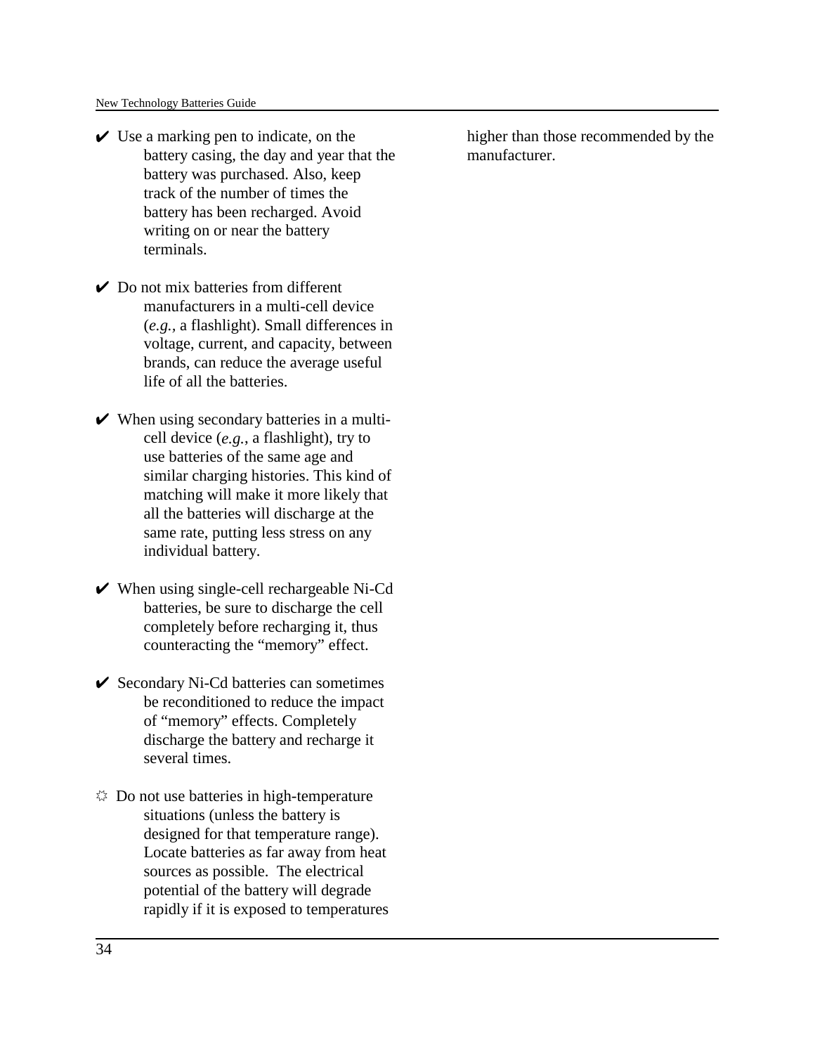✔ Use a marking pen to indicate, on the battery casing, the day and year that the battery was purchased. Also, keep track of the number of times the battery has been recharged. Avoid writing on or near the battery terminals.

✔ Do not mix batteries from different manufacturers in a multi-cell device (*e.g.*, a flashlight). Small differences in voltage, current, and capacity, between brands, can reduce the average useful life of all the batteries.

✔ When using secondary batteries in a multi-cell device (*e.g.*, a flashlight), try to use batteries of the same age and similar charging histories. This kind of matching will make it more likely that all the batteries will discharge at the same rate, putting less stress on any individual battery.

✔ When using single-cell rechargeable Ni-Cd batteries, be sure to discharge the cell completely before recharging it, thus counteracting the "memory" effect.

✔ Secondary Ni-Cd batteries can sometimes be reconditioned to reduce the impact of "memory" effects. Completely discharge the battery and recharge it several times.

☼ Do not use batteries in high-temperature situations (unless the battery is designed for that temperature range). Locate batteries as far away from heat sources as possible. The electrical potential of the battery will degrade rapidly if it is exposed to temperatures higher than those recommended by the manufacturer.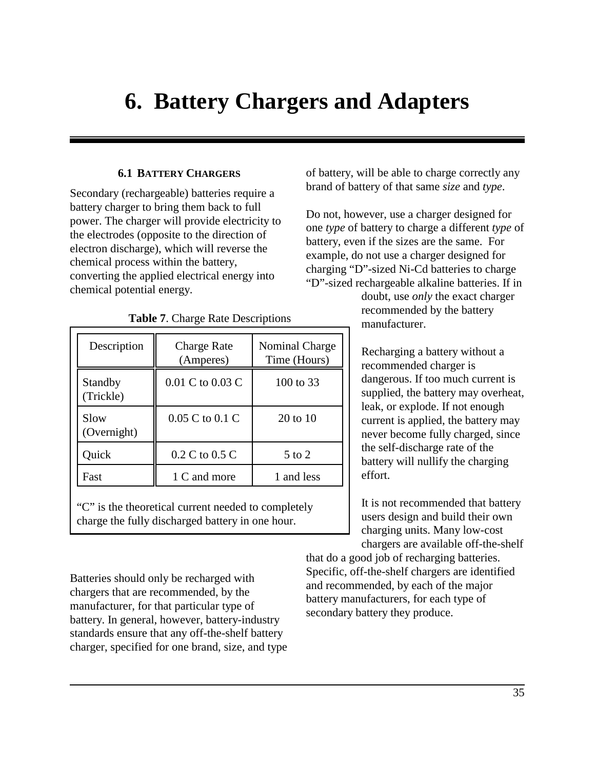# 6. Battery Chargers and Adapters

### 6.1 Battery Chargers

Secondary (rechargeable) batteries require a battery charger to bring them back to full power. The charger will provide electricity to the electrodes (opposite to the direction of electron discharge), which will reverse the chemical process within the battery, converting the applied electrical energy into chemical potential energy.

**Table 7**. Charge Rate Descriptions

| Description | Charge Rate (Amperes) | Nominal Charge Time (Hours) |
|---|---|---|
| Standby (Trickle) | 0.01 C to 0.03 C | 100 to 33 |
| Slow (Overnight) | 0.05 C to 0.1 C | 20 to 10 |
| Quick | 0.2 C to 0.5 C | 5 to 2 |
| Fast | 1 C and more | 1 and less |

"C" is the theoretical current needed to completely charge the fully discharged battery in one hour.

Batteries should only be recharged with chargers that are recommended, by the manufacturer, for that particular type of battery. In general, however, battery-industry standards ensure that any off-the-shelf battery charger, specified for one brand, size, and type of battery, will be able to charge correctly any brand of battery of that same *size* and *type*.

Do not, however, use a charger designed for one *type* of battery to charge a different *type* of battery, even if the sizes are the same. For example, do not use a charger designed for charging "D"-sized Ni-Cd batteries to charge "D"-sized rechargeable alkaline batteries. If in doubt, use *only* the exact charger recommended by the battery manufacturer.

Recharging a battery without a recommended charger is dangerous. If too much current is supplied, the battery may overheat, leak, or explode. If not enough current is applied, the battery may never become fully charged, since the self-discharge rate of the battery will nullify the charging effort.

It is not recommended that battery users design and build their own charging units. Many low-cost chargers are available off-the-shelf that do a good job of recharging batteries. Specific, off-the-shelf chargers are identified and recommended, by each of the major battery manufacturers, for each type of secondary battery they produce.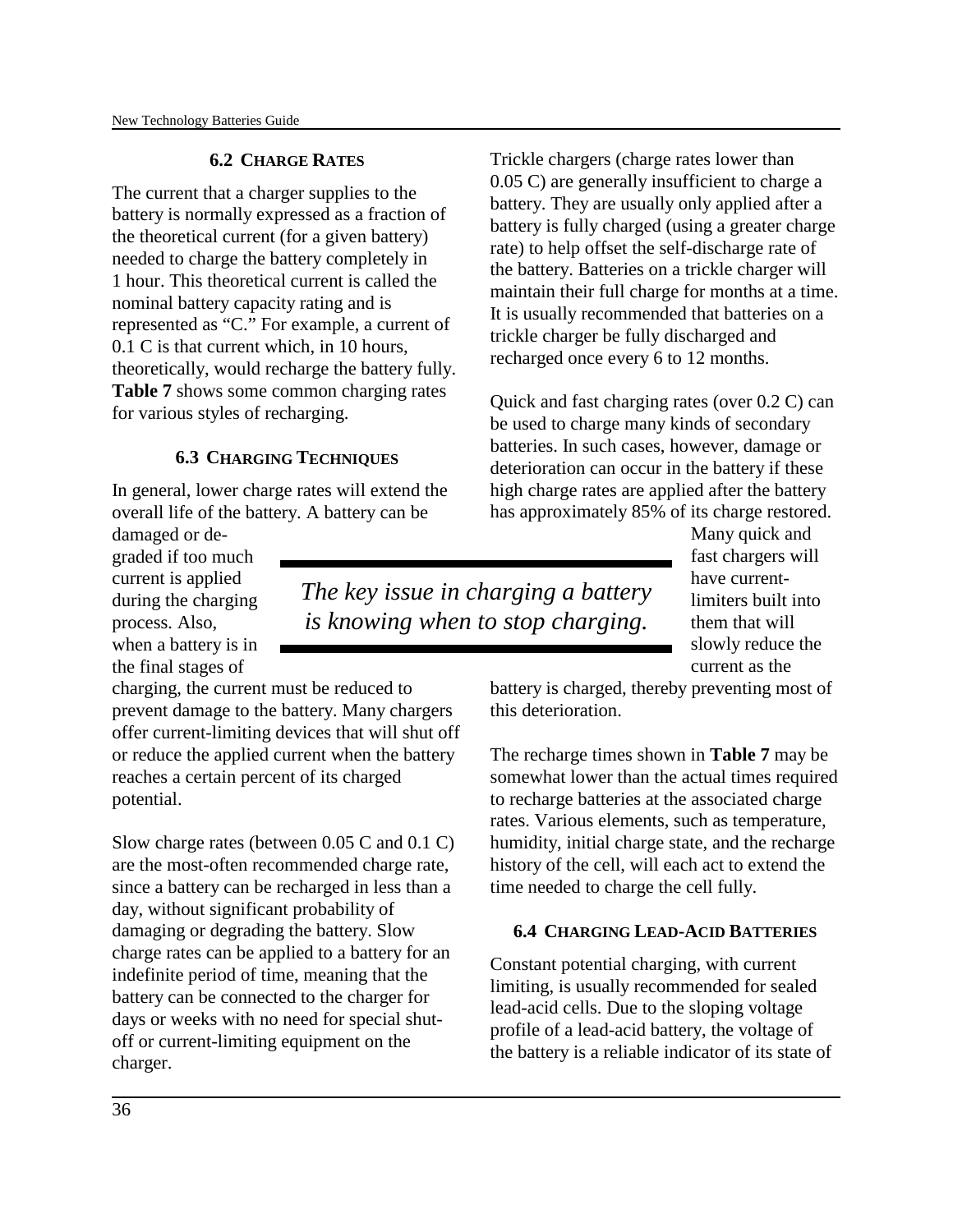### 6.2 CHARGE RATES

The current that a charger supplies to the battery is normally expressed as a fraction of the theoretical current (for a given battery) needed to charge the battery completely in 1 hour. This theoretical current is called the nominal battery capacity rating and is represented as "C." For example, a current of 0.1 C is that current which, in 10 hours, theoretically, would recharge the battery fully. **Table 7** shows some common charging rates for various styles of recharging.

### 6.3 CHARGING TECHNIQUES

In general, lower charge rates will extend the overall life of the battery. A battery can be damaged or degraded if too much current is applied during the charging process. Also, when a battery is in the final stages of charging, the current must be reduced to prevent damage to the battery. Many chargers offer current-limiting devices that will shut off or reduce the applied current when the battery reaches a certain percent of its charged potential.

*The key issue in charging a battery is knowing when to stop charging.*

Slow charge rates (between 0.05 C and 0.1 C) are the most-often recommended charge rate, since a battery can be recharged in less than a day, without significant probability of damaging or degrading the battery. Slow charge rates can be applied to a battery for an indefinite period of time, meaning that the battery can be connected to the charger for days or weeks with no need for special shut-off or current-limiting equipment on the charger.

Trickle chargers (charge rates lower than 0.05 C) are generally insufficient to charge a battery. They are usually only applied after a battery is fully charged (using a greater charge rate) to help offset the self-discharge rate of the battery. Batteries on a trickle charger will maintain their full charge for months at a time. It is usually recommended that batteries on a trickle charger be fully discharged and recharged once every 6 to 12 months.

Quick and fast charging rates (over 0.2 C) can be used to charge many kinds of secondary batteries. In such cases, however, damage or deterioration can occur in the battery if these high charge rates are applied after the battery has approximately 85% of its charge restored. Many quick and fast chargers will have current-limiters built into them that will slowly reduce the current as the battery is charged, thereby preventing most of this deterioration.

The recharge times shown in **Table 7** may be somewhat lower than the actual times required to recharge batteries at the associated charge rates. Various elements, such as temperature, humidity, initial charge state, and the recharge history of the cell, will each act to extend the time needed to charge the cell fully.

### 6.4 CHARGING LEAD-ACID BATTERIES

Constant potential charging, with current limiting, is usually recommended for sealed lead-acid cells. Due to the sloping voltage profile of a lead-acid battery, the voltage of the battery is a reliable indicator of its state of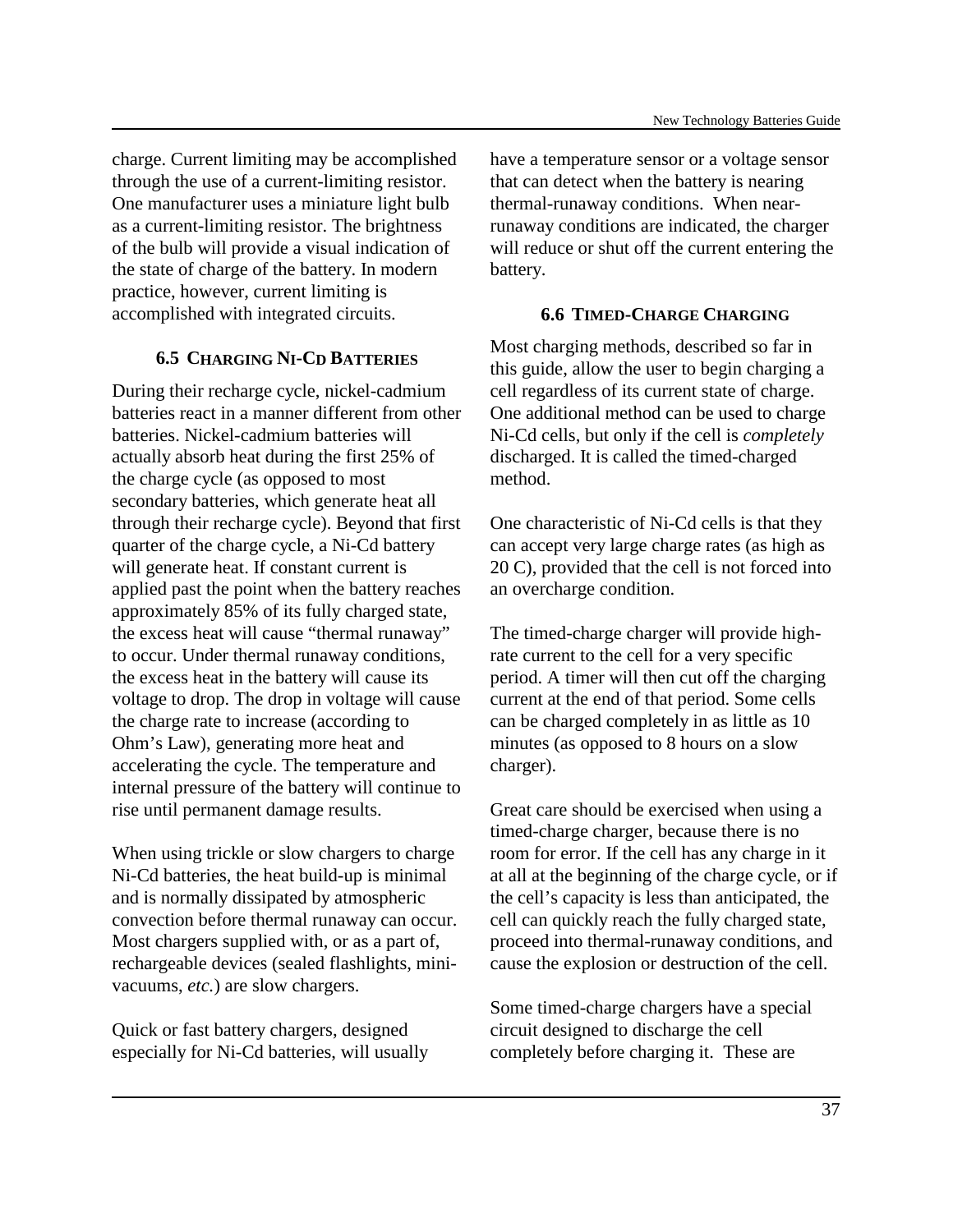charge. Current limiting may be accomplished through the use of a current-limiting resistor. One manufacturer uses a miniature light bulb as a current-limiting resistor. The brightness of the bulb will provide a visual indication of the state of charge of the battery. In modern practice, however, current limiting is accomplished with integrated circuits.

### 6.5 Charging Ni-Cd Batteries

During their recharge cycle, nickel-cadmium batteries react in a manner different from other batteries. Nickel-cadmium batteries will actually absorb heat during the first 25% of the charge cycle (as opposed to most secondary batteries, which generate heat all through their recharge cycle). Beyond that first quarter of the charge cycle, a Ni-Cd battery will generate heat. If constant current is applied past the point when the battery reaches approximately 85% of its fully charged state, the excess heat will cause "thermal runaway" to occur. Under thermal runaway conditions, the excess heat in the battery will cause its voltage to drop. The drop in voltage will cause the charge rate to increase (according to Ohm's Law), generating more heat and accelerating the cycle. The temperature and internal pressure of the battery will continue to rise until permanent damage results.

When using trickle or slow chargers to charge Ni-Cd batteries, the heat build-up is minimal and is normally dissipated by atmospheric convection before thermal runaway can occur. Most chargers supplied with, or as a part of, rechargeable devices (sealed flashlights, mini-vacuums, *etc.*) are slow chargers.

Quick or fast battery chargers, designed especially for Ni-Cd batteries, will usually have a temperature sensor or a voltage sensor that can detect when the battery is nearing thermal-runaway conditions. When near-runaway conditions are indicated, the charger will reduce or shut off the current entering the battery.

### 6.6 Timed-Charge Charging

Most charging methods, described so far in this guide, allow the user to begin charging a cell regardless of its current state of charge. One additional method can be used to charge Ni-Cd cells, but only if the cell is *completely* discharged. It is called the timed-charged method.

One characteristic of Ni-Cd cells is that they can accept very large charge rates (as high as 20 C), provided that the cell is not forced into an overcharge condition.

The timed-charge charger will provide high-rate current to the cell for a very specific period. A timer will then cut off the charging current at the end of that period. Some cells can be charged completely in as little as 10 minutes (as opposed to 8 hours on a slow charger).

Great care should be exercised when using a timed-charge charger, because there is no room for error. If the cell has any charge in it at all at the beginning of the charge cycle, or if the cell's capacity is less than anticipated, the cell can quickly reach the fully charged state, proceed into thermal-runaway conditions, and cause the explosion or destruction of the cell.

Some timed-charge chargers have a special circuit designed to discharge the cell completely before charging it. These are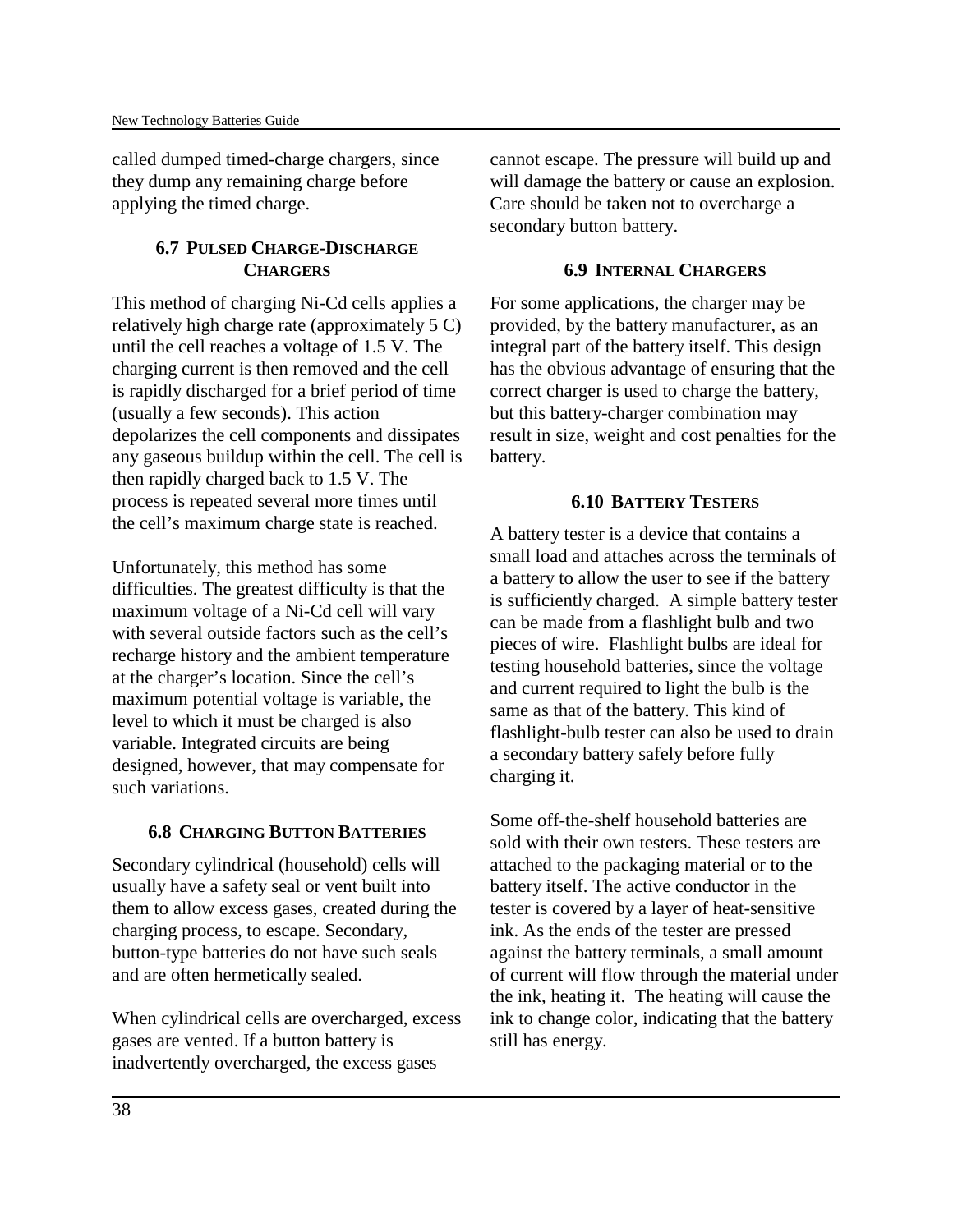called dumped timed-charge chargers, since they dump any remaining charge before applying the timed charge.

### 6.7 Pulsed Charge-Discharge Chargers

This method of charging Ni-Cd cells applies a relatively high charge rate (approximately 5 C) until the cell reaches a voltage of 1.5 V. The charging current is then removed and the cell is rapidly discharged for a brief period of time (usually a few seconds). This action depolarizes the cell components and dissipates any gaseous buildup within the cell. The cell is then rapidly charged back to 1.5 V. The process is repeated several more times until the cell's maximum charge state is reached.

Unfortunately, this method has some difficulties. The greatest difficulty is that the maximum voltage of a Ni-Cd cell will vary with several outside factors such as the cell's recharge history and the ambient temperature at the charger's location. Since the cell's maximum potential voltage is variable, the level to which it must be charged is also variable. Integrated circuits are being designed, however, that may compensate for such variations.

### 6.8 Charging Button Batteries

Secondary cylindrical (household) cells will usually have a safety seal or vent built into them to allow excess gases, created during the charging process, to escape. Secondary, button-type batteries do not have such seals and are often hermetically sealed.

When cylindrical cells are overcharged, excess gases are vented. If a button battery is inadvertently overcharged, the excess gases cannot escape. The pressure will build up and will damage the battery or cause an explosion. Care should be taken not to overcharge a secondary button battery.

### 6.9 Internal Chargers

For some applications, the charger may be provided, by the battery manufacturer, as an integral part of the battery itself. This design has the obvious advantage of ensuring that the correct charger is used to charge the battery, but this battery-charger combination may result in size, weight and cost penalties for the battery.

### 6.10 Battery Testers

A battery tester is a device that contains a small load and attaches across the terminals of a battery to allow the user to see if the battery is sufficiently charged. A simple battery tester can be made from a flashlight bulb and two pieces of wire. Flashlight bulbs are ideal for testing household batteries, since the voltage and current required to light the bulb is the same as that of the battery. This kind of flashlight-bulb tester can also be used to drain a secondary battery safely before fully charging it.

Some off-the-shelf household batteries are sold with their own testers. These testers are attached to the packaging material or to the battery itself. The active conductor in the tester is covered by a layer of heat-sensitive ink. As the ends of the tester are pressed against the battery terminals, a small amount of current will flow through the material under the ink, heating it. The heating will cause the ink to change color, indicating that the battery still has energy.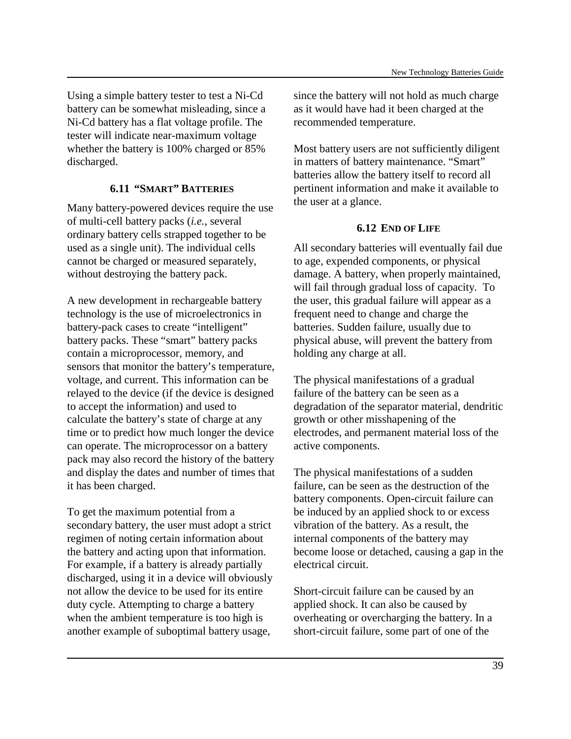Using a simple battery tester to test a Ni-Cd battery can be somewhat misleading, since a Ni-Cd battery has a flat voltage profile. The tester will indicate near-maximum voltage whether the battery is 100% charged or 85% discharged.

### 6.11 "SMART" BATTERIES

Many battery-powered devices require the use of multi-cell battery packs (*i.e.*, several ordinary battery cells strapped together to be used as a single unit). The individual cells cannot be charged or measured separately, without destroying the battery pack.

A new development in rechargeable battery technology is the use of microelectronics in battery-pack cases to create "intelligent" battery packs. These "smart" battery packs contain a microprocessor, memory, and sensors that monitor the battery's temperature, voltage, and current. This information can be relayed to the device (if the device is designed to accept the information) and used to calculate the battery's state of charge at any time or to predict how much longer the device can operate. The microprocessor on a battery pack may also record the history of the battery and display the dates and number of times that it has been charged.

To get the maximum potential from a secondary battery, the user must adopt a strict regimen of noting certain information about the battery and acting upon that information. For example, if a battery is already partially discharged, using it in a device will obviously not allow the device to be used for its entire duty cycle. Attempting to charge a battery when the ambient temperature is too high is another example of suboptimal battery usage, since the battery will not hold as much charge as it would have had it been charged at the recommended temperature.

Most battery users are not sufficiently diligent in matters of battery maintenance. "Smart" batteries allow the battery itself to record all pertinent information and make it available to the user at a glance.

### 6.12 END OF LIFE

All secondary batteries will eventually fail due to age, expended components, or physical damage. A battery, when properly maintained, will fail through gradual loss of capacity. To the user, this gradual failure will appear as a frequent need to change and charge the batteries. Sudden failure, usually due to physical abuse, will prevent the battery from holding any charge at all.

The physical manifestations of a gradual failure of the battery can be seen as a degradation of the separator material, dendritic growth or other misshapening of the electrodes, and permanent material loss of the active components.

The physical manifestations of a sudden failure, can be seen as the destruction of the battery components. Open-circuit failure can be induced by an applied shock to or excess vibration of the battery. As a result, the internal components of the battery may become loose or detached, causing a gap in the electrical circuit.

Short-circuit failure can be caused by an applied shock. It can also be caused by overheating or overcharging the battery. In a short-circuit failure, some part of one of the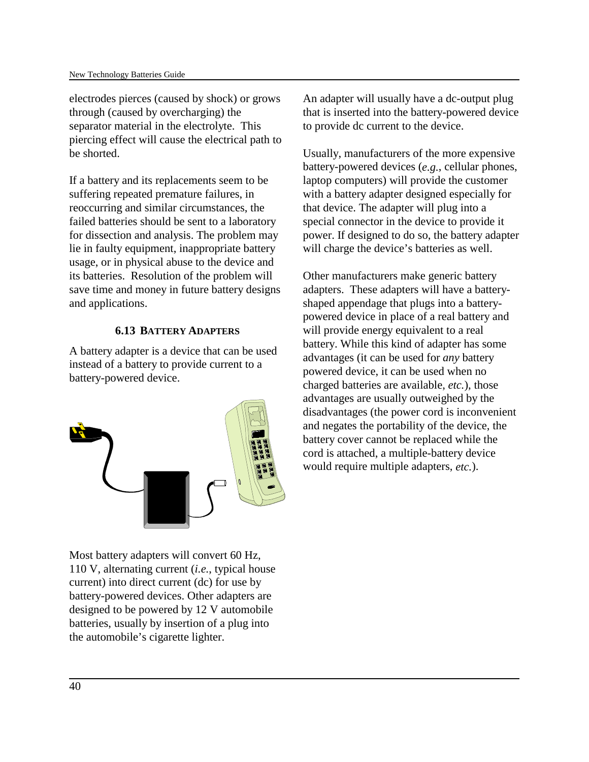electrodes pierces (caused by shock) or grows through (caused by overcharging) the separator material in the electrolyte. This piercing effect will cause the electrical path to be shorted.

If a battery and its replacements seem to be suffering repeated premature failures, in reoccurring and similar circumstances, the failed batteries should be sent to a laboratory for dissection and analysis. The problem may lie in faulty equipment, inappropriate battery usage, or in physical abuse to the device and its batteries. Resolution of the problem will save time and money in future battery designs and applications.

### 6.13 Battery Adapters

A battery adapter is a device that can be used instead of a battery to provide current to a battery-powered device.

Most battery adapters will convert 60 Hz, 110 V, alternating current (*i.e.*, typical house current) into direct current (dc) for use by battery-powered devices. Other adapters are designed to be powered by 12 V automobile batteries, usually by insertion of a plug into the automobile's cigarette lighter.

An adapter will usually have a dc-output plug that is inserted into the battery-powered device to provide dc current to the device.

Usually, manufacturers of the more expensive battery-powered devices (*e.g.*, cellular phones, laptop computers) will provide the customer with a battery adapter designed especially for that device. The adapter will plug into a special connector in the device to provide it power. If designed to do so, the battery adapter will charge the device's batteries as well.

Other manufacturers make generic battery adapters. These adapters will have a battery-shaped appendage that plugs into a battery-powered device in place of a real battery and will provide energy equivalent to a real battery. While this kind of adapter has some advantages (it can be used for *any* battery powered device, it can be used when no charged batteries are available, *etc.*), those advantages are usually outweighed by the disadvantages (the power cord is inconvenient and negates the portability of the device, the battery cover cannot be replaced while the cord is attached, a multiple-battery device would require multiple adapters, *etc.*).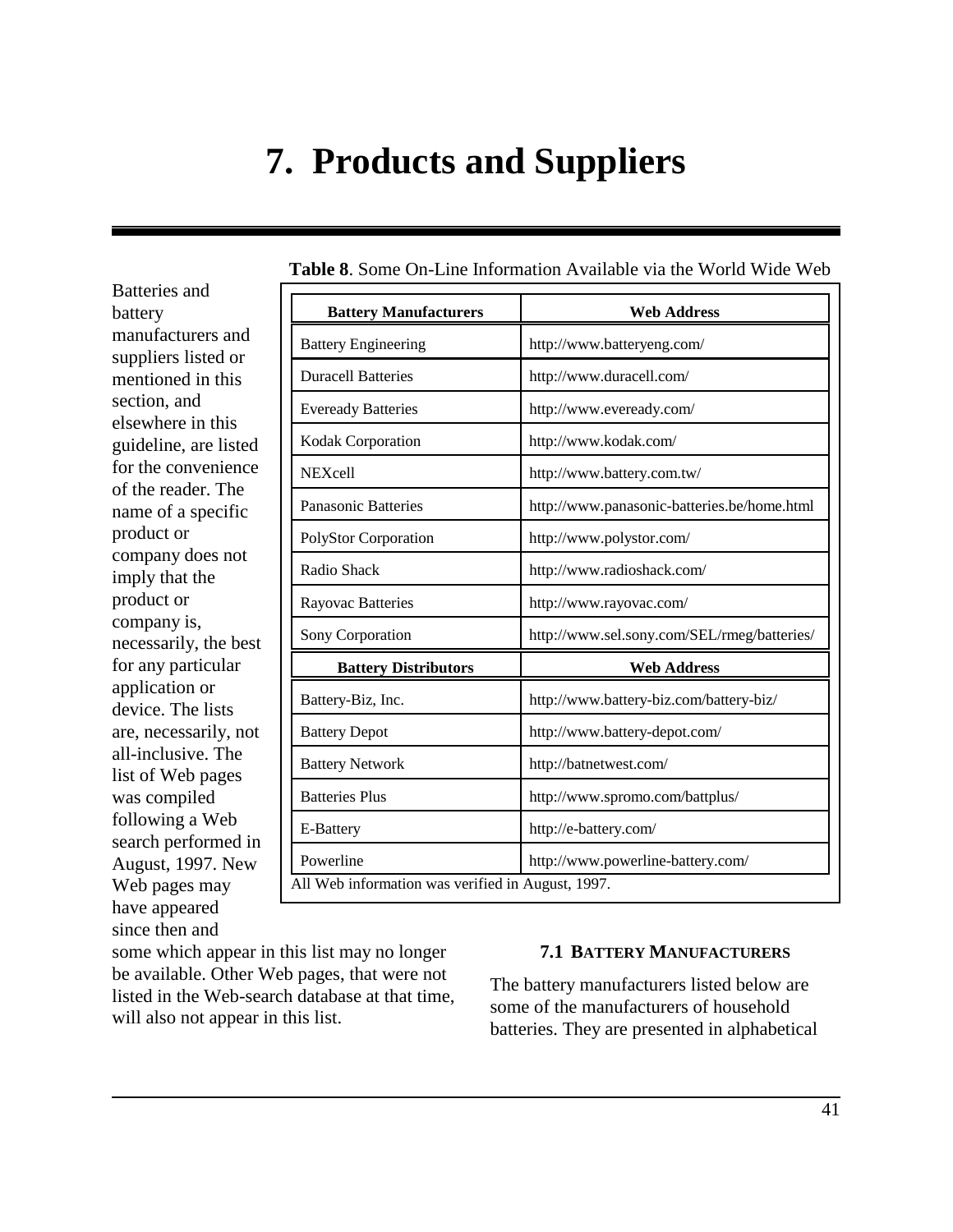# 7. Products and Suppliers

Batteries and battery manufacturers and suppliers listed or mentioned in this section, and elsewhere in this guideline, are listed for the convenience of the reader. The name of a specific product or company does not imply that the product or company is, necessarily, the best for any particular application or device. The lists are, necessarily, not all-inclusive. The list of Web pages was compiled following a Web search performed in August, 1997. New Web pages may have appeared since then and some which appear in this list may no longer be available. Other Web pages, that were not listed in the Web-search database at that time, will also not appear in this list.

**Table 8**. Some On-Line Information Available via the World Wide Web

| **Battery Manufacturers** | **Web Address** |
|---|---|
| Battery Engineering | http://www.batteryeng.com/ |
| Duracell Batteries | http://www.duracell.com/ |
| Eveready Batteries | http://www.eveready.com/ |
| Kodak Corporation | http://www.kodak.com/ |
| NEXcell | http://www.battery.com.tw/ |
| Panasonic Batteries | http://www.panasonic-batteries.be/home.html |
| PolyStor Corporation | http://www.polystor.com/ |
| Radio Shack | http://www.radioshack.com/ |
| Rayovac Batteries | http://www.rayovac.com/ |
| Sony Corporation | http://www.sel.sony.com/SEL/rmeg/batteries/ |
| **Battery Distributors** | **Web Address** |
| Battery-Biz, Inc. | http://www.battery-biz.com/battery-biz/ |
| Battery Depot | http://www.battery-depot.com/ |
| Battery Network | http://batnetwest.com/ |
| Batteries Plus | http://www.spromo.com/battplus/ |
| E-Battery | http://e-battery.com/ |
| Powerline | http://www.powerline-battery.com/ |

All Web information was verified in August, 1997.

### 7.1 Battery Manufacturers

The battery manufacturers listed below are some of the manufacturers of household batteries. They are presented in alphabetical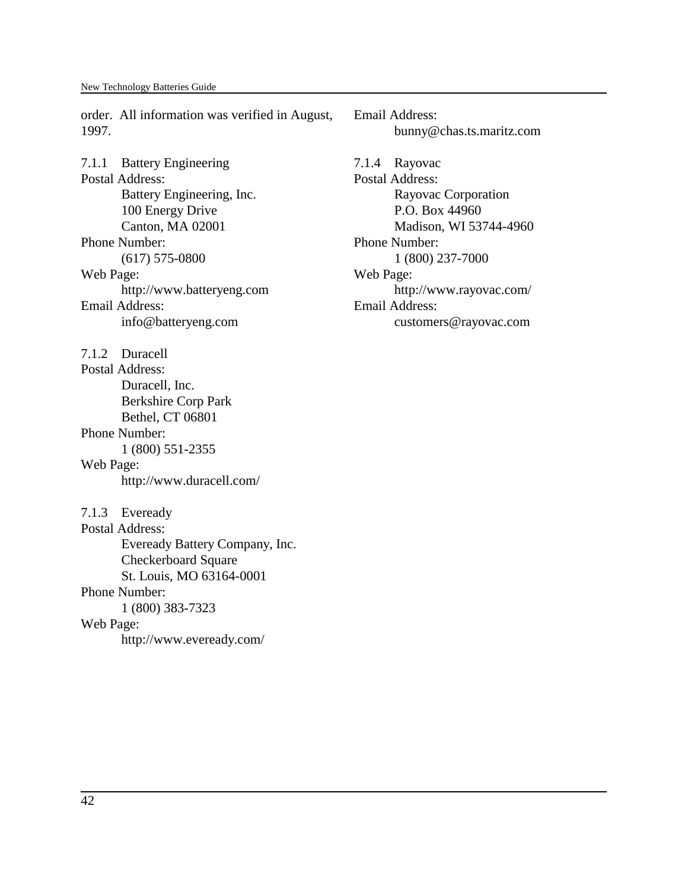order. All information was verified in August, 1997.

#### 7.1.1 Battery Engineering

Postal Address:

Battery Engineering, Inc.
100 Energy Drive
Canton, MA 02001

Phone Number:

(617) 575-0800

Web Page:

http://www.batteryeng.com

Email Address:

info@batteryeng.com

#### 7.1.2 Duracell

Postal Address:

Duracell, Inc.
Berkshire Corp Park
Bethel, CT 06801

Phone Number:

1 (800) 551-2355

Web Page:

http://www.duracell.com/

#### 7.1.3 Eveready

Postal Address:

Eveready Battery Company, Inc.
Checkerboard Square
St. Louis, MO 63164-0001

Phone Number:

1 (800) 383-7323

Web Page:

http://www.eveready.com/

Email Address:

bunny@chas.ts.maritz.com

#### 7.1.4 Rayovac

Postal Address:

Rayovac Corporation
P.O. Box 44960
Madison, WI 53744-4960

Phone Number:

1 (800) 237-7000

Web Page:

http://www.rayovac.com/

Email Address:

customers@rayovac.com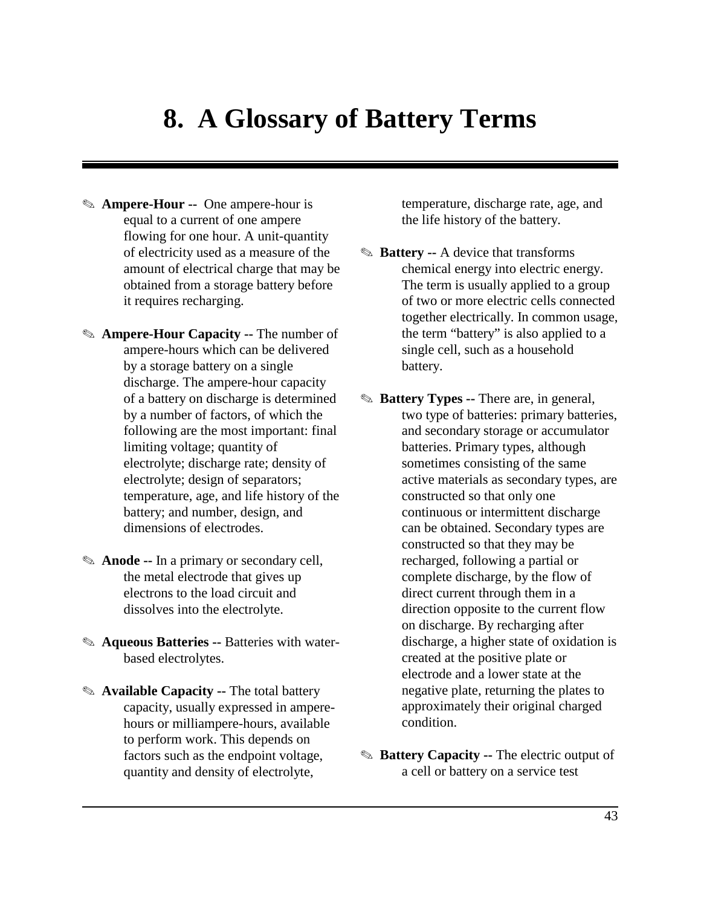# 8. A Glossary of Battery Terms

- **Ampere-Hour --** One ampere-hour is equal to a current of one ampere flowing for one hour. A unit-quantity of electricity used as a measure of the amount of electrical charge that may be obtained from a storage battery before it requires recharging.

- **Ampere-Hour Capacity --** The number of ampere-hours which can be delivered by a storage battery on a single discharge. The ampere-hour capacity of a battery on discharge is determined by a number of factors, of which the following are the most important: final limiting voltage; quantity of electrolyte; discharge rate; density of electrolyte; design of separators; temperature, age, and life history of the battery; and number, design, and dimensions of electrodes.

- **Anode --** In a primary or secondary cell, the metal electrode that gives up electrons to the load circuit and dissolves into the electrolyte.

- **Aqueous Batteries --** Batteries with water-based electrolytes.

- **Available Capacity --** The total battery capacity, usually expressed in ampere-hours or milliampere-hours, available to perform work. This depends on factors such as the endpoint voltage, quantity and density of electrolyte, temperature, discharge rate, age, and the life history of the battery.

- **Battery --** A device that transforms chemical energy into electric energy. The term is usually applied to a group of two or more electric cells connected together electrically. In common usage, the term "battery" is also applied to a single cell, such as a household battery.

- **Battery Types --** There are, in general, two type of batteries: primary batteries, and secondary storage or accumulator batteries. Primary types, although sometimes consisting of the same active materials as secondary types, are constructed so that only one continuous or intermittent discharge can be obtained. Secondary types are constructed so that they may be recharged, following a partial or complete discharge, by the flow of direct current through them in a direction opposite to the current flow on discharge. By recharging after discharge, a higher state of oxidation is created at the positive plate or electrode and a lower state at the negative plate, returning the plates to approximately their original charged condition.

- **Battery Capacity --** The electric output of a cell or battery on a service test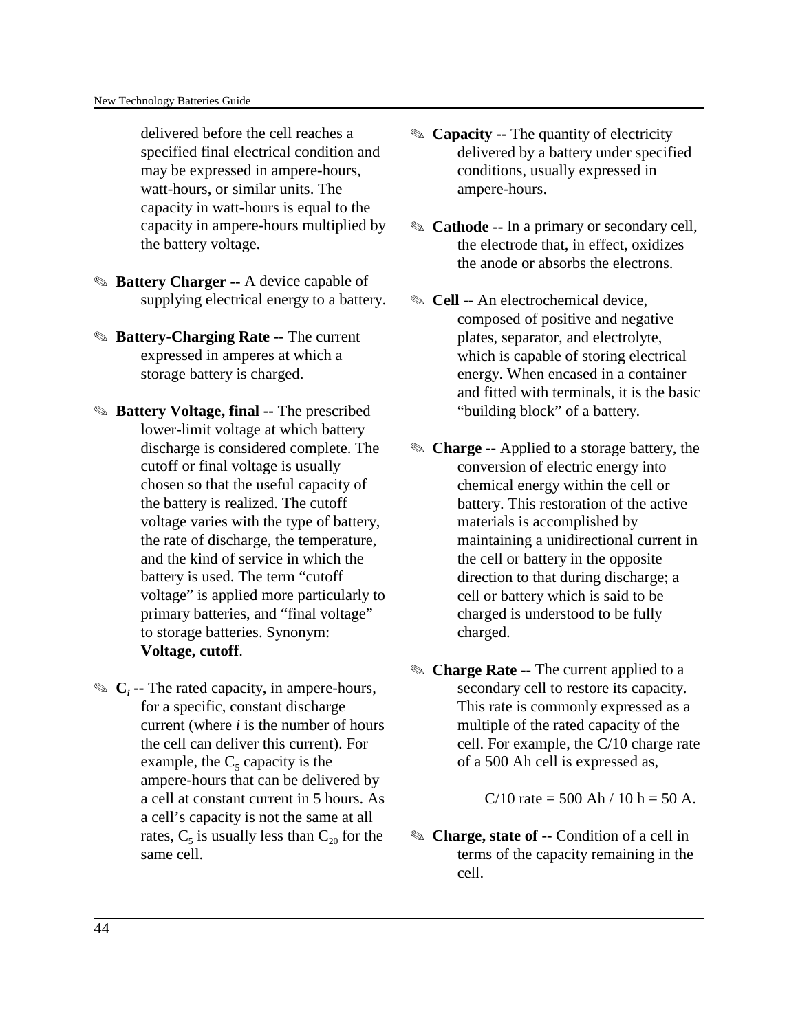delivered before the cell reaches a specified final electrical condition and may be expressed in ampere-hours, watt-hours, or similar units. The capacity in watt-hours is equal to the capacity in ampere-hours multiplied by the battery voltage.

✎ **Battery Charger --** A device capable of supplying electrical energy to a battery.

✎ **Battery-Charging Rate --** The current expressed in amperes at which a storage battery is charged.

✎ **Battery Voltage, final --** The prescribed lower-limit voltage at which battery discharge is considered complete. The cutoff or final voltage is usually chosen so that the useful capacity of the battery is realized. The cutoff voltage varies with the type of battery, the rate of discharge, the temperature, and the kind of service in which the battery is used. The term "cutoff voltage" is applied more particularly to primary batteries, and "final voltage" to storage batteries. Synonym: **Voltage, cutoff**.

✎ **$C_i$ --** The rated capacity, in ampere-hours, for a specific, constant discharge current (where *i* is the number of hours the cell can deliver this current). For example, the $C_5$ capacity is the ampere-hours that can be delivered by a cell at constant current in 5 hours. As a cell's capacity is not the same at all rates, $C_5$ is usually less than $C_{20}$ for the same cell.

✎ **Capacity --** The quantity of electricity delivered by a battery under specified conditions, usually expressed in ampere-hours.

✎ **Cathode --** In a primary or secondary cell, the electrode that, in effect, oxidizes the anode or absorbs the electrons.

✎ **Cell --** An electrochemical device, composed of positive and negative plates, separator, and electrolyte, which is capable of storing electrical energy. When encased in a container and fitted with terminals, it is the basic "building block" of a battery.

✎ **Charge --** Applied to a storage battery, the conversion of electric energy into chemical energy within the cell or battery. This restoration of the active materials is accomplished by maintaining a unidirectional current in the cell or battery in the opposite direction to that during discharge; a cell or battery which is said to be charged is understood to be fully charged.

✎ **Charge Rate --** The current applied to a secondary cell to restore its capacity. This rate is commonly expressed as a multiple of the rated capacity of the cell. For example, the C/10 charge rate of a 500 Ah cell is expressed as,

$$C/10 \text{ rate} = 500 \text{ Ah} / 10 \text{ h} = 50 \text{ A}.$$

✎ **Charge, state of --** Condition of a cell in terms of the capacity remaining in the cell.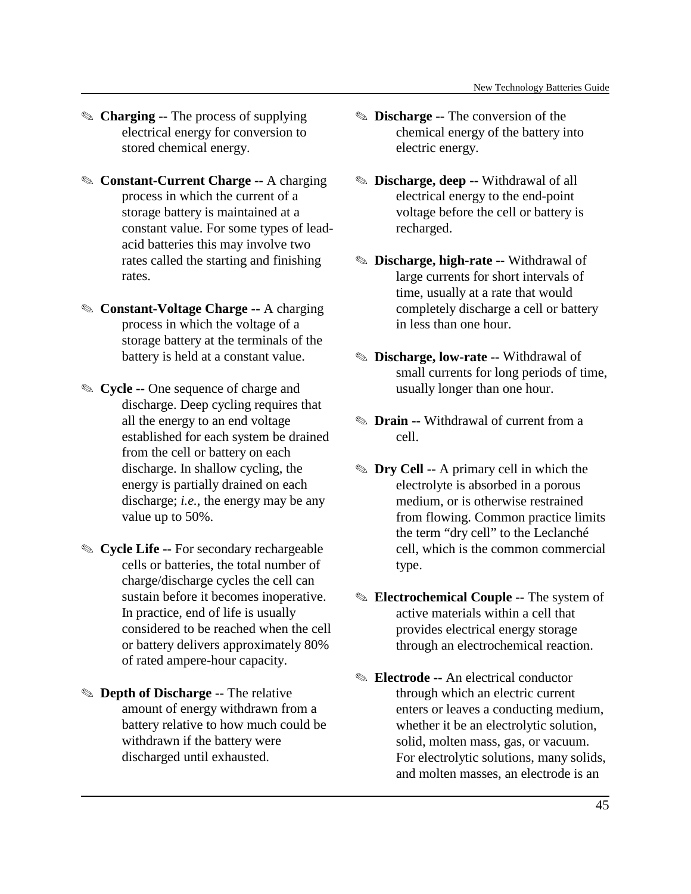- ✎ **Charging --** The process of supplying electrical energy for conversion to stored chemical energy.

- ✎ **Constant-Current Charge --** A charging process in which the current of a storage battery is maintained at a constant value. For some types of lead-acid batteries this may involve two rates called the starting and finishing rates.

- ✎ **Constant-Voltage Charge --** A charging process in which the voltage of a storage battery at the terminals of the battery is held at a constant value.

- ✎ **Cycle --** One sequence of charge and discharge. Deep cycling requires that all the energy to an end voltage established for each system be drained from the cell or battery on each discharge. In shallow cycling, the energy is partially drained on each discharge; *i.e.*, the energy may be any value up to 50%.

- ✎ **Cycle Life --** For secondary rechargeable cells or batteries, the total number of charge/discharge cycles the cell can sustain before it becomes inoperative. In practice, end of life is usually considered to be reached when the cell or battery delivers approximately 80% of rated ampere-hour capacity.

- ✎ **Depth of Discharge --** The relative amount of energy withdrawn from a battery relative to how much could be withdrawn if the battery were discharged until exhausted.

- ✎ **Discharge --** The conversion of the chemical energy of the battery into electric energy.

- ✎ **Discharge, deep --** Withdrawal of all electrical energy to the end-point voltage before the cell or battery is recharged.

- ✎ **Discharge, high-rate --** Withdrawal of large currents for short intervals of time, usually at a rate that would completely discharge a cell or battery in less than one hour.

- ✎ **Discharge, low-rate --** Withdrawal of small currents for long periods of time, usually longer than one hour.

- ✎ **Drain --** Withdrawal of current from a cell.

- ✎ **Dry Cell --** A primary cell in which the electrolyte is absorbed in a porous medium, or is otherwise restrained from flowing. Common practice limits the term "dry cell" to the Leclanché cell, which is the common commercial type.

- ✎ **Electrochemical Couple --** The system of active materials within a cell that provides electrical energy storage through an electrochemical reaction.

- ✎ **Electrode --** An electrical conductor through which an electric current enters or leaves a conducting medium, whether it be an electrolytic solution, solid, molten mass, gas, or vacuum. For electrolytic solutions, many solids, and molten masses, an electrode is an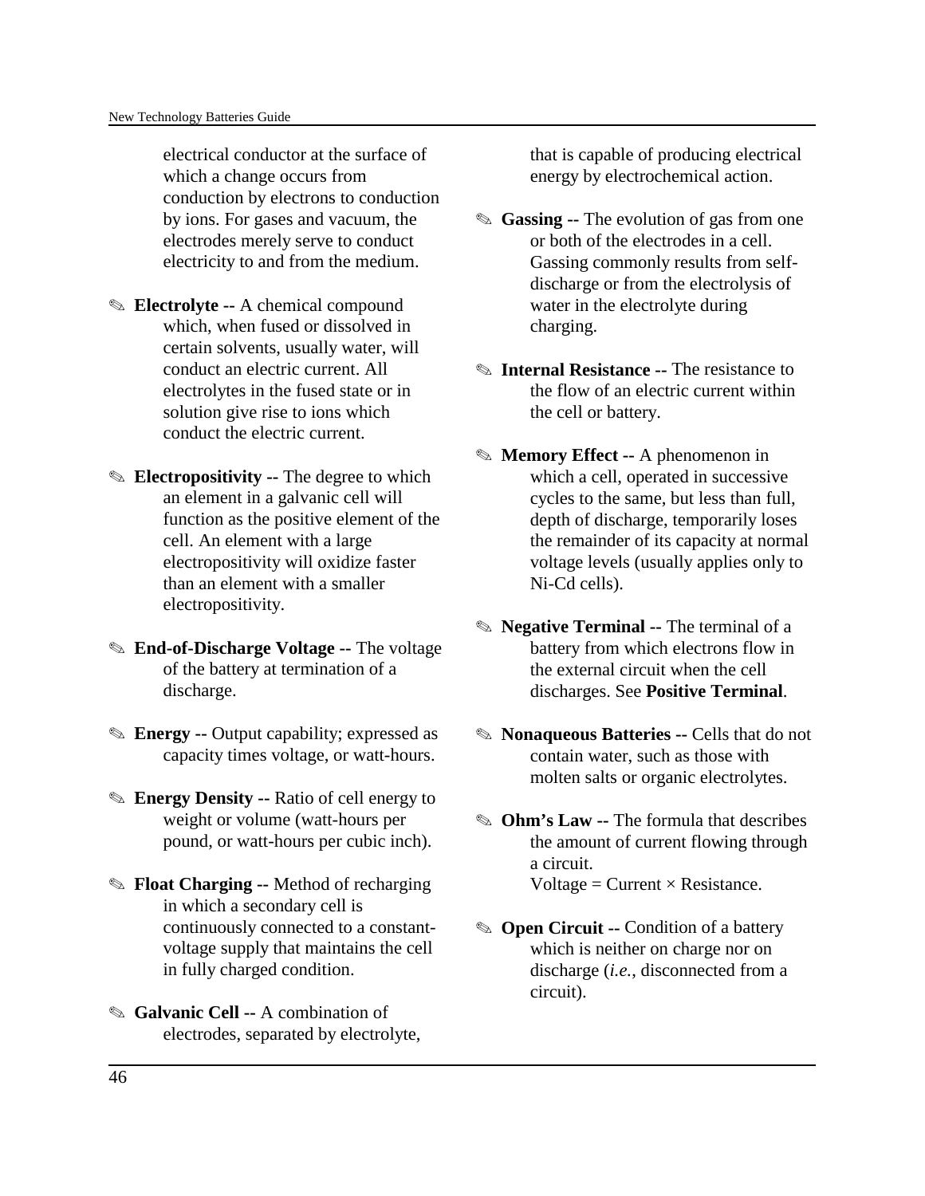electrical conductor at the surface of which a change occurs from conduction by electrons to conduction by ions. For gases and vacuum, the electrodes merely serve to conduct electricity to and from the medium.

- ✎ **Electrolyte --** A chemical compound which, when fused or dissolved in certain solvents, usually water, will conduct an electric current. All electrolytes in the fused state or in solution give rise to ions which conduct the electric current.

- ✎ **Electropositivity --** The degree to which an element in a galvanic cell will function as the positive element of the cell. An element with a large electropositivity will oxidize faster than an element with a smaller electropositivity.

- ✎ **End-of-Discharge Voltage --** The voltage of the battery at termination of a discharge.

- ✎ **Energy --** Output capability; expressed as capacity times voltage, or watt-hours.

- ✎ **Energy Density --** Ratio of cell energy to weight or volume (watt-hours per pound, or watt-hours per cubic inch).

- ✎ **Float Charging --** Method of recharging in which a secondary cell is continuously connected to a constant-voltage supply that maintains the cell in fully charged condition.

- ✎ **Galvanic Cell --** A combination of electrodes, separated by electrolyte, that is capable of producing electrical energy by electrochemical action.

- ✎ **Gassing --** The evolution of gas from one or both of the electrodes in a cell. Gassing commonly results from self-discharge or from the electrolysis of water in the electrolyte during charging.

- ✎ **Internal Resistance --** The resistance to the flow of an electric current within the cell or battery.

- ✎ **Memory Effect --** A phenomenon in which a cell, operated in successive cycles to the same, but less than full, depth of discharge, temporarily loses the remainder of its capacity at normal voltage levels (usually applies only to Ni-Cd cells).

- ✎ **Negative Terminal --** The terminal of a battery from which electrons flow in the external circuit when the cell discharges. See **Positive Terminal**.

- ✎ **Nonaqueous Batteries --** Cells that do not contain water, such as those with molten salts or organic electrolytes.

- ✎ **Ohm's Law --** The formula that describes the amount of current flowing through a circuit.
  Voltage = Current × Resistance.

- ✎ **Open Circuit --** Condition of a battery which is neither on charge nor on discharge (*i.e.*, disconnected from a circuit).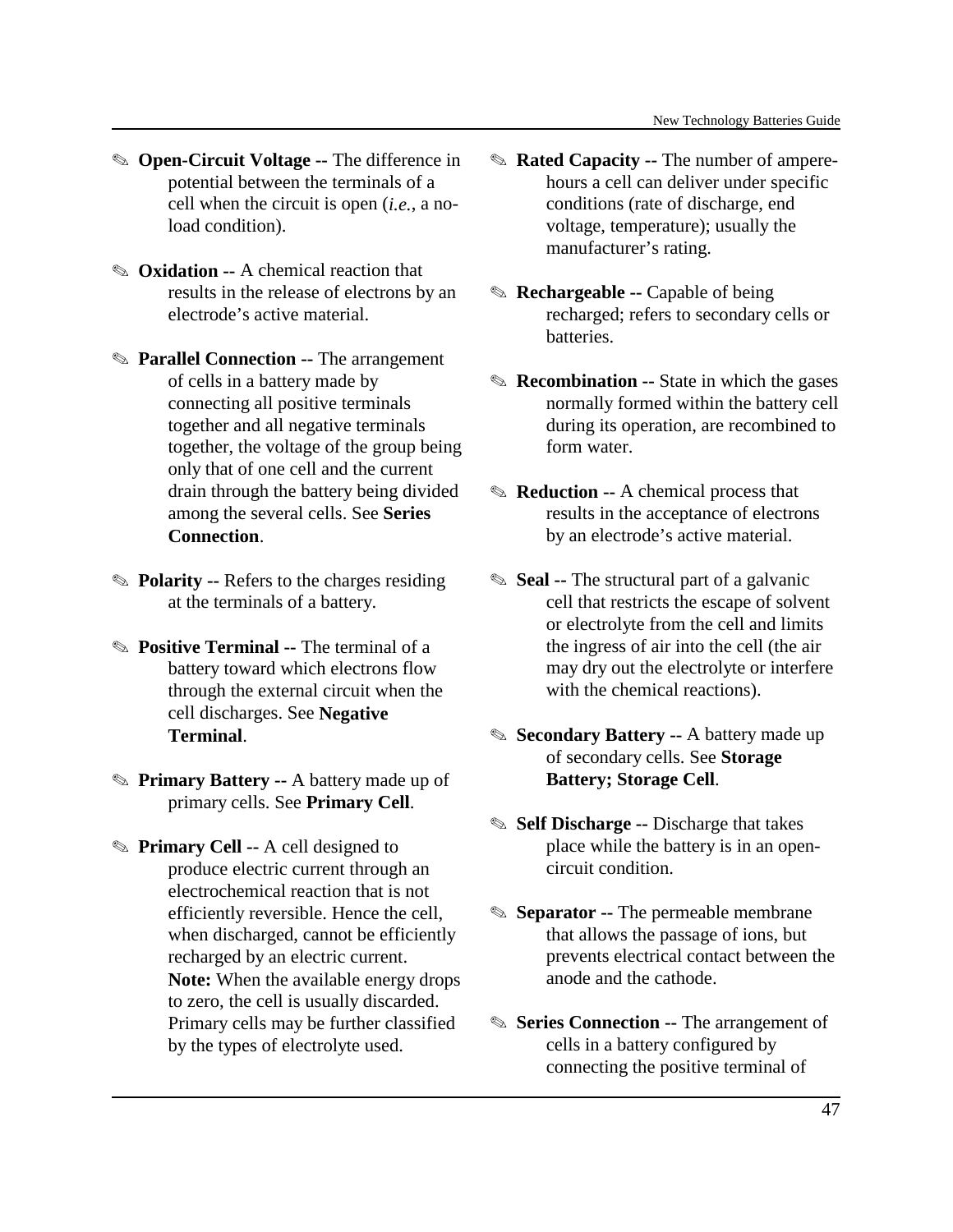✎ **Open-Circuit Voltage --** The difference in potential between the terminals of a cell when the circuit is open (*i.e.*, a no-load condition).

✎ **Oxidation --** A chemical reaction that results in the release of electrons by an electrode's active material.

✎ **Parallel Connection --** The arrangement of cells in a battery made by connecting all positive terminals together and all negative terminals together, the voltage of the group being only that of one cell and the current drain through the battery being divided among the several cells. See **Series Connection**.

✎ **Polarity --** Refers to the charges residing at the terminals of a battery.

✎ **Positive Terminal --** The terminal of a battery toward which electrons flow through the external circuit when the cell discharges. See **Negative Terminal**.

✎ **Primary Battery --** A battery made up of primary cells. See **Primary Cell**.

✎ **Primary Cell --** A cell designed to produce electric current through an electrochemical reaction that is not efficiently reversible. Hence the cell, when discharged, cannot be efficiently recharged by an electric current. **Note:** When the available energy drops to zero, the cell is usually discarded. Primary cells may be further classified by the types of electrolyte used.

✎ **Rated Capacity --** The number of ampere-hours a cell can deliver under specific conditions (rate of discharge, end voltage, temperature); usually the manufacturer's rating.

✎ **Rechargeable --** Capable of being recharged; refers to secondary cells or batteries.

✎ **Recombination --** State in which the gases normally formed within the battery cell during its operation, are recombined to form water.

✎ **Reduction --** A chemical process that results in the acceptance of electrons by an electrode's active material.

✎ **Seal --** The structural part of a galvanic cell that restricts the escape of solvent or electrolyte from the cell and limits the ingress of air into the cell (the air may dry out the electrolyte or interfere with the chemical reactions).

✎ **Secondary Battery --** A battery made up of secondary cells. See **Storage Battery; Storage Cell**.

✎ **Self Discharge --** Discharge that takes place while the battery is in an open-circuit condition.

✎ **Separator --** The permeable membrane that allows the passage of ions, but prevents electrical contact between the anode and the cathode.

✎ **Series Connection --** The arrangement of cells in a battery configured by connecting the positive terminal of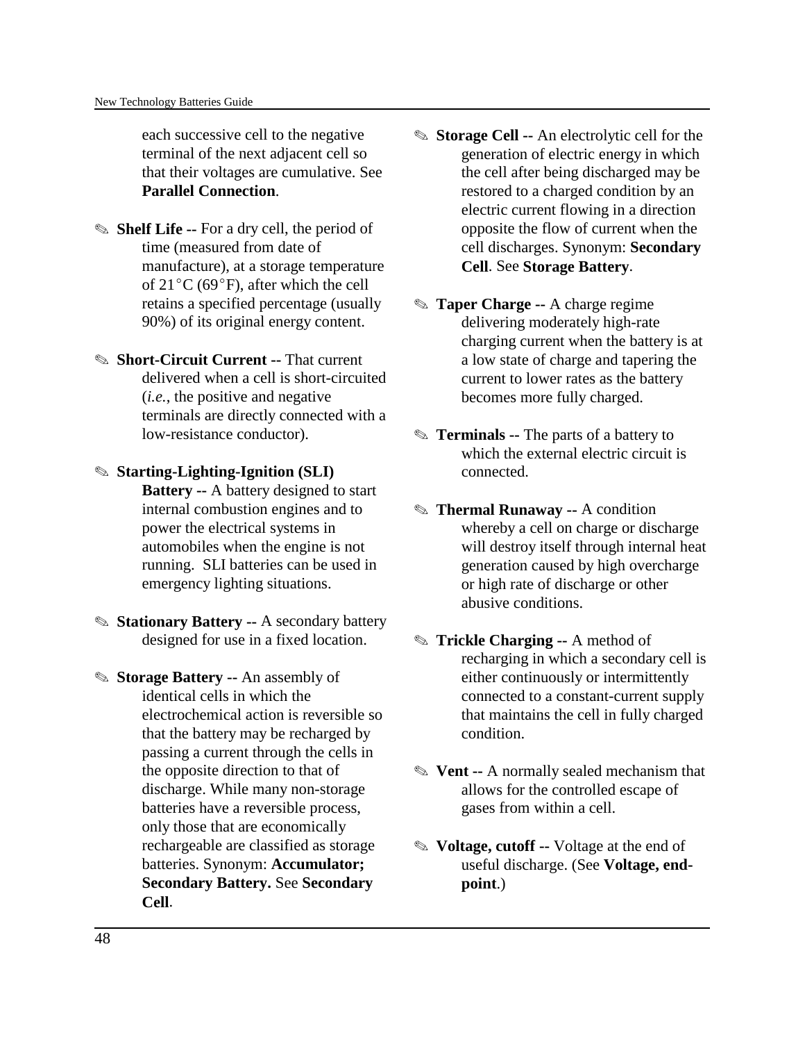each successive cell to the negative terminal of the next adjacent cell so that their voltages are cumulative. See **Parallel Connection**.

✎ **Shelf Life --** For a dry cell, the period of time (measured from date of manufacture), at a storage temperature of 21°C (69°F), after which the cell retains a specified percentage (usually 90%) of its original energy content.

✎ **Short-Circuit Current --** That current delivered when a cell is short-circuited (*i.e.*, the positive and negative terminals are directly connected with a low-resistance conductor).

✎ **Starting-Lighting-Ignition (SLI) Battery --** A battery designed to start internal combustion engines and to power the electrical systems in automobiles when the engine is not running. SLI batteries can be used in emergency lighting situations.

✎ **Stationary Battery --** A secondary battery designed for use in a fixed location.

✎ **Storage Battery --** An assembly of identical cells in which the electrochemical action is reversible so that the battery may be recharged by passing a current through the cells in the opposite direction to that of discharge. While many non-storage batteries have a reversible process, only those that are economically rechargeable are classified as storage batteries. Synonym: **Accumulator; Secondary Battery.** See **Secondary Cell**.

✎ **Storage Cell --** An electrolytic cell for the generation of electric energy in which the cell after being discharged may be restored to a charged condition by an electric current flowing in a direction opposite the flow of current when the cell discharges. Synonym: **Secondary Cell**. See **Storage Battery**.

✎ **Taper Charge --** A charge regime delivering moderately high-rate charging current when the battery is at a low state of charge and tapering the current to lower rates as the battery becomes more fully charged.

✎ **Terminals --** The parts of a battery to which the external electric circuit is connected.

✎ **Thermal Runaway --** A condition whereby a cell on charge or discharge will destroy itself through internal heat generation caused by high overcharge or high rate of discharge or other abusive conditions.

✎ **Trickle Charging --** A method of recharging in which a secondary cell is either continuously or intermittently connected to a constant-current supply that maintains the cell in fully charged condition.

✎ **Vent --** A normally sealed mechanism that allows for the controlled escape of gases from within a cell.

✎ **Voltage, cutoff --** Voltage at the end of useful discharge. (See **Voltage, end-point**.)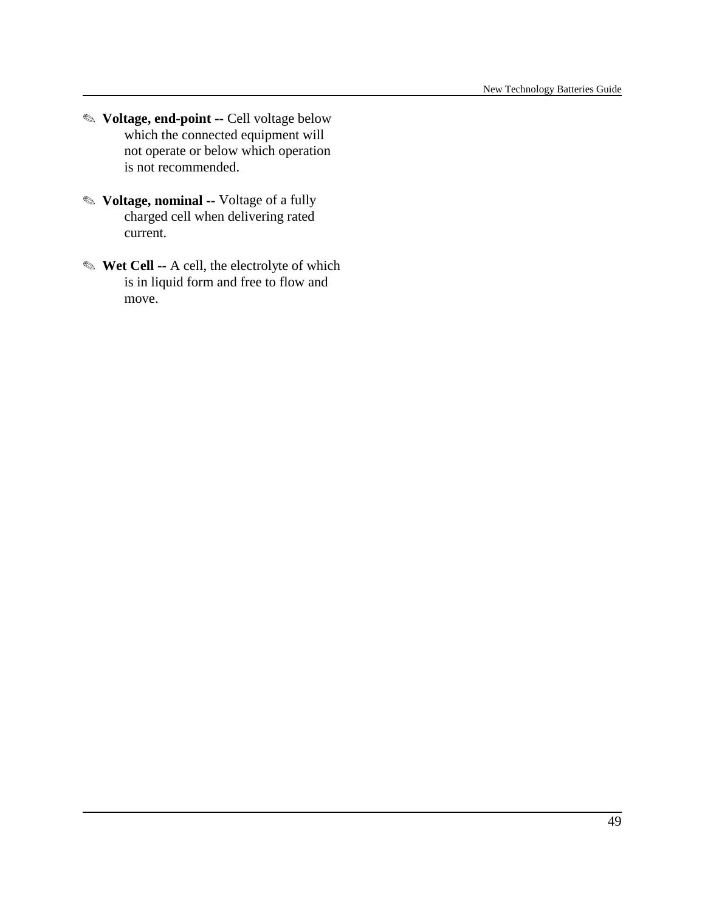- ✎ **Voltage, end-point --** Cell voltage below which the connected equipment will not operate or below which operation is not recommended.

- ✎ **Voltage, nominal --** Voltage of a fully charged cell when delivering rated current.

- ✎ **Wet Cell --** A cell, the electrolyte of which is in liquid form and free to flow and move.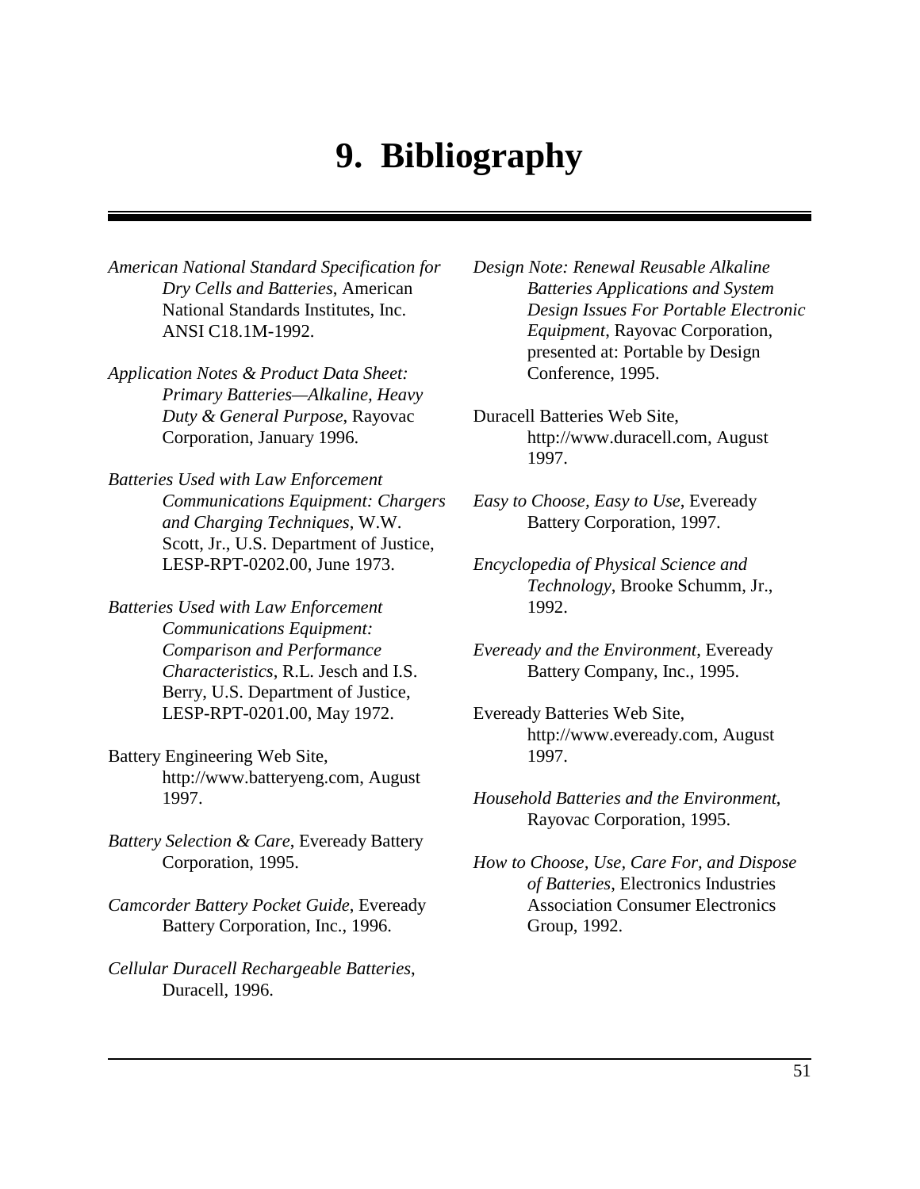# 9. Bibliography

*American National Standard Specification for Dry Cells and Batteries*, American National Standards Institutes, Inc. ANSI C18.1M-1992.

*Application Notes & Product Data Sheet: Primary Batteries—Alkaline, Heavy Duty & General Purpose*, Rayovac Corporation, January 1996.

*Batteries Used with Law Enforcement Communications Equipment: Chargers and Charging Techniques*, W.W. Scott, Jr., U.S. Department of Justice, LESP-RPT-0202.00, June 1973.

*Batteries Used with Law Enforcement Communications Equipment: Comparison and Performance Characteristics*, R.L. Jesch and I.S. Berry, U.S. Department of Justice, LESP-RPT-0201.00, May 1972.

Battery Engineering Web Site, http://www.batteryeng.com, August 1997.

*Battery Selection & Care*, Eveready Battery Corporation, 1995.

*Camcorder Battery Pocket Guide*, Eveready Battery Corporation, Inc., 1996.

*Cellular Duracell Rechargeable Batteries*, Duracell, 1996.

*Design Note: Renewal Reusable Alkaline Batteries Applications and System Design Issues For Portable Electronic Equipment*, Rayovac Corporation, presented at: Portable by Design Conference, 1995.

Duracell Batteries Web Site, http://www.duracell.com, August 1997.

*Easy to Choose, Easy to Use*, Eveready Battery Corporation, 1997.

*Encyclopedia of Physical Science and Technology*, Brooke Schumm, Jr., 1992.

*Eveready and the Environment*, Eveready Battery Company, Inc., 1995.

Eveready Batteries Web Site, http://www.eveready.com, August 1997.

*Household Batteries and the Environment*, Rayovac Corporation, 1995.

*How to Choose, Use, Care For, and Dispose of Batteries*, Electronics Industries Association Consumer Electronics Group, 1992.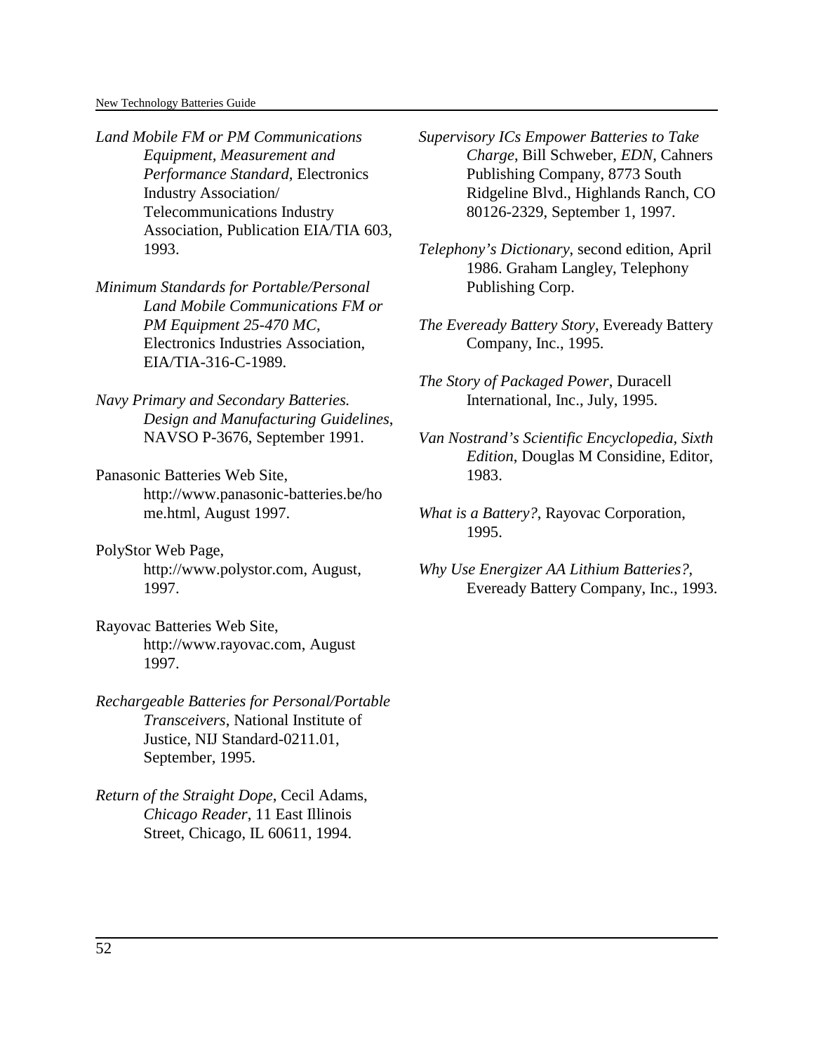*Land Mobile FM or PM Communications Equipment, Measurement and Performance Standard,* Electronics Industry Association/ Telecommunications Industry Association, Publication EIA/TIA 603, 1993.

*Minimum Standards for Portable/Personal Land Mobile Communications FM or PM Equipment 25-470 MC*, Electronics Industries Association, EIA/TIA-316-C-1989.

*Navy Primary and Secondary Batteries. Design and Manufacturing Guidelines*, NAVSO P-3676, September 1991.

Panasonic Batteries Web Site, http://www.panasonic-batteries.be/home.html, August 1997.

PolyStor Web Page, http://www.polystor.com, August, 1997.

Rayovac Batteries Web Site, http://www.rayovac.com, August 1997.

*Rechargeable Batteries for Personal/Portable Transceivers*, National Institute of Justice, NIJ Standard-0211.01, September, 1995.

*Return of the Straight Dope*, Cecil Adams, *Chicago Reader*, 11 East Illinois Street, Chicago, IL 60611, 1994.

*Supervisory ICs Empower Batteries to Take Charge*, Bill Schweber, *EDN*, Cahners Publishing Company, 8773 South Ridgeline Blvd., Highlands Ranch, CO 80126-2329, September 1, 1997.

*Telephony's Dictionary*, second edition, April 1986. Graham Langley, Telephony Publishing Corp.

*The Eveready Battery Story*, Eveready Battery Company, Inc., 1995.

*The Story of Packaged Power*, Duracell International, Inc., July, 1995.

*Van Nostrand's Scientific Encyclopedia, Sixth Edition*, Douglas M Considine, Editor, 1983.

*What is a Battery?*, Rayovac Corporation, 1995.

*Why Use Energizer AA Lithium Batteries?*, Eveready Battery Company, Inc., 1993.